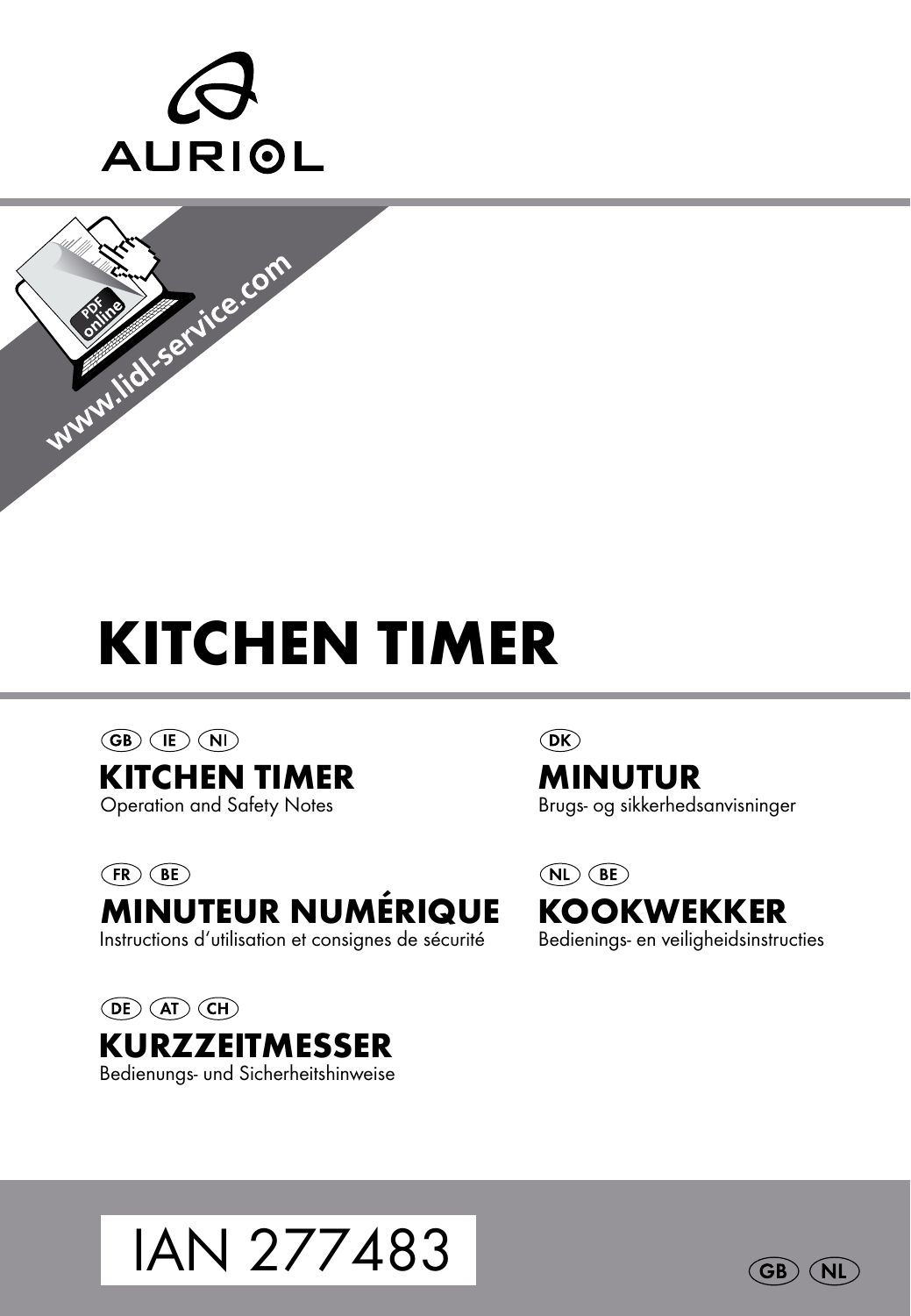AURIOL

www.lidl-service.com

PDF online

# KITCHEN TIMER

GB IE NI

## KITCHEN TIMER

Operation and Safety Notes

DK

## MINUTUR

Brugs- og sikkerhedsanvisninger

FR BE

## MINUTEUR NUMÉRIQUE

Instructions d'utilisation et consignes de sécurité

NL BE

## KOOKWEKKER

Bedienings- en veiligheidsinstructies

DE AT CH

## KURZZEITMESSER

Bedienungs- und Sicherheitshinweise

IAN 277483

GB NL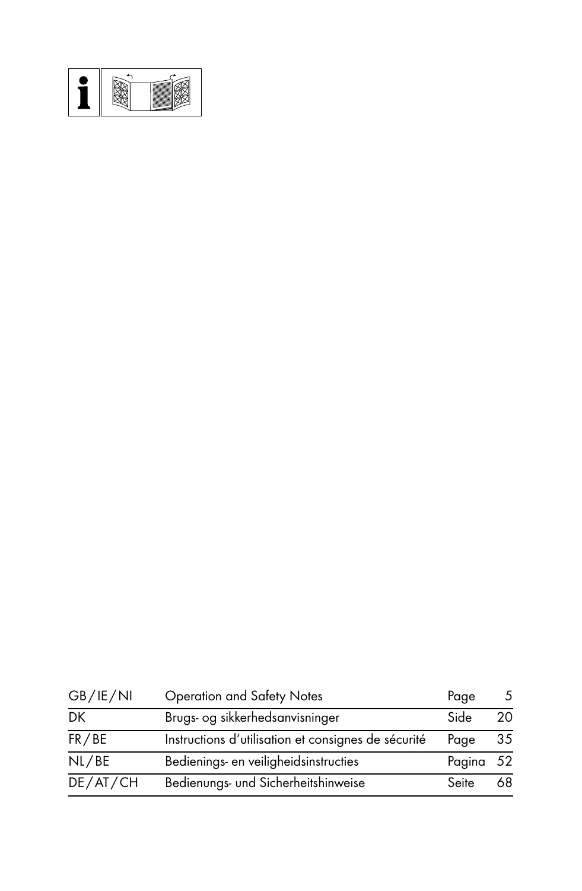| | | | |
|---|---|---|---|
| GB/IE/NI | Operation and Safety Notes | Page | 5 |
| DK | Brugs- og sikkerhedsanvisninger | Side | 20 |
| FR/BE | Instructions d'utilisation et consignes de sécurité | Page | 35 |
| NL/BE | Bedienings- en veiligheidsinstructies | Pagina | 52 |
| DE/AT/CH | Bedienungs- und Sicherheitshinweise | Seite | 68 |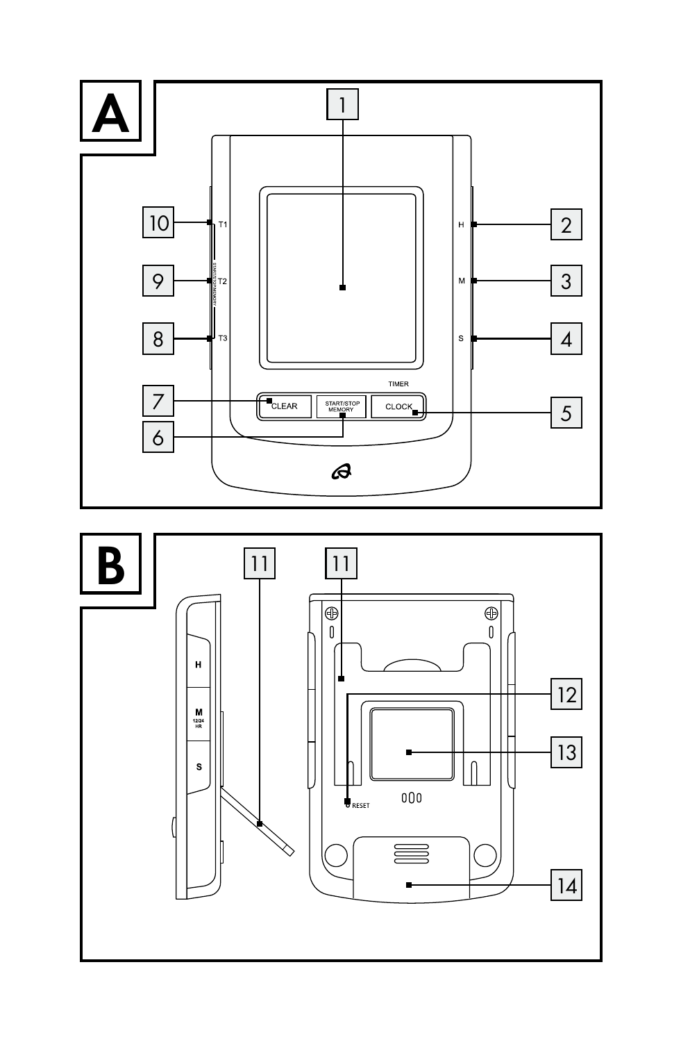A

1

10 T1

9 T2

8 T3

H 2

M 3

S 4

TIMER

7 CLEAR

6 START/STOP MEMORY

CLOCK 5

B

11

11

H

M 12/24 HR

S

12

13

RESET

14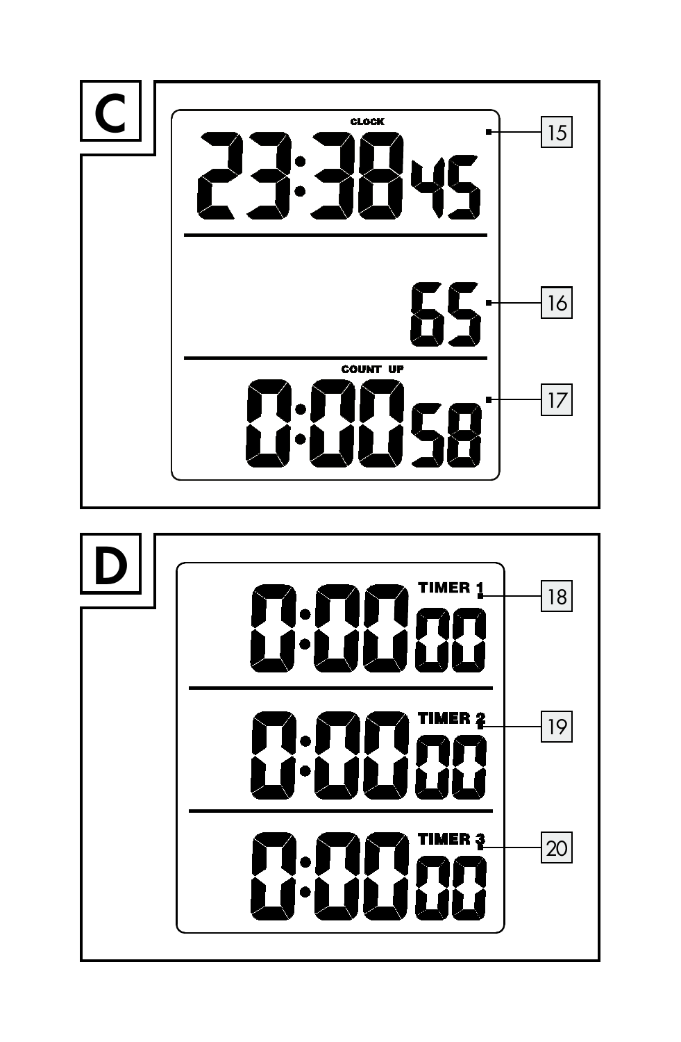C

CLOCK

23:38 45

15

65

16

COUNT UP

0:00 58

17

D

TIMER 1

0:00 00

18

TIMER 2

0:00 00

19

TIMER 3

0:00 00

20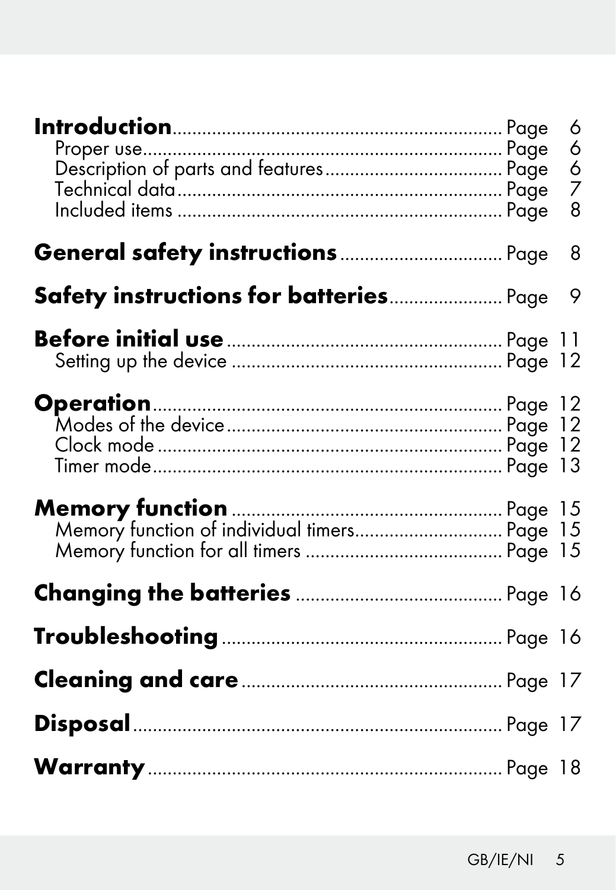**Introduction** .................................................................. Page 6
Proper use .......................................................................... Page 6
Description of parts and features .................................. Page 6
Technical data .................................................................. Page 7
Included items ................................................................. Page 8

**General safety instructions** ................................ Page 8

**Safety instructions for batteries** ..................... Page 9

**Before initial use** ...................................................... Page 11
Setting up the device ...................................................... Page 12

**Operation** ........................................................................ Page 12
Modes of the device ........................................................ Page 12
Clock mode ...................................................................... Page 12
Timer mode ...................................................................... Page 13

**Memory function** ...................................................... Page 15
Memory function of individual timers ........................... Page 15
Memory function for all timers ...................................... Page 15

**Changing the batteries** .......................................... Page 16

**Troubleshooting** ...................................................... Page 16

**Cleaning and care** .................................................... Page 17

**Disposal** .......................................................................... Page 17

**Warranty** ........................................................................ Page 18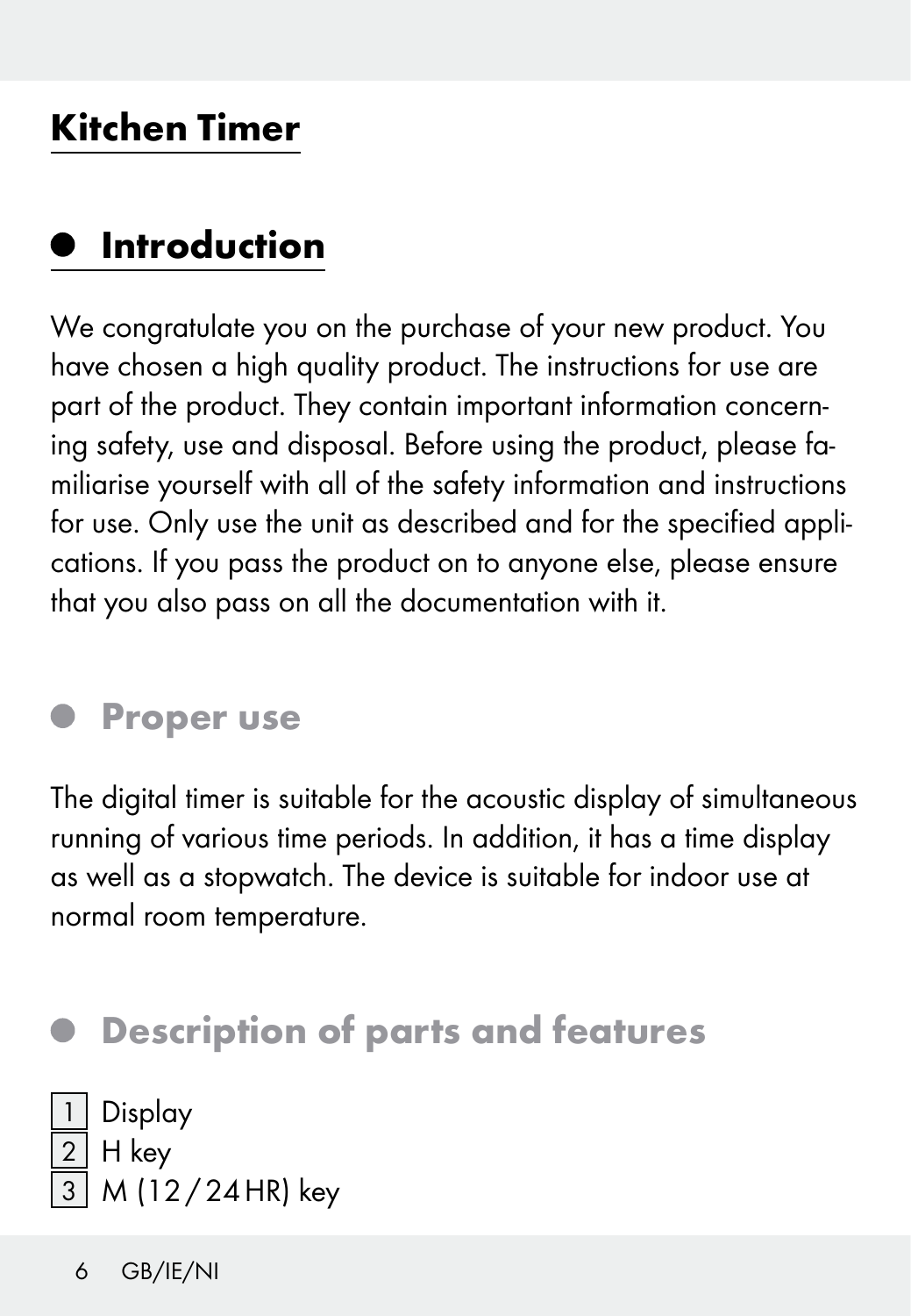# Kitchen Timer

## Introduction

We congratulate you on the purchase of your new product. You have chosen a high quality product. The instructions for use are part of the product. They contain important information concerning safety, use and disposal. Before using the product, please familiarise yourself with all of the safety information and instructions for use. Only use the unit as described and for the specified applications. If you pass the product on to anyone else, please ensure that you also pass on all the documentation with it.

## Proper use

The digital timer is suitable for the acoustic display of simultaneous running of various time periods. In addition, it has a time display as well as a stopwatch. The device is suitable for indoor use at normal room temperature.

## Description of parts and features

1 Display
2 H key
3 M (12 / 24 HR) key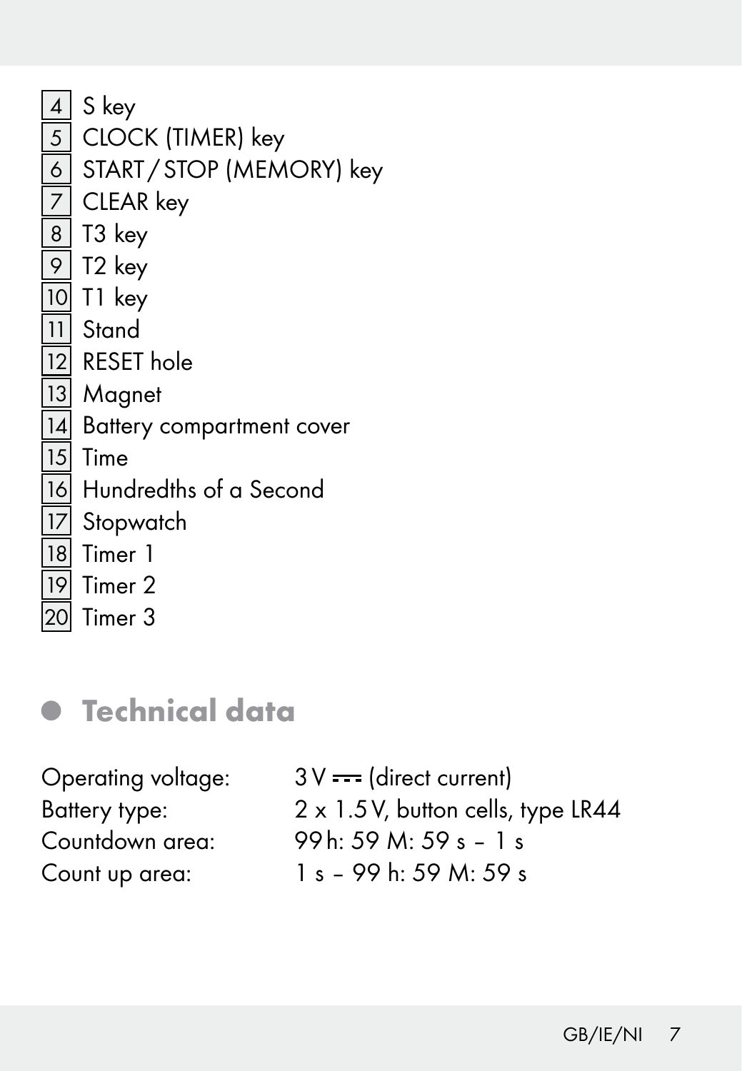4 S key
5 CLOCK (TIMER) key
6 START / STOP (MEMORY) key
7 CLEAR key
8 T3 key
9 T2 key
10 T1 key
11 Stand
12 RESET hole
13 Magnet
14 Battery compartment cover
15 Time
16 Hundredths of a Second
17 Stopwatch
18 Timer 1
19 Timer 2
20 Timer 3

## Technical data

| | |
|---|---|
| Operating voltage: | 3 V ⎓ (direct current) |
| Battery type: | 2 x 1.5 V, button cells, type LR44 |
| Countdown area: | 99 h: 59 M: 59 s – 1 s |
| Count up area: | 1 s – 99 h: 59 M: 59 s |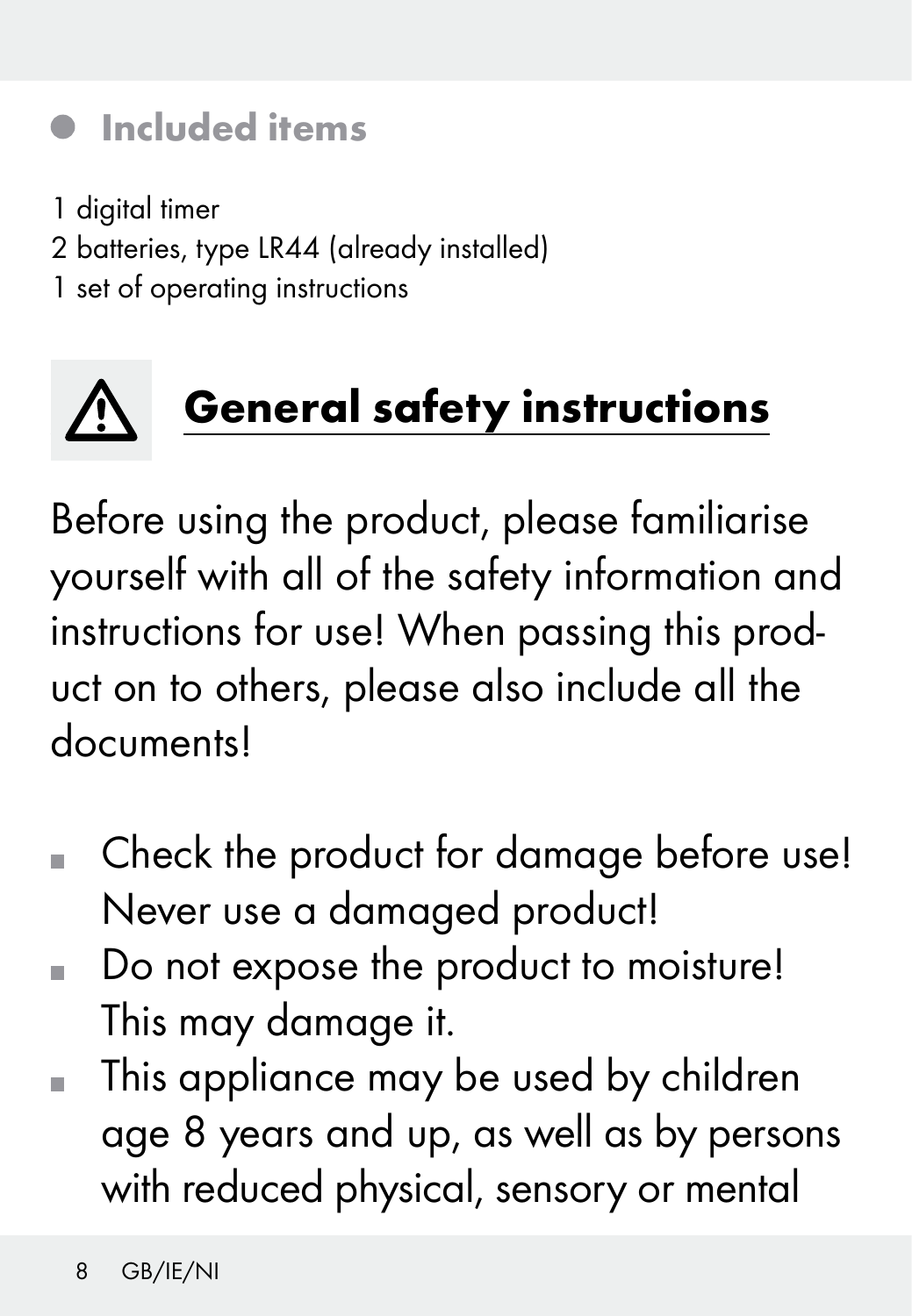## Included items

1 digital timer
2 batteries, type LR44 (already installed)
1 set of operating instructions

# ⚠ General safety instructions

Before using the product, please familiarise yourself with all of the safety information and instructions for use! When passing this product on to others, please also include all the documents!

- Check the product for damage before use! Never use a damaged product!
- Do not expose the product to moisture! This may damage it.
- This appliance may be used by children age 8 years and up, as well as by persons with reduced physical, sensory or mental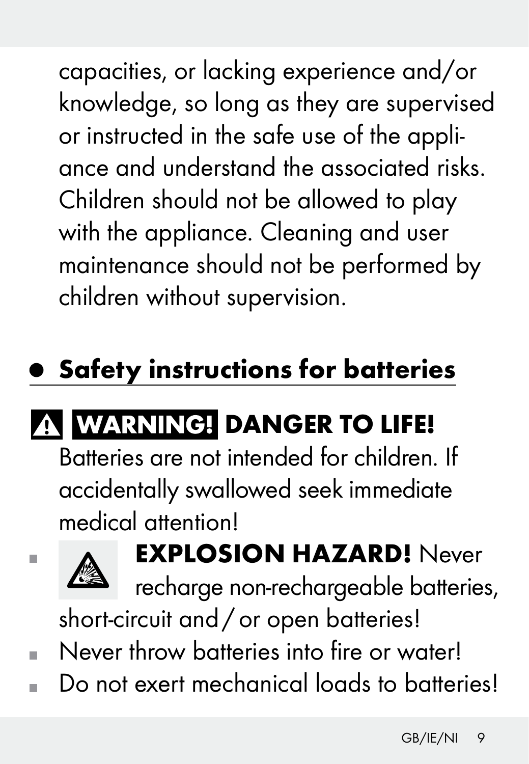capacities, or lacking experience and/or knowledge, so long as they are supervised or instructed in the safe use of the appliance and understand the associated risks. Children should not be allowed to play with the appliance. Cleaning and user maintenance should not be performed by children without supervision.

## Safety instructions for batteries

**WARNING! DANGER TO LIFE!**

Batteries are not intended for children. If accidentally swallowed seek immediate medical attention!

- **EXPLOSION HAZARD!** Never recharge non-rechargeable batteries, short-circuit and / or open batteries!
- Never throw batteries into fire or water!
- Do not exert mechanical loads to batteries!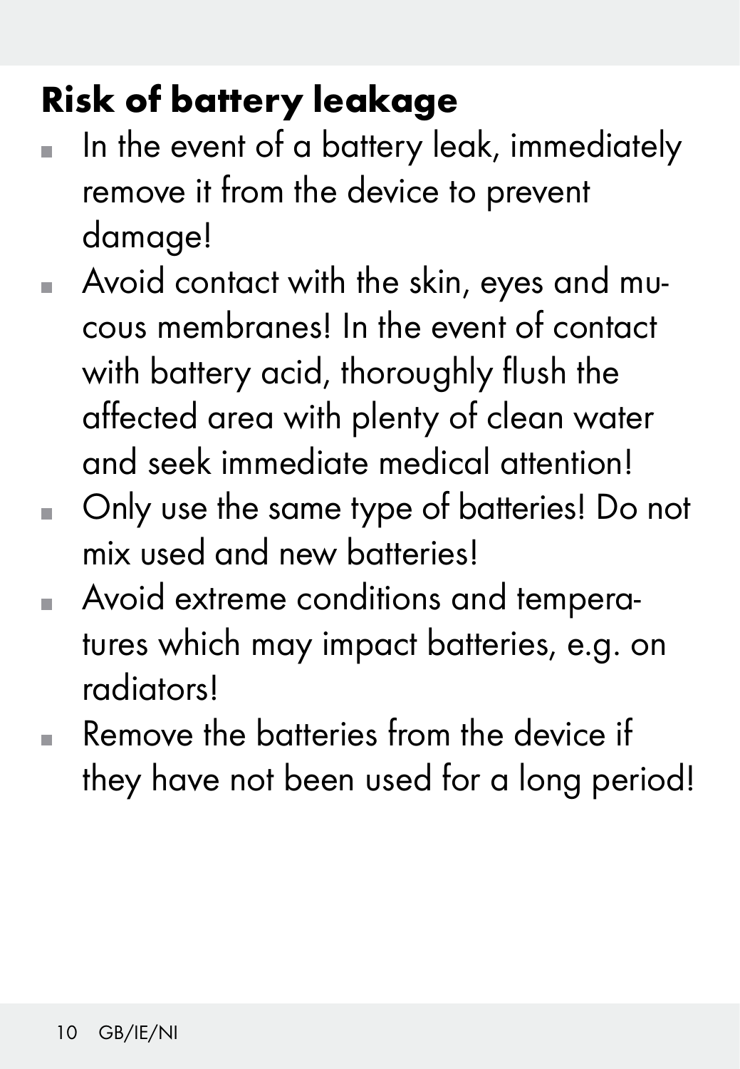## Risk of battery leakage

- In the event of a battery leak, immediately remove it from the device to prevent damage!
- Avoid contact with the skin, eyes and mucous membranes! In the event of contact with battery acid, thoroughly flush the affected area with plenty of clean water and seek immediate medical attention!
- Only use the same type of batteries! Do not mix used and new batteries!
- Avoid extreme conditions and temperatures which may impact batteries, e.g. on radiators!
- Remove the batteries from the device if they have not been used for a long period!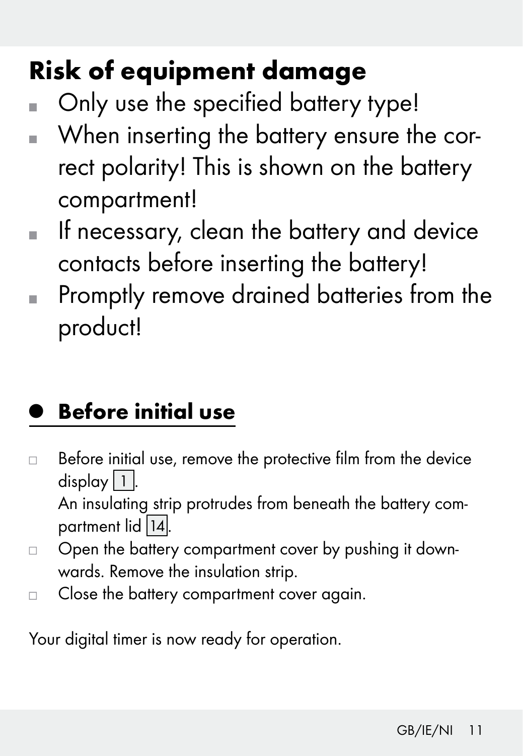## Risk of equipment damage

- Only use the specified battery type!
- When inserting the battery ensure the correct polarity! This is shown on the battery compartment!
- If necessary, clean the battery and device contacts before inserting the battery!
- Promptly remove drained batteries from the product!

## Before initial use

- Before initial use, remove the protective film from the device display [1].
  An insulating strip protrudes from beneath the battery compartment lid [14].
- Open the battery compartment cover by pushing it downwards. Remove the insulation strip.
- Close the battery compartment cover again.

Your digital timer is now ready for operation.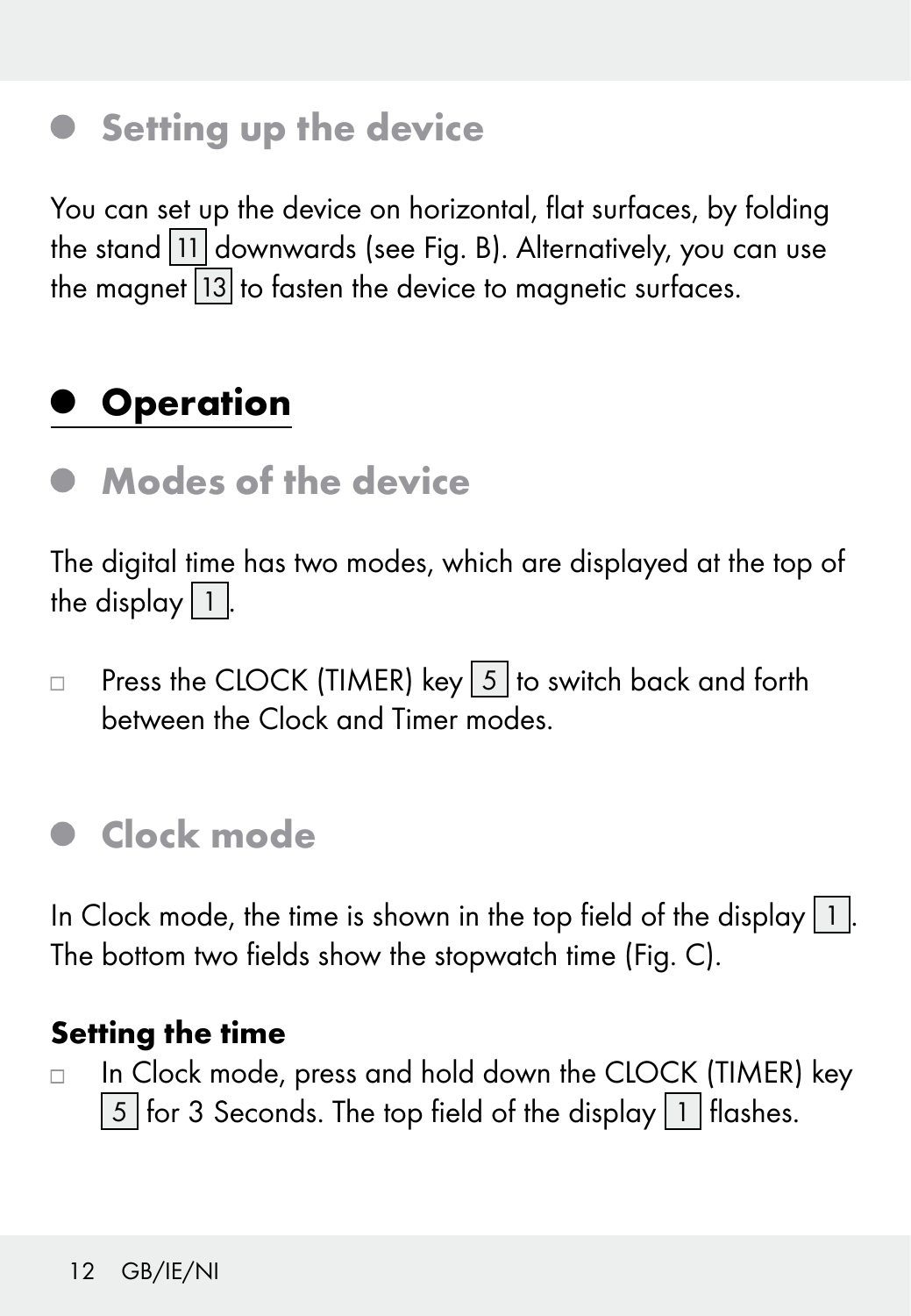## Setting up the device

You can set up the device on horizontal, flat surfaces, by folding the stand 11 downwards (see Fig. B). Alternatively, you can use the magnet 13 to fasten the device to magnetic surfaces.

# Operation

## Modes of the device

The digital time has two modes, which are displayed at the top of the display 1.

- Press the CLOCK (TIMER) key 5 to switch back and forth between the Clock and Timer modes.

## Clock mode

In Clock mode, the time is shown in the top field of the display 1. The bottom two fields show the stopwatch time (Fig. C).

### Setting the time

- In Clock mode, press and hold down the CLOCK (TIMER) key 5 for 3 Seconds. The top field of the display 1 flashes.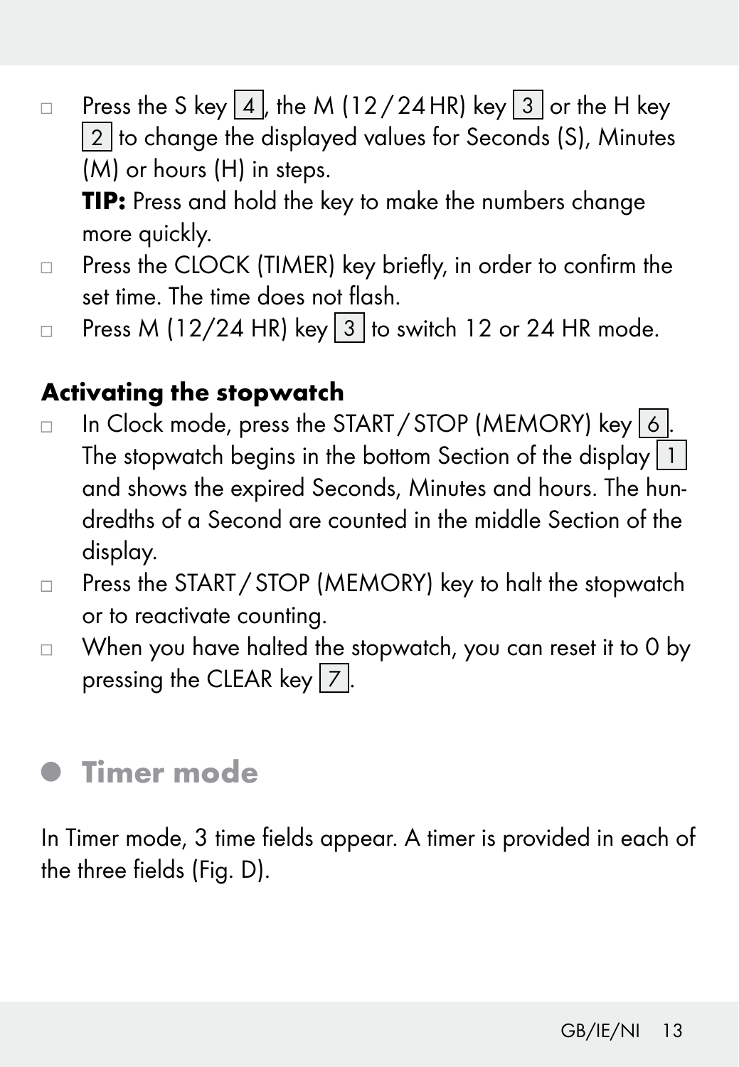- Press the S key 4, the M (12 / 24 HR) key 3 or the H key 2 to change the displayed values for Seconds (S), Minutes (M) or hours (H) in steps.
  **TIP:** Press and hold the key to make the numbers change more quickly.
- Press the CLOCK (TIMER) key briefly, in order to confirm the set time. The time does not flash.
- Press M (12/24 HR) key 3 to switch 12 or 24 HR mode.

### Activating the stopwatch

- In Clock mode, press the START / STOP (MEMORY) key 6. The stopwatch begins in the bottom Section of the display 1 and shows the expired Seconds, Minutes and hours. The hundredths of a Second are counted in the middle Section of the display.
- Press the START / STOP (MEMORY) key to halt the stopwatch or to reactivate counting.
- When you have halted the stopwatch, you can reset it to 0 by pressing the CLEAR key 7.

## Timer mode

In Timer mode, 3 time fields appear. A timer is provided in each of the three fields (Fig. D).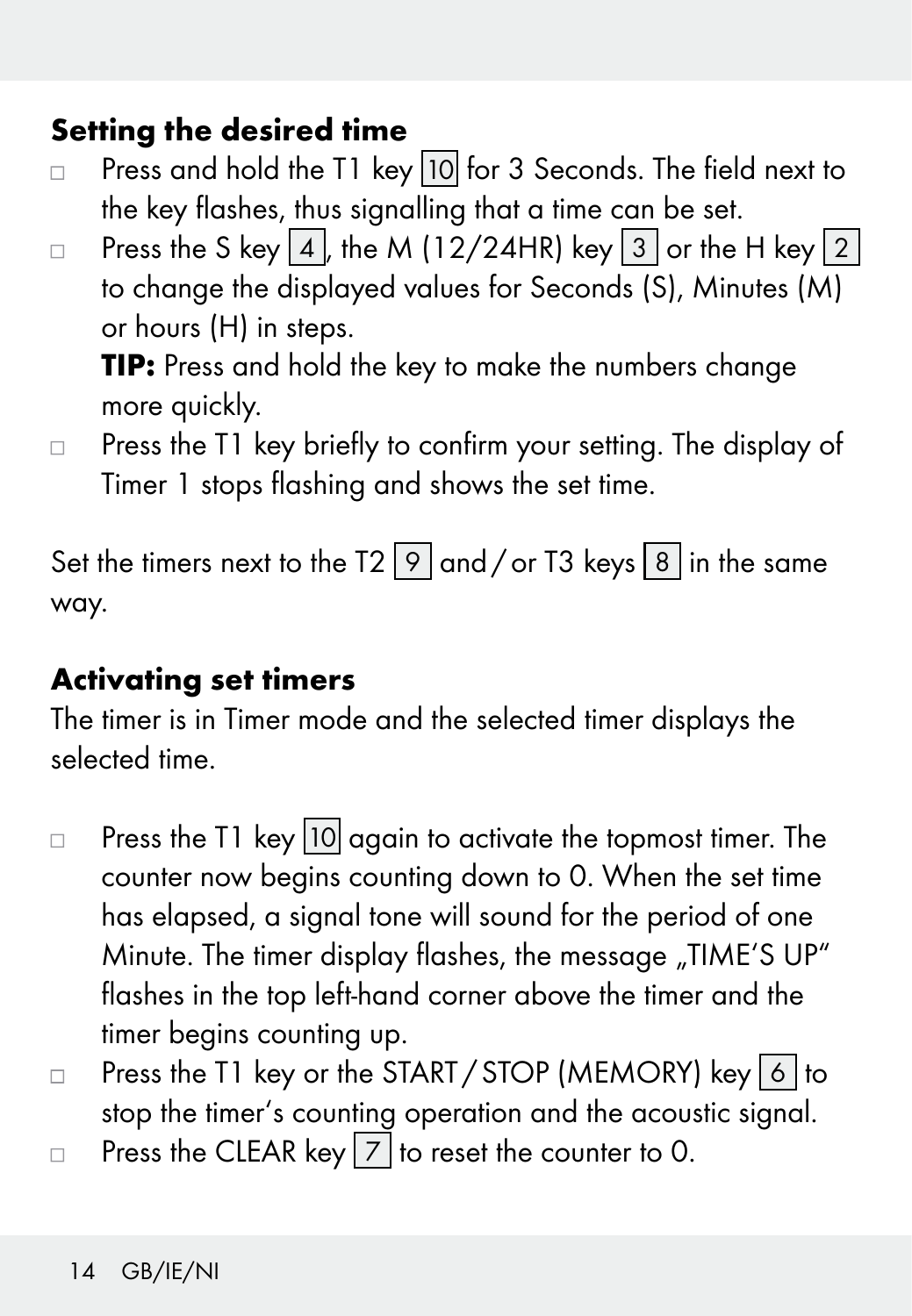### Setting the desired time

- Press and hold the T1 key [10] for 3 Seconds. The field next to the key flashes, thus signalling that a time can be set.
- Press the S key [4], the M (12/24HR) key [3] or the H key [2] to change the displayed values for Seconds (S), Minutes (M) or hours (H) in steps.
  **TIP:** Press and hold the key to make the numbers change more quickly.
- Press the T1 key briefly to confirm your setting. The display of Timer 1 stops flashing and shows the set time.

Set the timers next to the T2 [9] and / or T3 keys [8] in the same way.

### Activating set timers

The timer is in Timer mode and the selected timer displays the selected time.

- Press the T1 key [10] again to activate the topmost timer. The counter now begins counting down to 0. When the set time has elapsed, a signal tone will sound for the period of one Minute. The timer display flashes, the message „TIME'S UP" flashes in the top left-hand corner above the timer and the timer begins counting up.
- Press the T1 key or the START / STOP (MEMORY) key [6] to stop the timer's counting operation and the acoustic signal.
- Press the CLEAR key [7] to reset the counter to 0.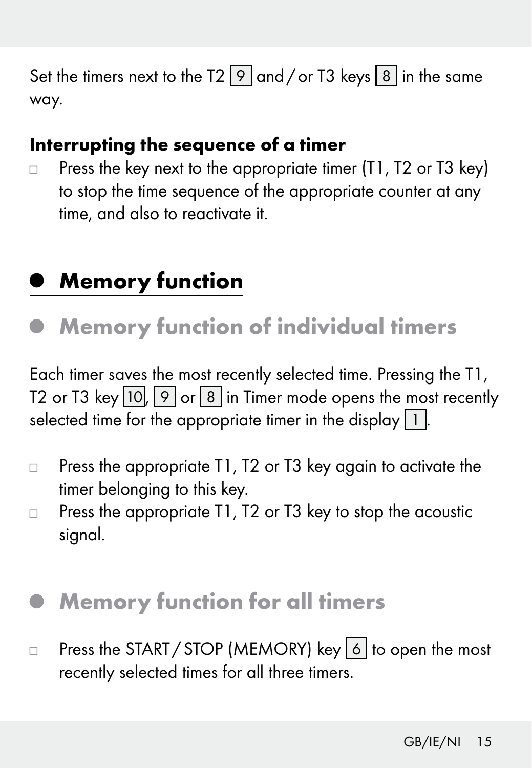Set the timers next to the T2 9 and / or T3 keys 8 in the same way.

### Interrupting the sequence of a timer

- Press the key next to the appropriate timer (T1, T2 or T3 key) to stop the time sequence of the appropriate counter at any time, and also to reactivate it.

# Memory function

## Memory function of individual timers

Each timer saves the most recently selected time. Pressing the T1, T2 or T3 key 10, 9 or 8 in Timer mode opens the most recently selected time for the appropriate timer in the display 1.

- Press the appropriate T1, T2 or T3 key again to activate the timer belonging to this key.
- Press the appropriate T1, T2 or T3 key to stop the acoustic signal.

## Memory function for all timers

- Press the START / STOP (MEMORY) key 6 to open the most recently selected times for all three timers.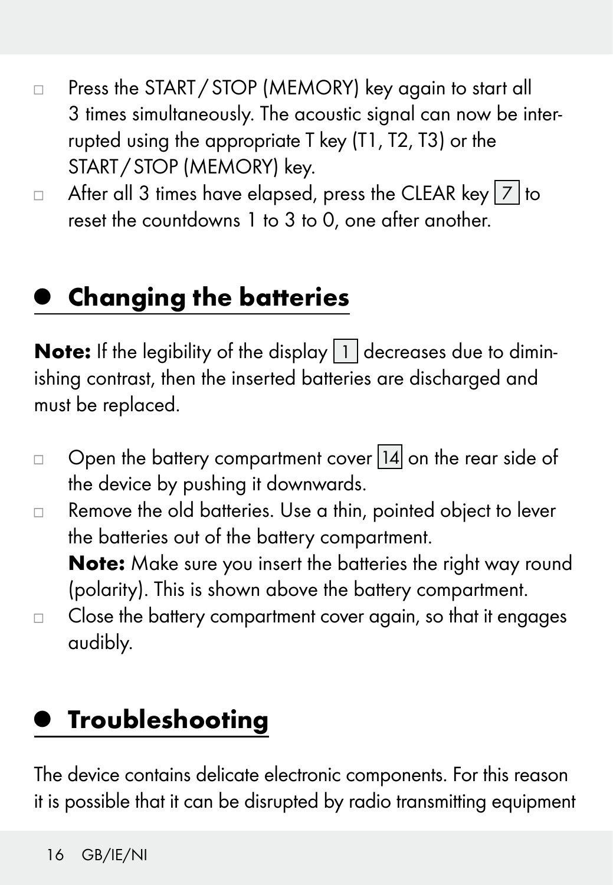- Press the START / STOP (MEMORY) key again to start all 3 times simultaneously. The acoustic signal can now be interrupted using the appropriate T key (T1, T2, T3) or the START / STOP (MEMORY) key.
- After all 3 times have elapsed, press the CLEAR key 7 to reset the countdowns 1 to 3 to 0, one after another.

## Changing the batteries

**Note:** If the legibility of the display 1 decreases due to diminishing contrast, then the inserted batteries are discharged and must be replaced.

- Open the battery compartment cover 14 on the rear side of the device by pushing it downwards.
- Remove the old batteries. Use a thin, pointed object to lever the batteries out of the battery compartment.
  **Note:** Make sure you insert the batteries the right way round (polarity). This is shown above the battery compartment.
- Close the battery compartment cover again, so that it engages audibly.

## Troubleshooting

The device contains delicate electronic components. For this reason it is possible that it can be disrupted by radio transmitting equipment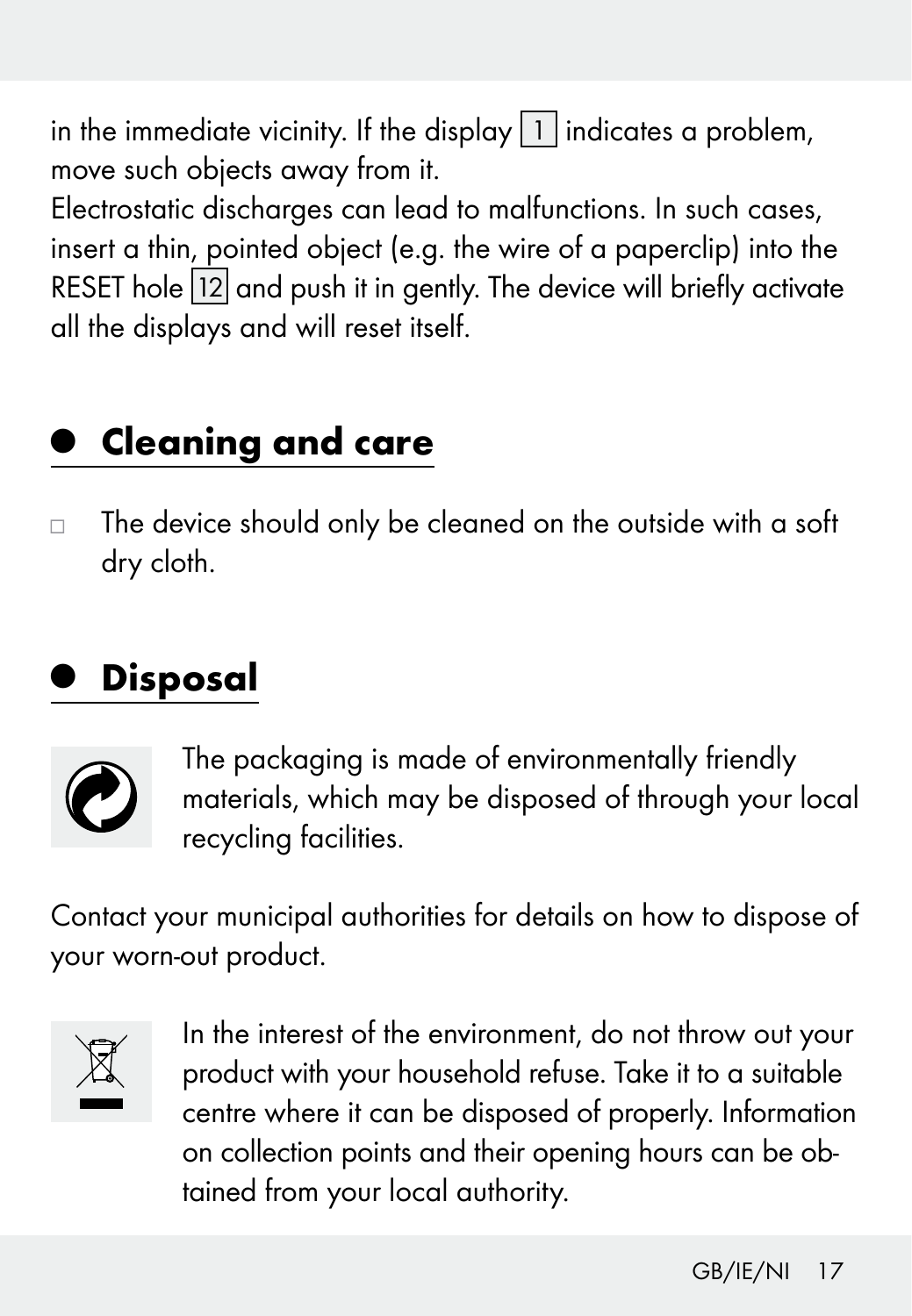in the immediate vicinity. If the display 1 indicates a problem, move such objects away from it.
Electrostatic discharges can lead to malfunctions. In such cases, insert a thin, pointed object (e.g. the wire of a paperclip) into the RESET hole 12 and push it in gently. The device will briefly activate all the displays and will reset itself.

## Cleaning and care

- The device should only be cleaned on the outside with a soft dry cloth.

## Disposal

The packaging is made of environmentally friendly materials, which may be disposed of through your local recycling facilities.

Contact your municipal authorities for details on how to dispose of your worn-out product.

In the interest of the environment, do not throw out your product with your household refuse. Take it to a suitable centre where it can be disposed of properly. Information on collection points and their opening hours can be obtained from your local authority.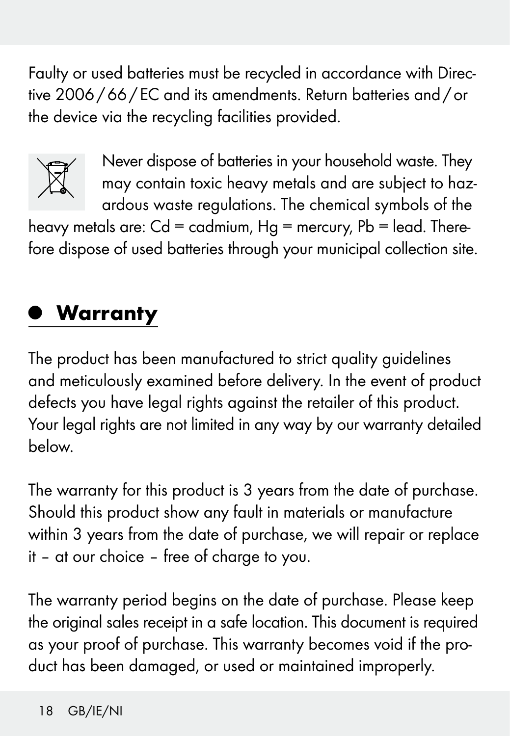Faulty or used batteries must be recycled in accordance with Directive 2006 / 66 / EC and its amendments. Return batteries and / or the device via the recycling facilities provided.

Never dispose of batteries in your household waste. They may contain toxic heavy metals and are subject to hazardous waste regulations. The chemical symbols of the heavy metals are: Cd = cadmium, Hg = mercury, Pb = lead. Therefore dispose of used batteries through your municipal collection site.

## Warranty

The product has been manufactured to strict quality guidelines and meticulously examined before delivery. In the event of product defects you have legal rights against the retailer of this product. Your legal rights are not limited in any way by our warranty detailed below.

The warranty for this product is 3 years from the date of purchase. Should this product show any fault in materials or manufacture within 3 years from the date of purchase, we will repair or replace it – at our choice – free of charge to you.

The warranty period begins on the date of purchase. Please keep the original sales receipt in a safe location. This document is required as your proof of purchase. This warranty becomes void if the product has been damaged, or used or maintained improperly.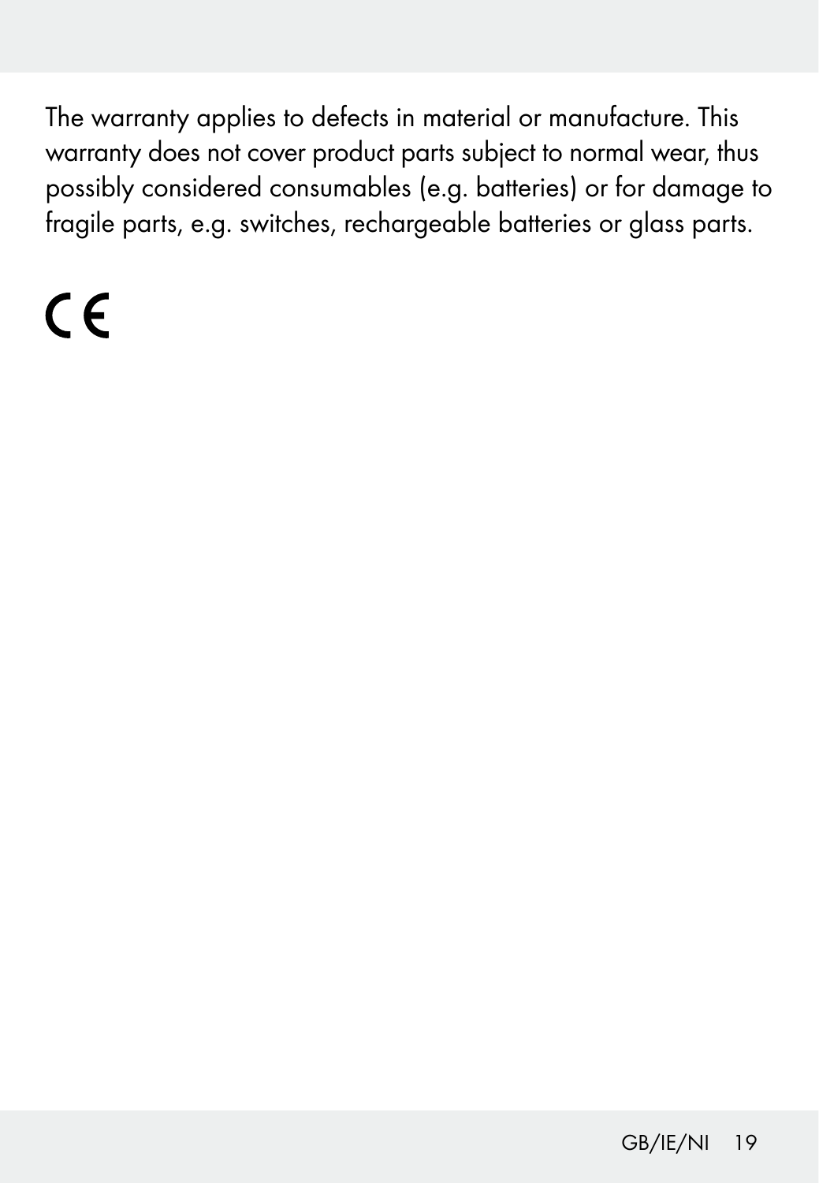The warranty applies to defects in material or manufacture. This warranty does not cover product parts subject to normal wear, thus possibly considered consumables (e.g. batteries) or for damage to fragile parts, e.g. switches, rechargeable batteries or glass parts.

CE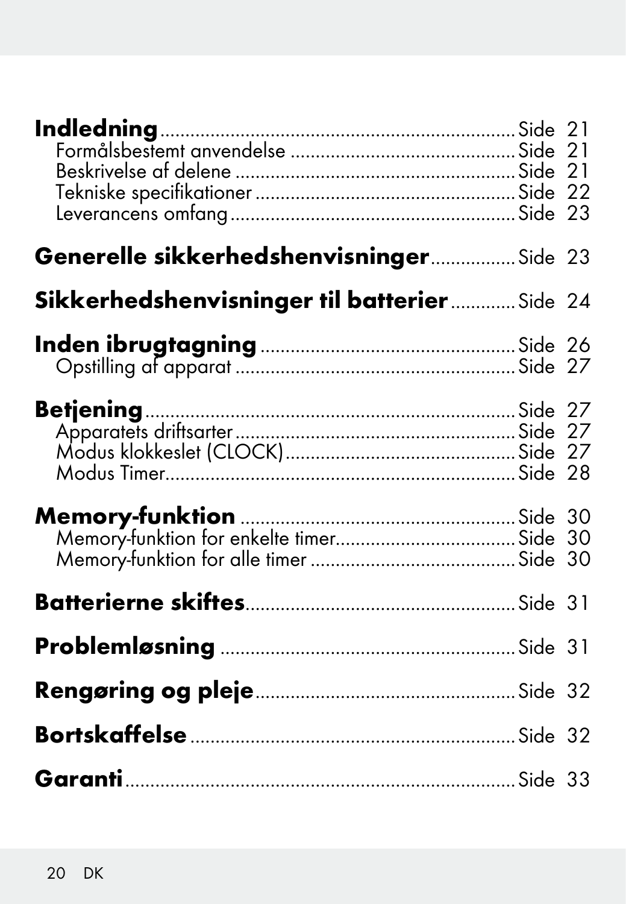**Indledning** ........................................................................ Side 21
Formålsbestemt anvendelse ............................................ Side 21
Beskrivelse af delene ....................................................... Side 21
Tekniske specifikationer ................................................... Side 22
Leverancens omfang ........................................................ Side 23

**Generelle sikkerhedshenvisninger** ................ Side 23

**Sikkerhedshenvisninger til batterier** ............ Side 24

**Inden ibrugtagning** ................................................. Side 26
Opstilling af apparat ........................................................ Side 27

**Betjening** ........................................................................ Side 27
Apparatets driftsarter ........................................................ Side 27
Modus klokkeslet (CLOCK) .............................................. Side 27
Modus Timer ..................................................................... Side 28

**Memory-funktion** ..................................................... Side 30
Memory-funktion for enkelte timer ................................... Side 30
Memory-funktion for alle timer ........................................ Side 30

**Batterierne skiftes** .................................................... Side 31

**Problemløsning** ......................................................... Side 31

**Rengøring og pleje** .................................................. Side 32

**Bortskaffelse** .............................................................. Side 32

**Garanti** ............................................................................ Side 33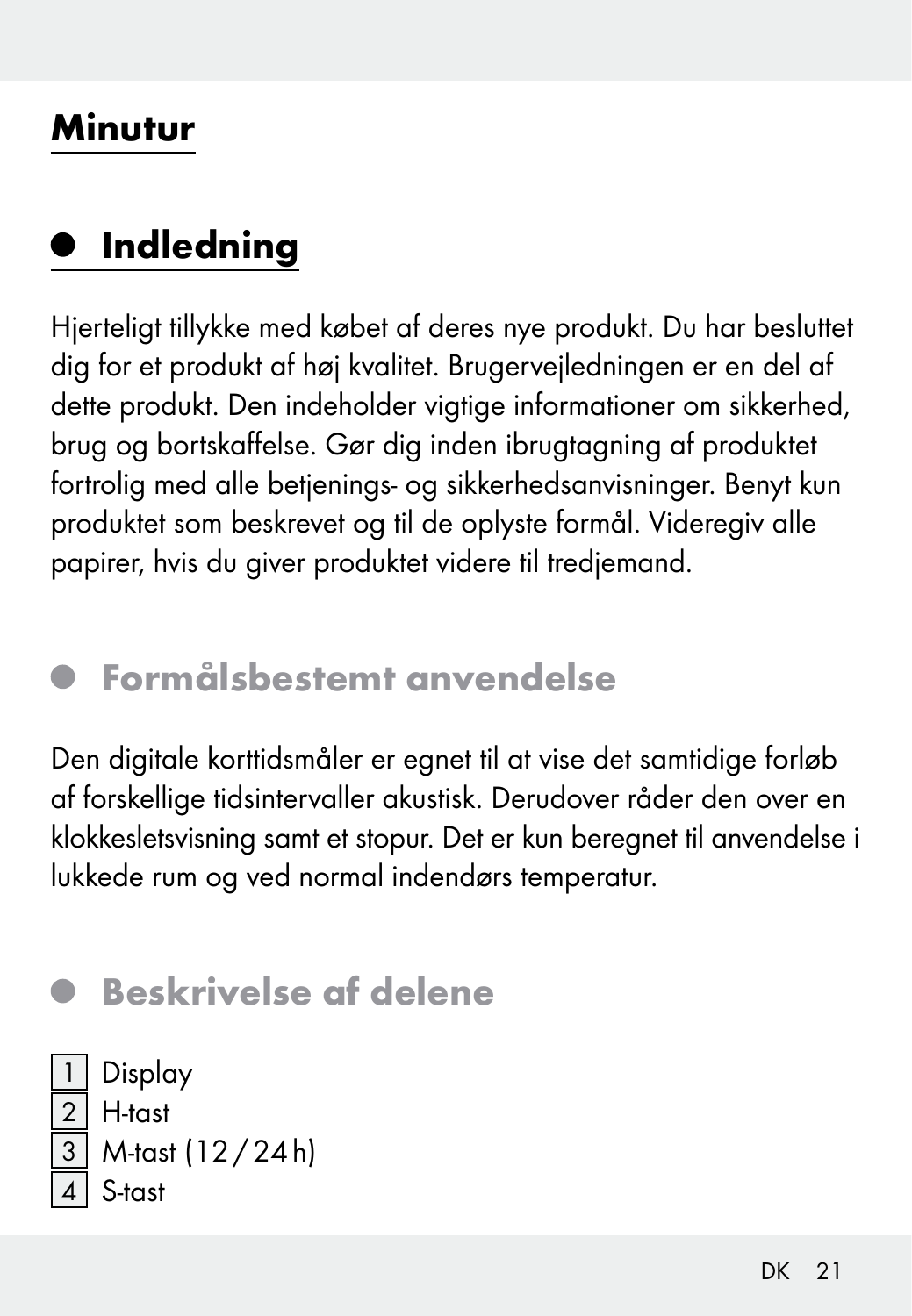# Minutur

## Indledning

Hjerteligt tillykke med købet af deres nye produkt. Du har besluttet dig for et produkt af høj kvalitet. Brugervejledningen er en del af dette produkt. Den indeholder vigtige informationer om sikkerhed, brug og bortskaffelse. Gør dig inden ibrugtagning af produktet fortrolig med alle betjenings- og sikkerhedsanvisninger. Benyt kun produktet som beskrevet og til de oplyste formål. Videregiv alle papirer, hvis du giver produktet videre til tredjemand.

## Formålsbestemt anvendelse

Den digitale korttidsmåler er egnet til at vise det samtidige forløb af forskellige tidsintervaller akustisk. Derudover råder den over en klokkesletsvisning samt et stopur. Det er kun beregnet til anvendelse i lukkede rum og ved normal indendørs temperatur.

## Beskrivelse af delene

1 Display
2 H-tast
3 M-tast (12 / 24 h)
4 S-tast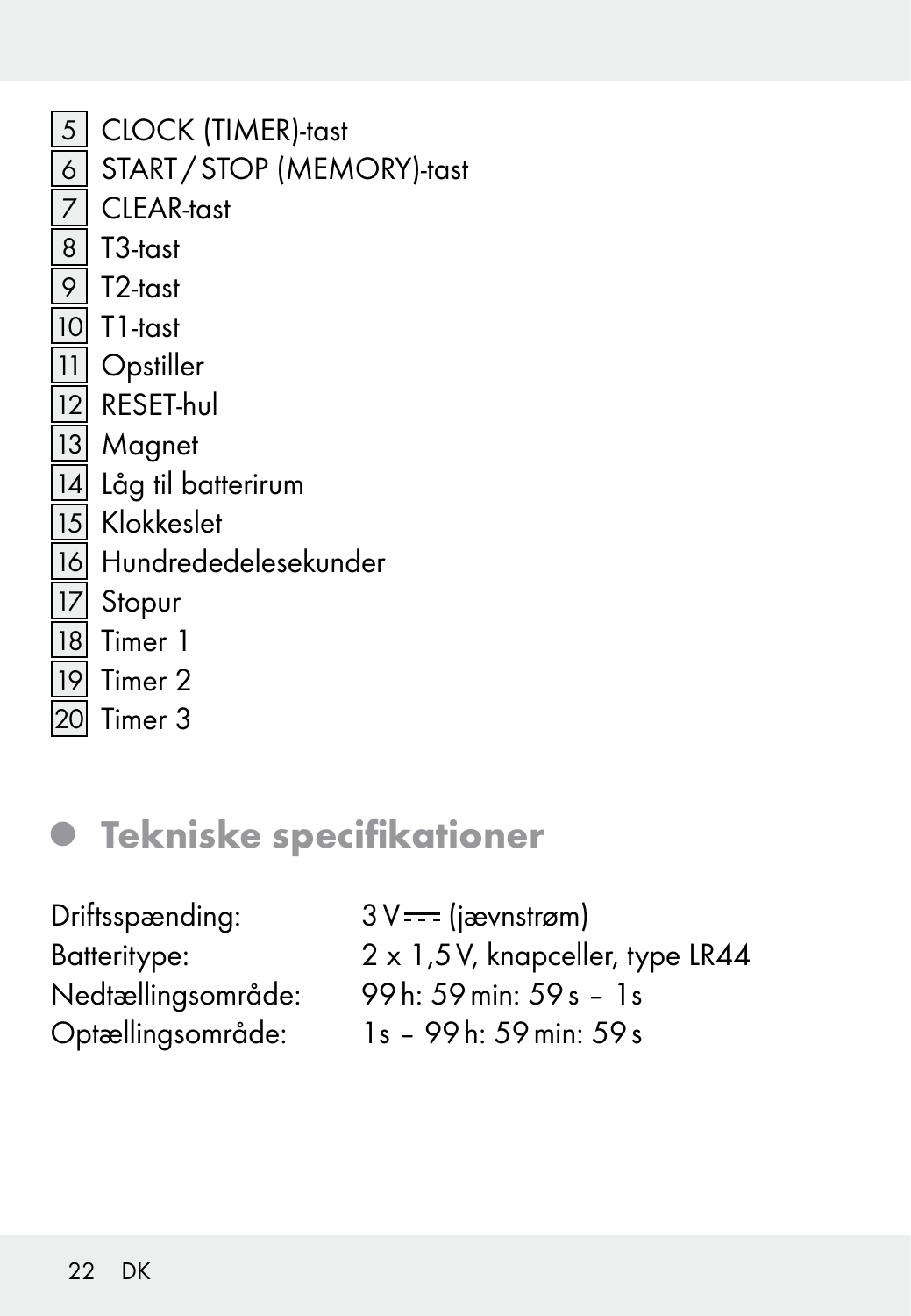5 CLOCK (TIMER)-tast
6 START / STOP (MEMORY)-tast
7 CLEAR-tast
8 T3-tast
9 T2-tast
10 T1-tast
11 Opstiller
12 RESET-hul
13 Magnet
14 Låg til batterirum
15 Klokkeslet
16 Hundrededelesekunder
17 Stopur
18 Timer 1
19 Timer 2
20 Timer 3

## Tekniske specifikationer

| | |
|---|---|
| Driftsspænding: | 3 V ⎓ (jævnstrøm) |
| Batteritype: | 2 x 1,5 V, knapceller, type LR44 |
| Nedtællingsområde: | 99 h: 59 min: 59 s – 1 s |
| Optællingsområde: | 1 s – 99 h: 59 min: 59 s |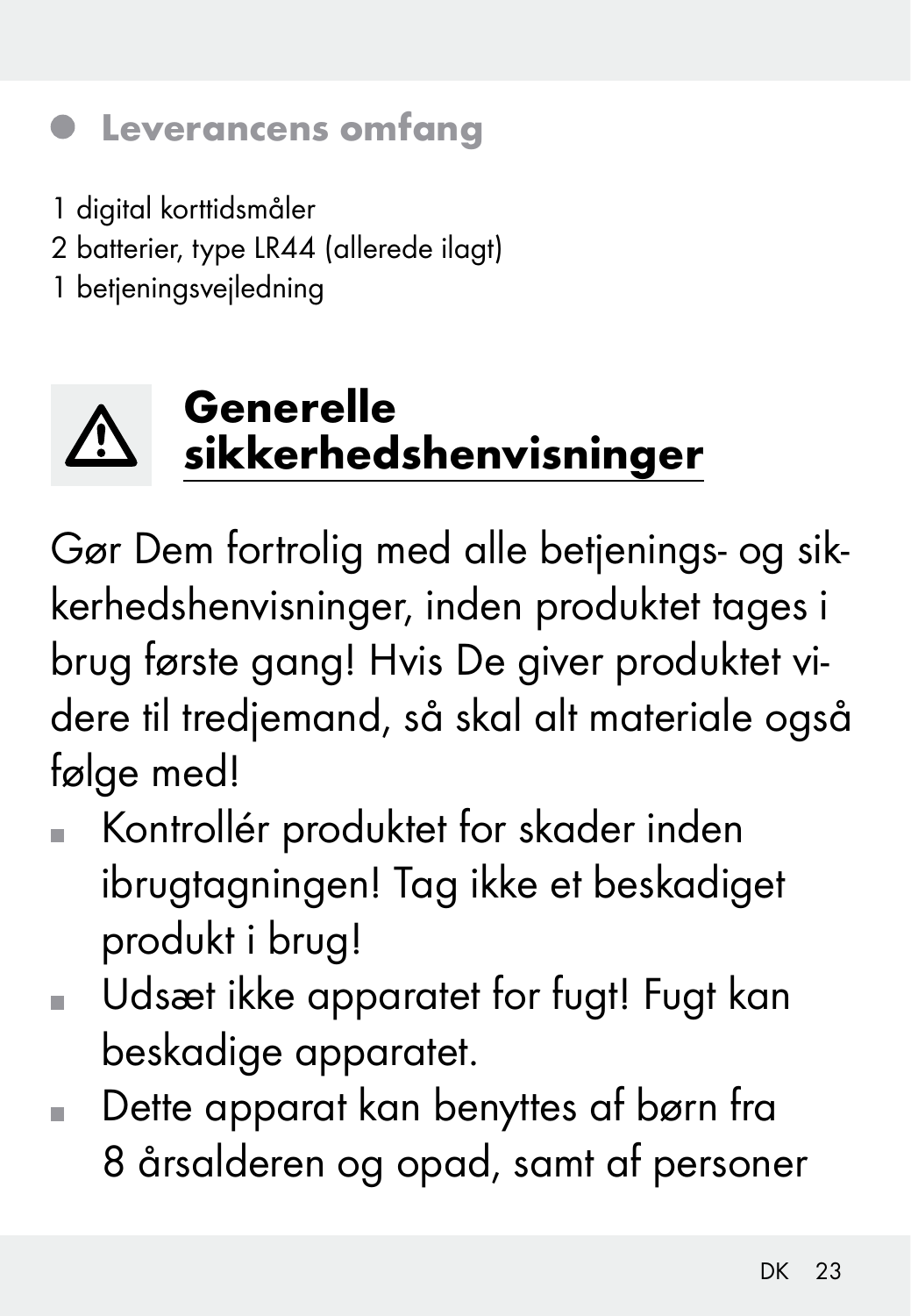## Leverancens omfang

1 digital korttidsmåler
2 batterier, type LR44 (allerede ilagt)
1 betjeningsvejledning

# ⚠ Generelle sikkerhedshenvisninger

Gør Dem fortrolig med alle betjenings- og sikkerhedshenvisninger, inden produktet tages i brug første gang! Hvis De giver produktet videre til tredjemand, så skal alt materiale også følge med!

- Kontrollér produktet for skader inden ibrugtagningen! Tag ikke et beskadiget produkt i brug!
- Udsæt ikke apparatet for fugt! Fugt kan beskadige apparatet.
- Dette apparat kan benyttes af børn fra 8 årsalderen og opad, samt af personer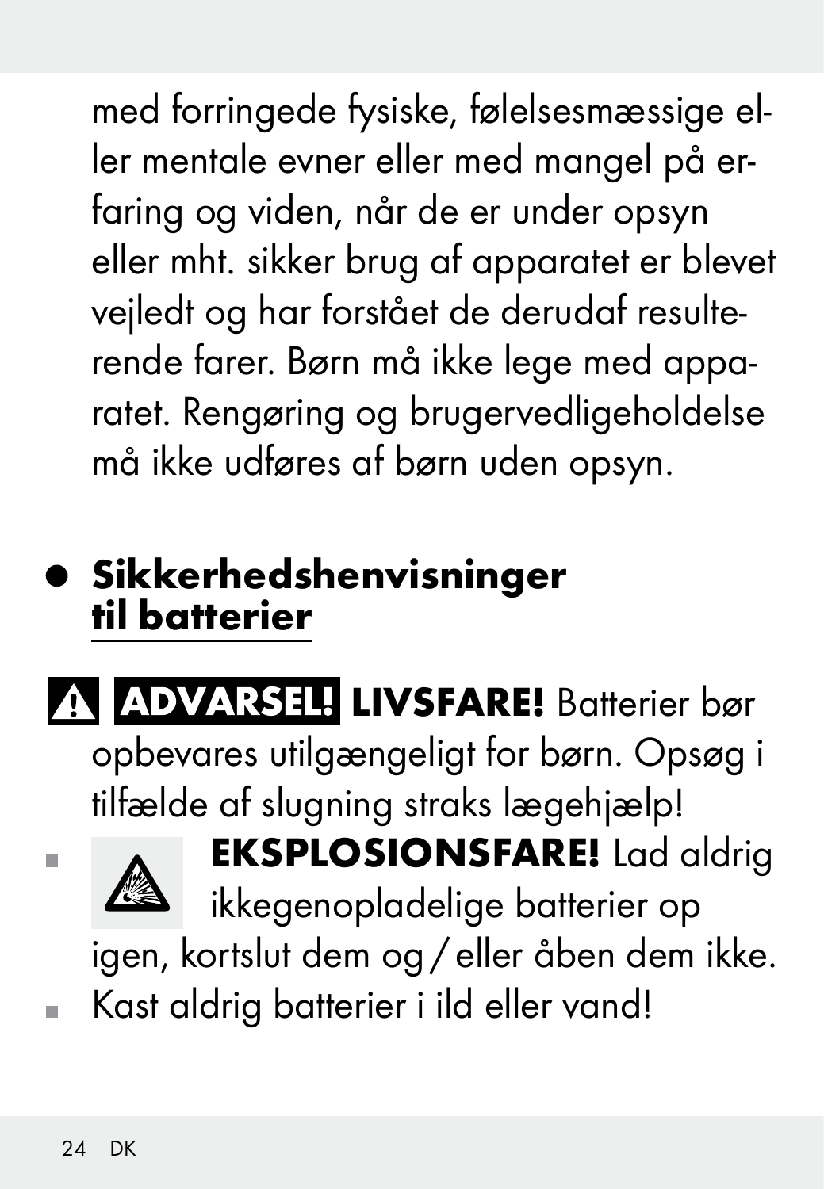med forringede fysiske, følelsesmæssige eller mentale evner eller med mangel på erfaring og viden, når de er under opsyn eller mht. sikker brug af apparatet er blevet vejledt og har forstået de derudaf resulterende farer. Børn må ikke lege med apparatet. Rengøring og brugervedligeholdelse må ikke udføres af børn uden opsyn.

## Sikkerhedshenvisninger til batterier

⚠ **ADVARSEL! LIVSFARE!** Batterier bør opbevares utilgængeligt for børn. Opsøg i tilfælde af slugning straks lægehjælp!

- **EKSPLOSIONSFARE!** Lad aldrig ikkegenopladelige batterier op igen, kortslut dem og / eller åben dem ikke.
- Kast aldrig batterier i ild eller vand!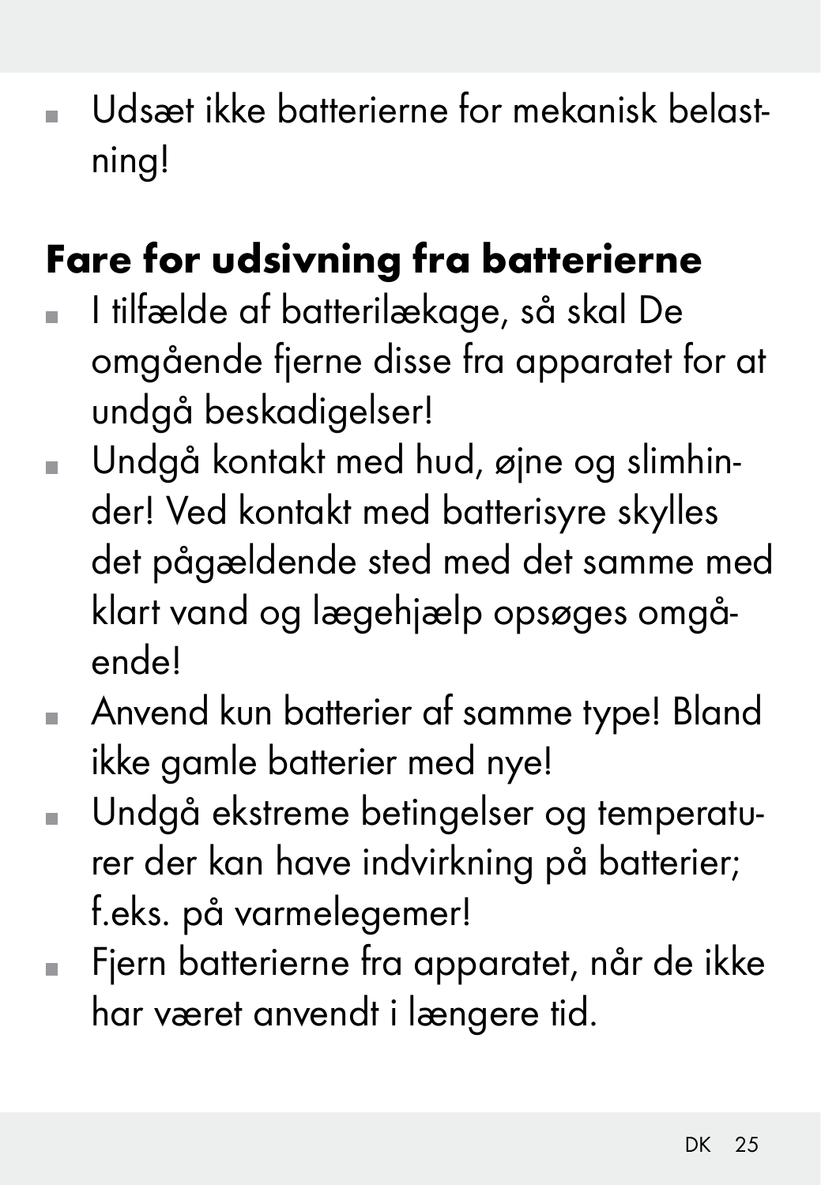- Udsæt ikke batterierne for mekanisk belastning!

## Fare for udsivning fra batterierne

- I tilfælde af batterilækage, så skal De omgående fjerne disse fra apparatet for at undgå beskadigelser!
- Undgå kontakt med hud, øjne og slimhinder! Ved kontakt med batterisyre skylles det pågældende sted med det samme med klart vand og lægehjælp opsøges omgående!
- Anvend kun batterier af samme type! Bland ikke gamle batterier med nye!
- Undgå ekstreme betingelser og temperaturer der kan have indvirkning på batterier; f.eks. på varmelegemer!
- Fjern batterierne fra apparatet, når de ikke har været anvendt i længere tid.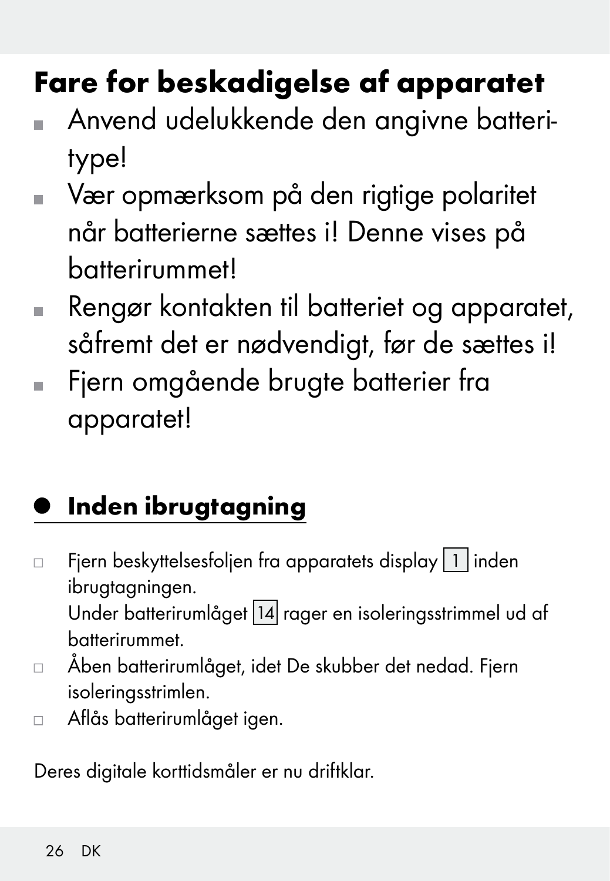## Fare for beskadigelse af apparatet

- Anvend udelukkende den angivne batteri-type!
- Vær opmærksom på den rigtige polaritet når batterierne sættes i! Denne vises på batterirummet!
- Rengør kontakten til batteriet og apparatet, såfremt det er nødvendigt, før de sættes i!
- Fjern omgående brugte batterier fra apparatet!

## Inden ibrugtagning

- Fjern beskyttelsesfoljen fra apparatets display 1 inden ibrugtagningen.
  Under batterirumlåget 14 rager en isoleringsstrimmel ud af batterirummet.
- Åben batterirumlåget, idet De skubber det nedad. Fjern isoleringsstrimlen.
- Aflås batterirumlåget igen.

Deres digitale korttidsmåler er nu driftklar.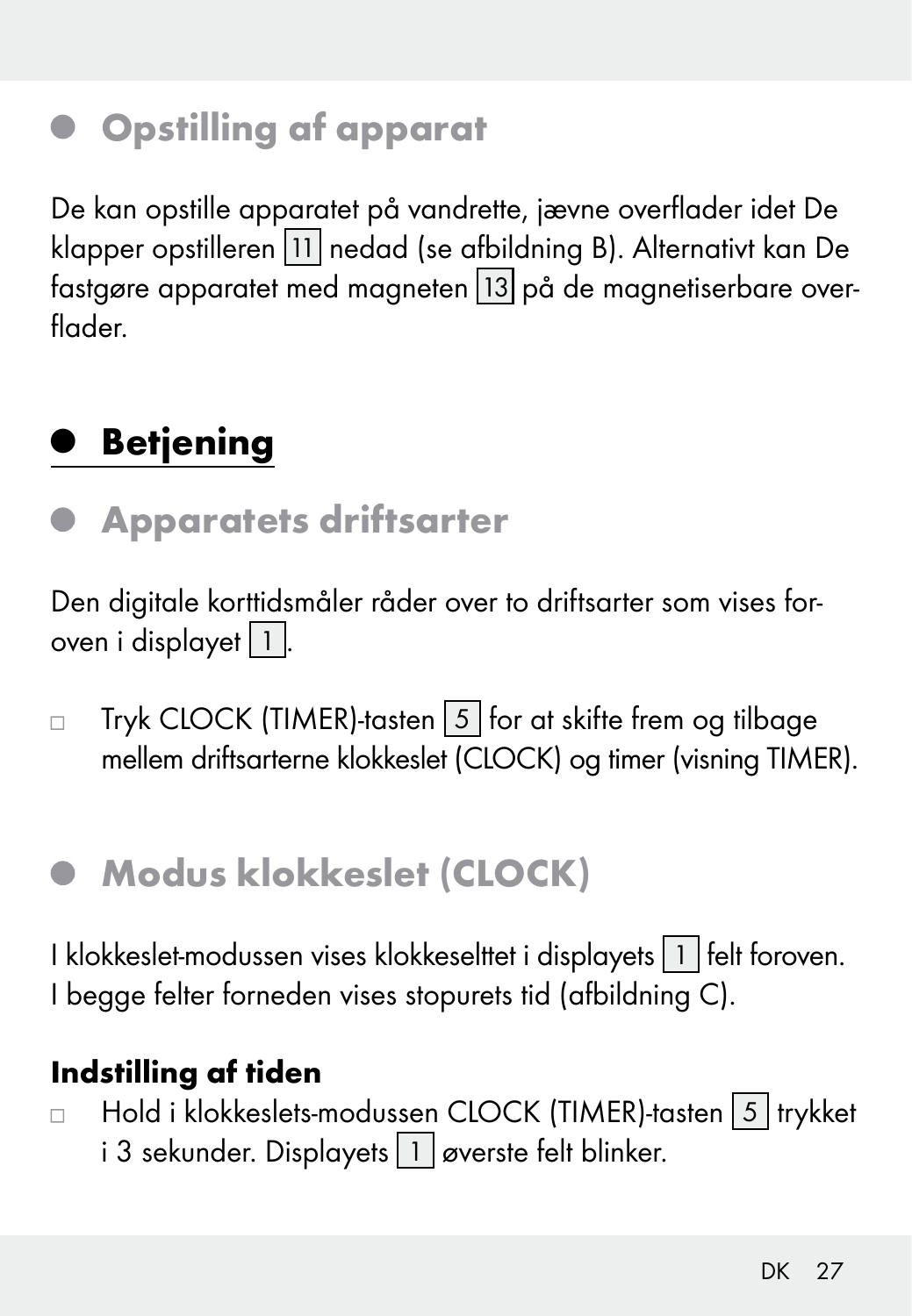## Opstilling af apparat

De kan opstille apparatet på vandrette, jævne overflader idet De klapper opstilleren 11 nedad (se afbildning B). Alternativt kan De fastgøre apparatet med magneten 13 på de magnetiserbare overflader.

# Betjening

## Apparatets driftsarter

Den digitale korttidsmåler råder over to driftsarter som vises foroven i displayet 1.

- Tryk CLOCK (TIMER)-tasten 5 for at skifte frem og tilbage mellem driftsarterne klokkeslet (CLOCK) og timer (visning TIMER).

## Modus klokkeslet (CLOCK)

I klokkeslet-modussen vises klokkeselttet i displayets 1 felt foroven. I begge felter forneden vises stopurets tid (afbildning C).

**Indstilling af tiden**

- Hold i klokkeslets-modussen CLOCK (TIMER)-tasten 5 trykket i 3 sekunder. Displayets 1 øverste felt blinker.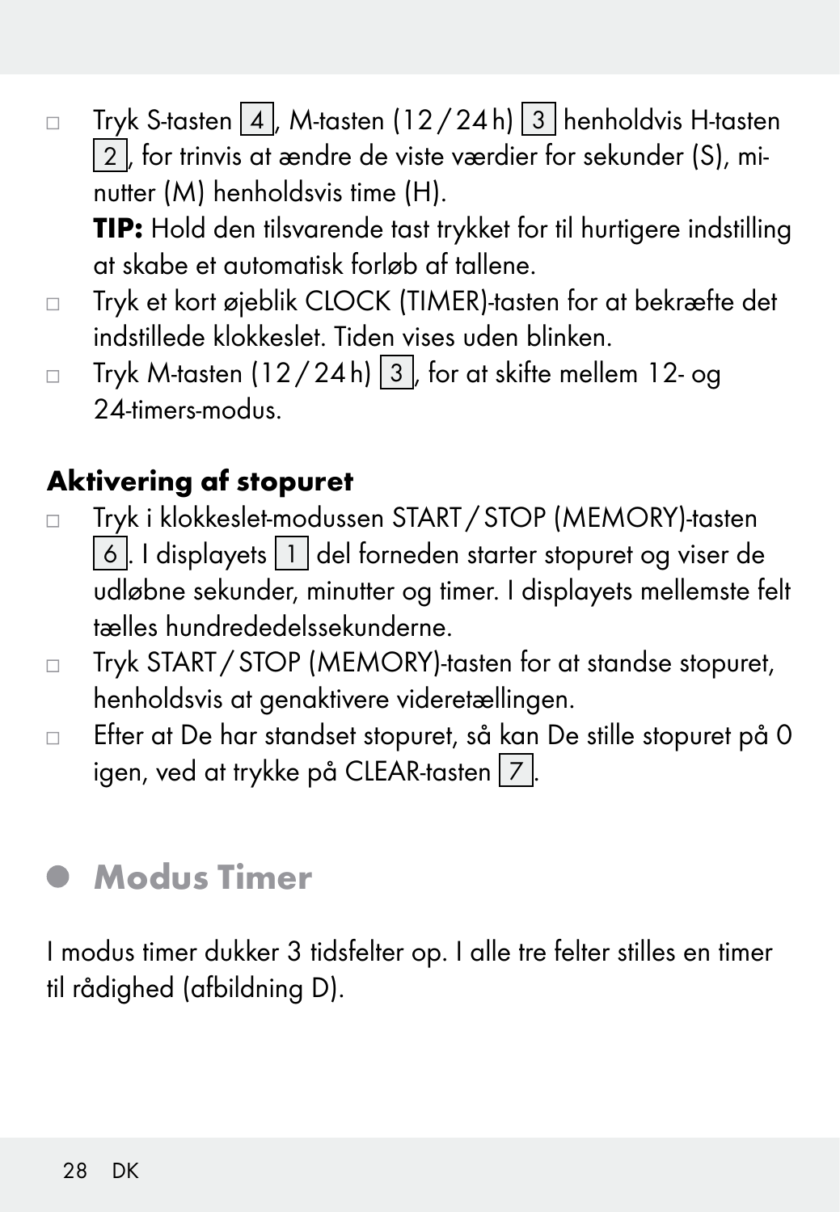- Tryk S-tasten 4, M-tasten (12 / 24 h) 3 henholdvis H-tasten 2, for trinvis at ændre de viste værdier for sekunder (S), minutter (M) henholdsvis time (H).
  **TIP:** Hold den tilsvarende tast trykket for til hurtigere indstilling at skabe et automatisk forløb af tallene.
- Tryk et kort øjeblik CLOCK (TIMER)-tasten for at bekræfte det indstillede klokkeslet. Tiden vises uden blinken.
- Tryk M-tasten (12 / 24 h) 3, for at skifte mellem 12- og 24-timers-modus.

### Aktivering af stopuret

- Tryk i klokkeslet-modussen START / STOP (MEMORY)-tasten 6. I displayets 1 del forneden starter stopuret og viser de udløbne sekunder, minutter og timer. I displayets mellemste felt tælles hundrededelssekunderne.
- Tryk START / STOP (MEMORY)-tasten for at standse stopuret, henholdsvis at genaktivere videretællingen.
- Efter at De har standset stopuret, så kan De stille stopuret på 0 igen, ved at trykke på CLEAR-tasten 7.

## Modus Timer

I modus timer dukker 3 tidsfelter op. I alle tre felter stilles en timer til rådighed (afbildning D).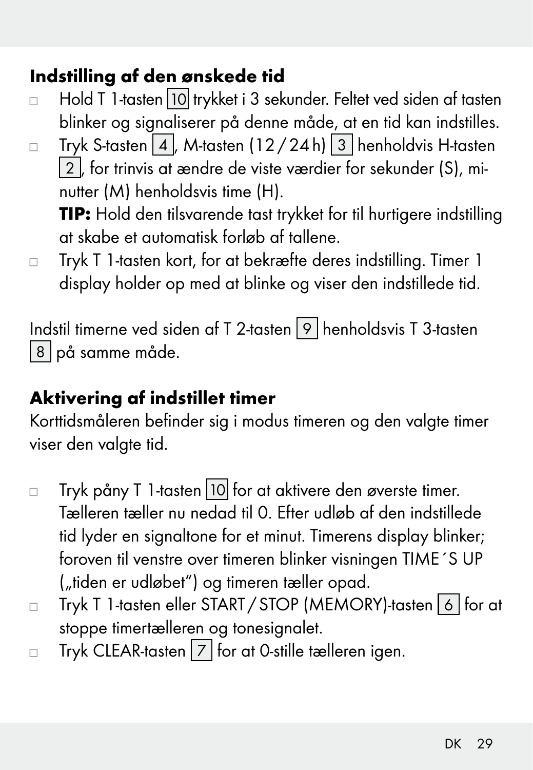### Indstilling af den ønskede tid

- Hold T 1-tasten [10] trykket i 3 sekunder. Feltet ved siden af tasten blinker og signaliserer på denne måde, at en tid kan indstilles.
- Tryk S-tasten [4], M-tasten (12 / 24 h) [3] henholdvis H-tasten [2], for trinvis at ændre de viste værdier for sekunder (S), minutter (M) henholdsvis time (H).

  **TIP:** Hold den tilsvarende tast trykket for til hurtigere indstilling at skabe et automatisk forløb af tallene.
- Tryk T 1-tasten kort, for at bekræfte deres indstilling. Timer 1 display holder op med at blinke og viser den indstillede tid.

Indstil timerne ved siden af T 2-tasten [9] henholdsvis T 3-tasten [8] på samme måde.

### Aktivering af indstillet timer

Korttidsmåleren befinder sig i modus timeren og den valgte timer viser den valgte tid.

- Tryk pâny T 1-tasten [10] for at aktivere den øverste timer. Tælleren tæller nu nedad til 0. Efter udløb af den indstillede tid lyder en signaltone for et minut. Timerens display blinker; foroven til venstre over timeren blinker visningen TIME´S UP („tiden er udløbet") og timeren tæller opad.
- Tryk T 1-tasten eller START / STOP (MEMORY)-tasten [6] for at stoppe timertælleren og tonesignalet.
- Tryk CLEAR-tasten [7] for at 0-stille tælleren igen.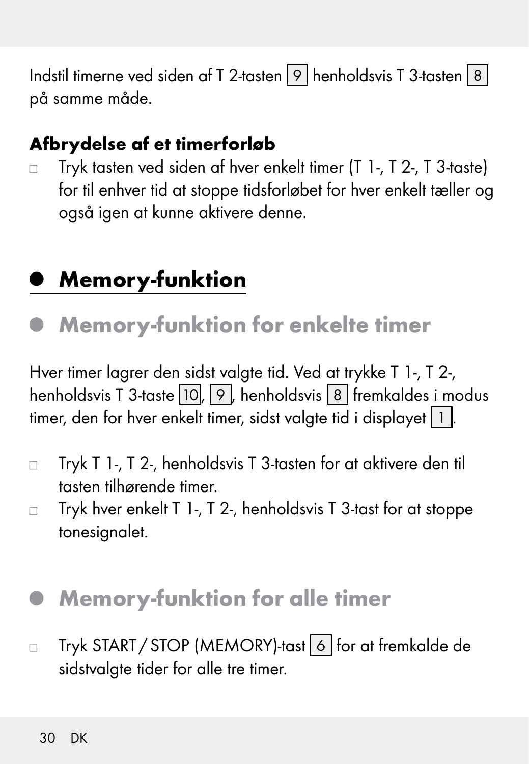Indstil timerne ved siden af T 2-tasten 9 henholdsvis T 3-tasten 8 på samme måde.

**Afbrydelse af et timerforløb**

- Tryk tasten ved siden af hver enkelt timer (T 1-, T 2-, T 3-taste) for til enhver tid at stoppe tidsforløbet for hver enkelt tæller og også igen at kunne aktivere denne.

# Memory-funktion

## Memory-funktion for enkelte timer

Hver timer lagrer den sidst valgte tid. Ved at trykke T 1-, T 2-, henholdsvis T 3-taste 10, 9, henholdsvis 8 fremkaldes i modus timer, den for hver enkelt timer, sidst valgte tid i displayet 1.

- Tryk T 1-, T 2-, henholdsvis T 3-tasten for at aktivere den til tasten tilhørende timer.
- Tryk hver enkelt T 1-, T 2-, henholdsvis T 3-tast for at stoppe tonesignalet.

## Memory-funktion for alle timer

- Tryk START / STOP (MEMORY)-tast 6 for at fremkalde de sidstvalgte tider for alle tre timer.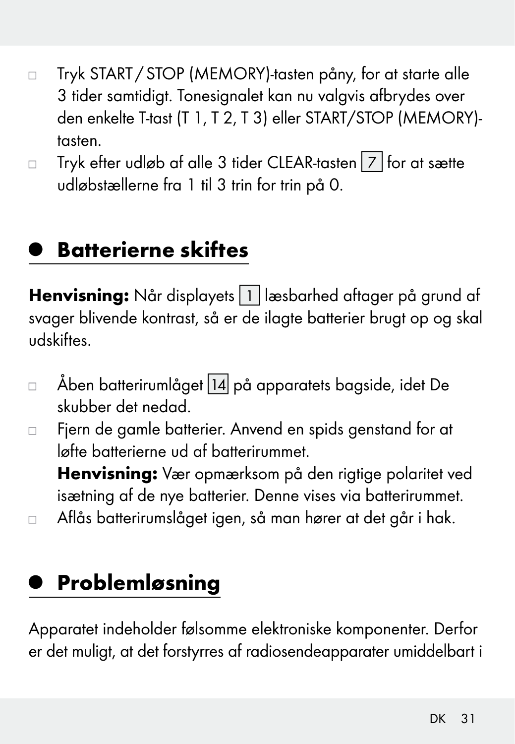- Tryk START / STOP (MEMORY)-tasten pårny, for at starte alle 3 tider samtidigt. Tonesignalet kan nu valgvis afbrydes over den enkelte T-tast (T 1, T 2, T 3) eller START/STOP (MEMORY)-tasten.
- Tryk efter udløb af alle 3 tider CLEAR-tasten 7 for at sætte udløbstællerne fra 1 til 3 trin for trin på 0.

## Batterierne skiftes

**Henvisning:** Når displayets 1 læsbarhed aftager på grund af svager blivende kontrast, så er de ilagte batterier brugt op og skal udskiftes.

- Åben batterirumlåget 14 på apparatets bagside, idet De skubber det nedad.
- Fjern de gamle batterier. Anvend en spids genstand for at løfte batterierne ud af batterirummet.
  **Henvisning:** Vær opmærksom på den rigtige polaritet ved isætning af de nye batterier. Denne vises via batterirummet.
- Aflås batterirumslåget igen, så man hører at det går i hak.

## Problemløsning

Apparatet indeholder følsomme elektroniske komponenter. Derfor er det muligt, at det forstyrres af radiosendeapparater umiddelbart i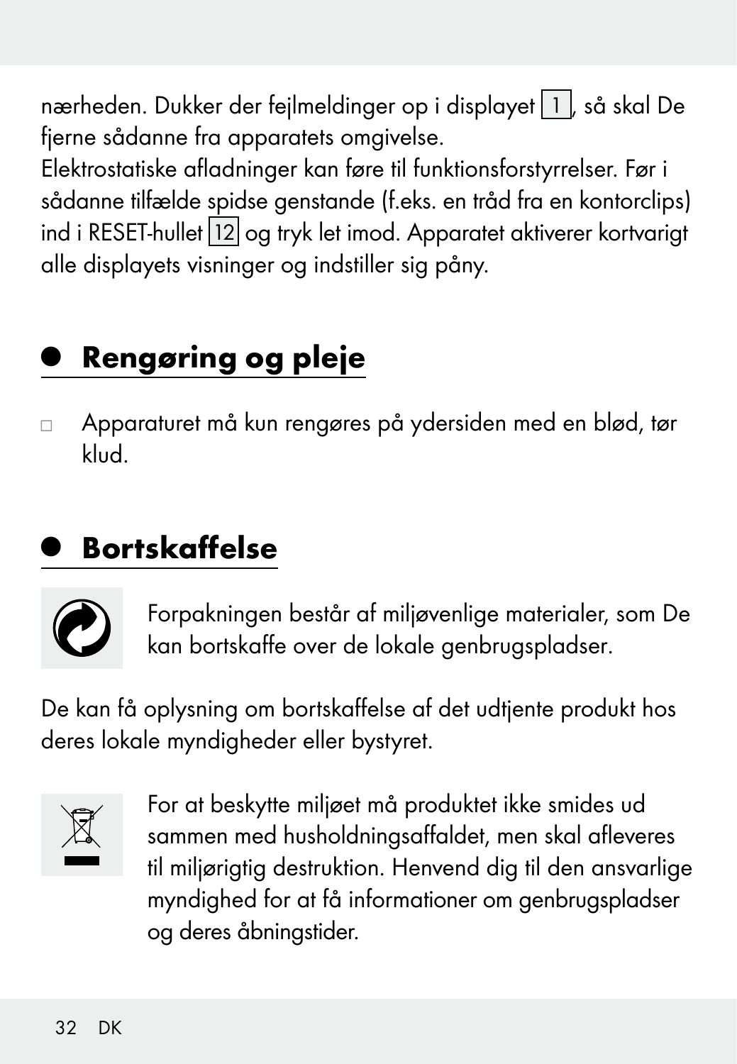nærheden. Dukker der fejlmeldinger op i displayet 1, så skal De fjerne sådanne fra apparatets omgivelse.
Elektrostatiske afladninger kan føre til funktionsforstyrrelser. Før i sådanne tilfælde spidse genstande (f.eks. en tråd fra en kontorclips) ind i RESET-hullet 12 og tryk let imod. Apparatet aktiverer kortvarigt alle displayets visninger og indstiller sig påny.

## Rengøring og pleje

- Apparaturet må kun rengøres på ydersiden med en blød, tør klud.

## Bortskaffelse

Forpakningen består af miljøvenlige materialer, som De kan bortskaffe over de lokale genbrugspladser.

De kan få oplysning om bortskaffelse af det udtjente produkt hos deres lokale myndigheder eller bystyret.

For at beskytte miljøet må produktet ikke smides ud sammen med husholdningsaffaldet, men skal afleveres til miljørigtig destruktion. Henvend dig til den ansvarlige myndighed for at få informationer om genbrugspladser og deres åbningstider.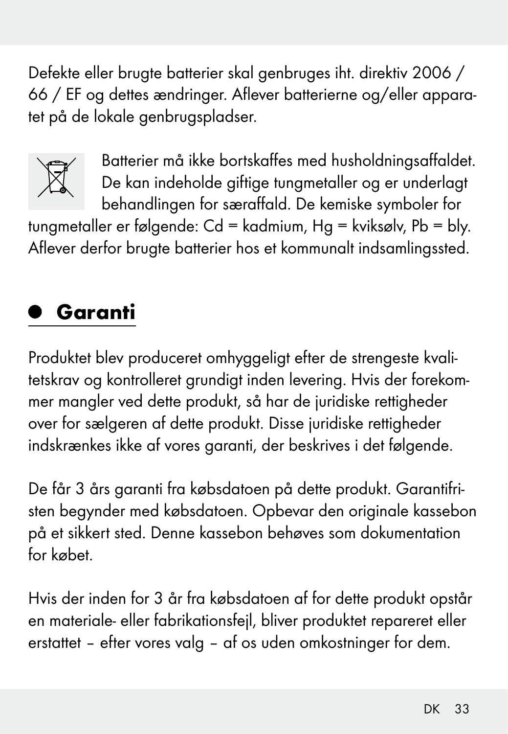Defekte eller brugte batterier skal genbruges iht. direktiv 2006 / 66 / EF og dettes ændringer. Aflever batterierne og/eller apparatet på de lokale genbrugspladser.

Batterier må ikke bortskaffes med husholdningsaffaldet. De kan indeholde giftige tungmetaller og er underlagt behandlingen for særaffald. De kemiske symboler for tungmetaller er følgende: Cd = kadmium, Hg = kviksølv, Pb = bly. Aflever derfor brugte batterier hos et kommunalt indsamlingssted.

## Garanti

Produktet blev produceret omhyggeligt efter de strengeste kvalitetskrav og kontrolleret grundigt inden levering. Hvis der forekommer mangler ved dette produkt, så har de juridiske rettigheder over for sælgeren af dette produkt. Disse juridiske rettigheder indskrænkes ikke af vores garanti, der beskrives i det følgende.

De får 3 års garanti fra købsdatoen på dette produkt. Garantifristen begynder med købsdatoen. Opbevar den originale kassebon på et sikkert sted. Denne kassebon behøves som dokumentation for købet.

Hvis der inden for 3 år fra købsdatoen af for dette produkt opstår en materiale- eller fabrikationsfejl, bliver produktet repareret eller erstattet – efter vores valg – af os uden omkostninger for dem.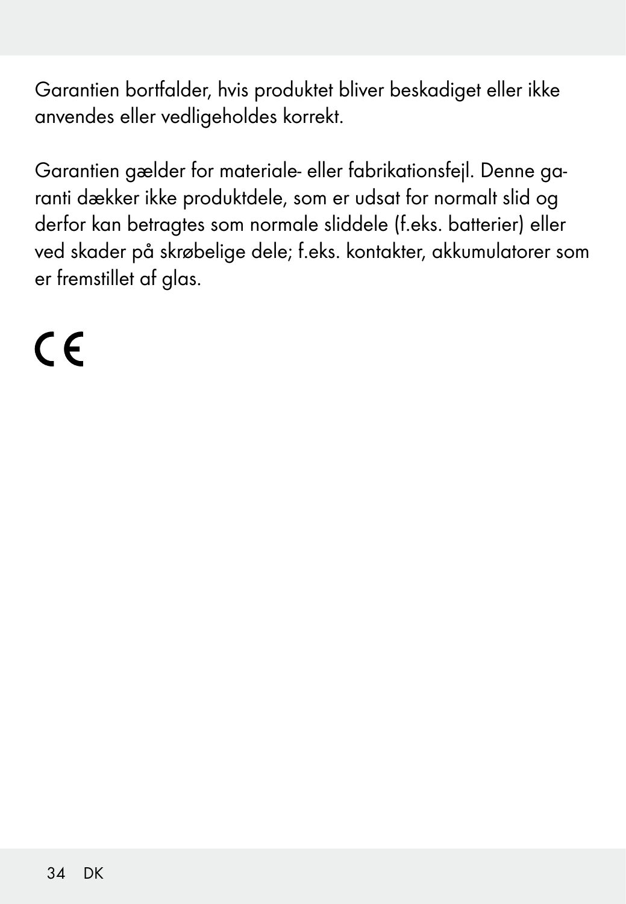Garantien bortfalder, hvis produktet bliver beskadiget eller ikke anvendes eller vedligeholdes korrekt.

Garantien gælder for materiale- eller fabrikationsfejl. Denne garanti dækker ikke produktdele, som er udsat for normalt slid og derfor kan betragtes som normale sliddele (f.eks. batterier) eller ved skader på skrøbelige dele; f.eks. kontakter, akkumulatorer som er fremstillet af glas.

CE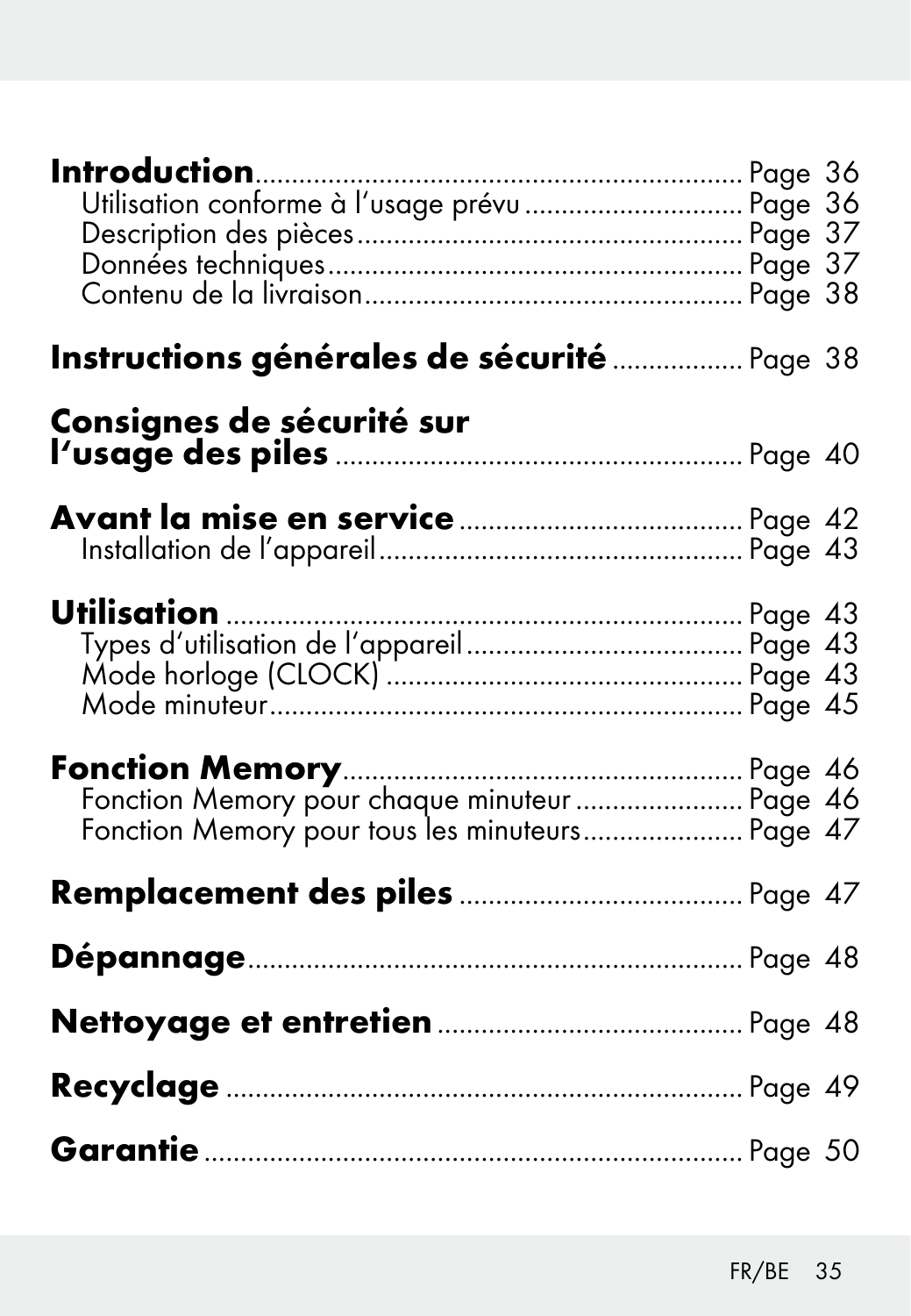**Introduction** .................................................... Page 36
Utilisation conforme à l'usage prévu ............................ Page 36
Description des pièces .................................................. Page 37
Données techniques ....................................................... Page 37
Contenu de la livraison .................................................. Page 38

**Instructions générales de sécurité** ................. Page 38

**Consignes de sécurité sur l'usage des piles** ....................................................... Page 40

**Avant la mise en service** ...................................... Page 42
Installation de l'appareil ................................................ Page 43

**Utilisation** ....................................................... Page 43
Types d'utilisation de l'appareil ..................................... Page 43
Mode horloge (CLOCK) ................................................ Page 43
Mode minuteur ................................................................ Page 45

**Fonction Memory** ..................................................... Page 46
Fonction Memory pour chaque minuteur ...................... Page 46
Fonction Memory pour tous les minuteurs ..................... Page 47

**Remplacement des piles** ...................................... Page 47

**Dépannage** ................................................................... Page 48

**Nettoyage et entretien** .......................................... Page 48

**Recyclage** ....................................................................... Page 49

**Garantie** .......................................................................... Page 50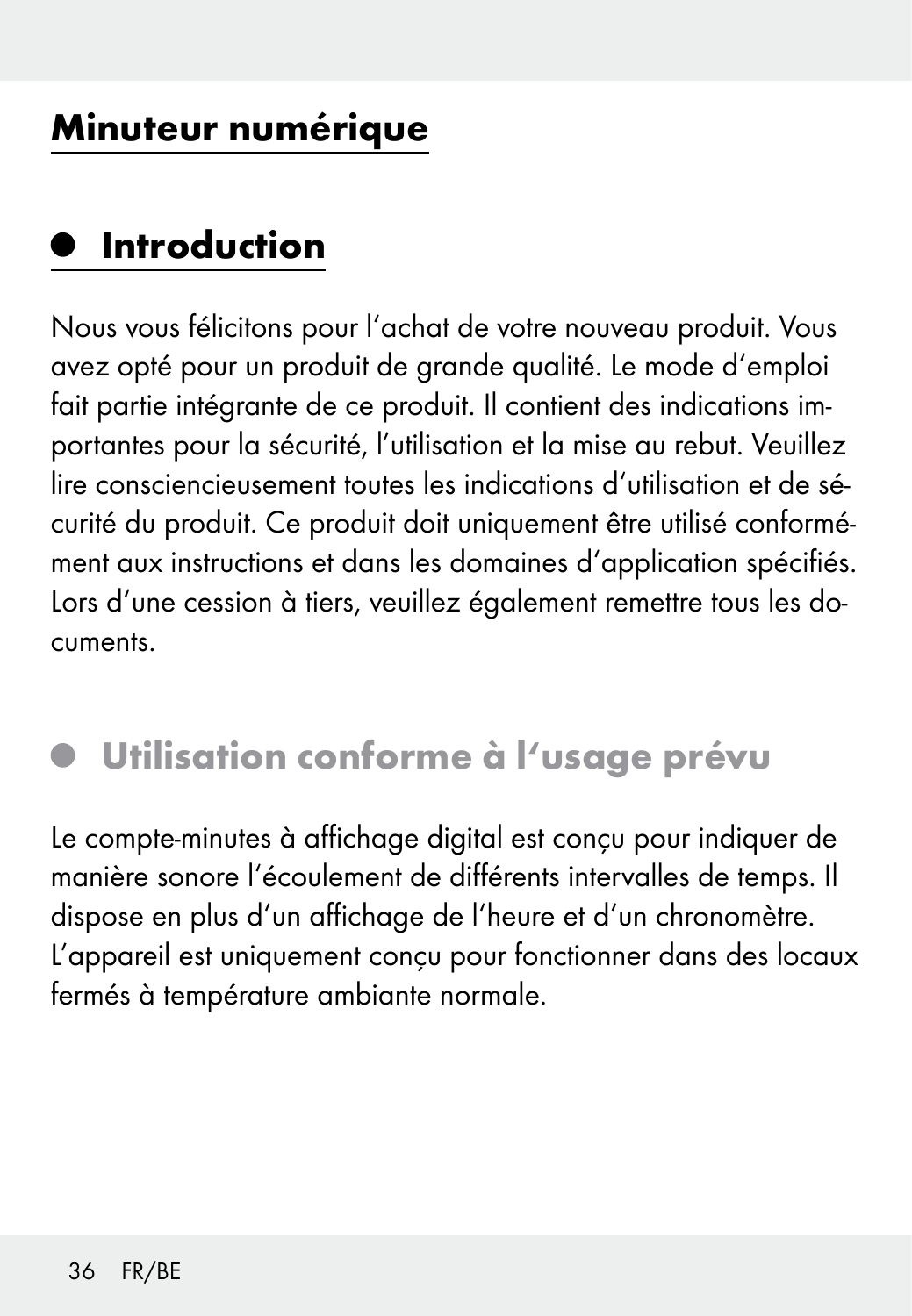# Minuteur numérique

## Introduction

Nous vous félicitons pour l'achat de votre nouveau produit. Vous avez opté pour un produit de grande qualité. Le mode d'emploi fait partie intégrante de ce produit. Il contient des indications importantes pour la sécurité, l'utilisation et la mise au rebut. Veuillez lire consciencieusement toutes les indications d'utilisation et de sécurité du produit. Ce produit doit uniquement être utilisé conformément aux instructions et dans les domaines d'application spécifiés. Lors d'une cession à tiers, veuillez également remettre tous les documents.

## Utilisation conforme à l'usage prévu

Le compte-minutes à affichage digital est conçu pour indiquer de manière sonore l'écoulement de différents intervalles de temps. Il dispose en plus d'un affichage de l'heure et d'un chronomètre. L'appareil est uniquement conçu pour fonctionner dans des locaux fermés à température ambiante normale.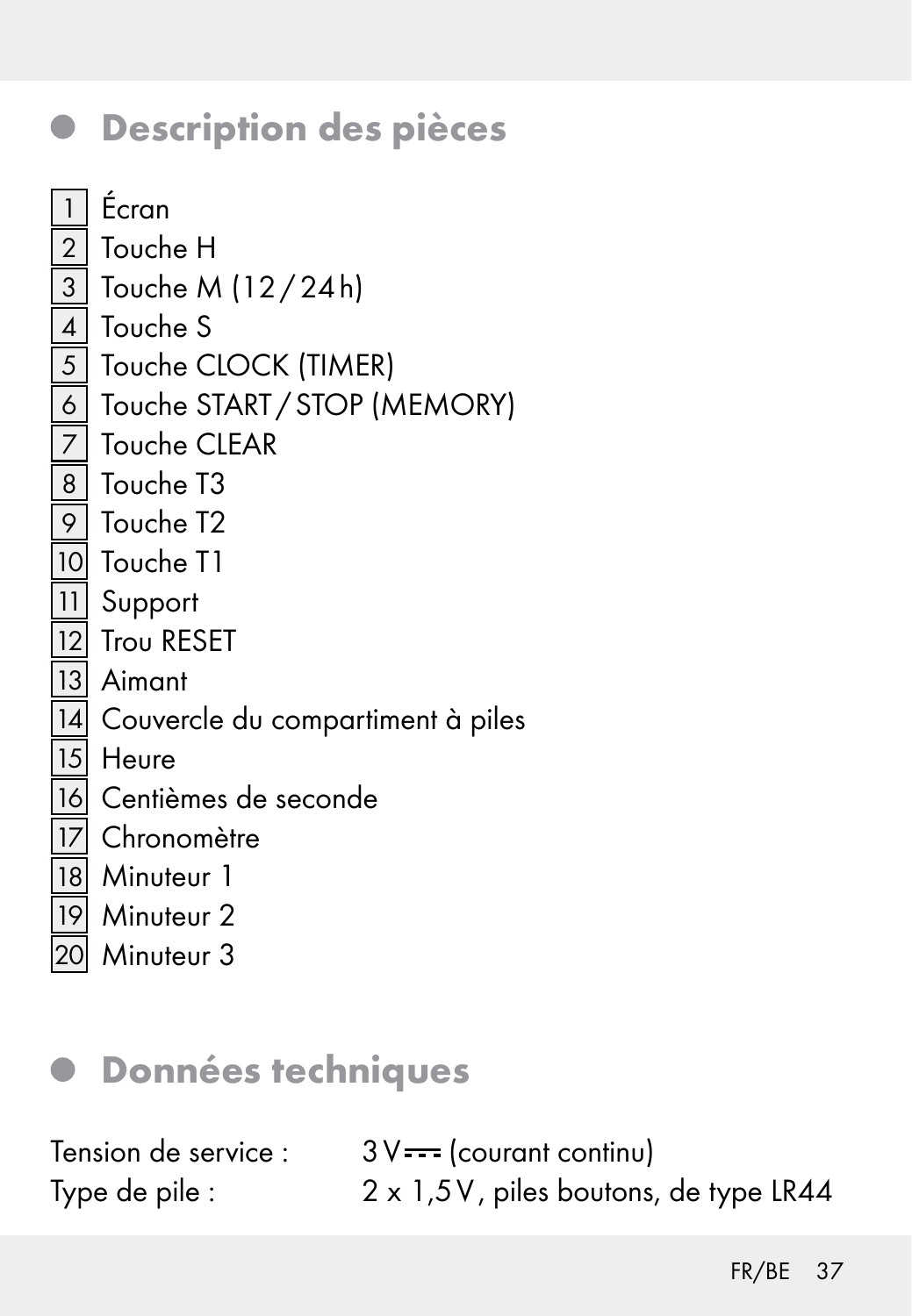## Description des pièces

1 Écran
2 Touche H
3 Touche M (12 / 24 h)
4 Touche S
5 Touche CLOCK (TIMER)
6 Touche START / STOP (MEMORY)
7 Touche CLEAR
8 Touche T3
9 Touche T2
10 Touche T1
11 Support
12 Trou RESET
13 Aimant
14 Couvercle du compartiment à piles
15 Heure
16 Centièmes de seconde
17 Chronomètre
18 Minuteur 1
19 Minuteur 2
20 Minuteur 3

## Données techniques

| | |
|---|---|
| Tension de service : | 3 V ⎓ (courant continu) |
| Type de pile : | 2 x 1,5 V, piles boutons, de type LR44 |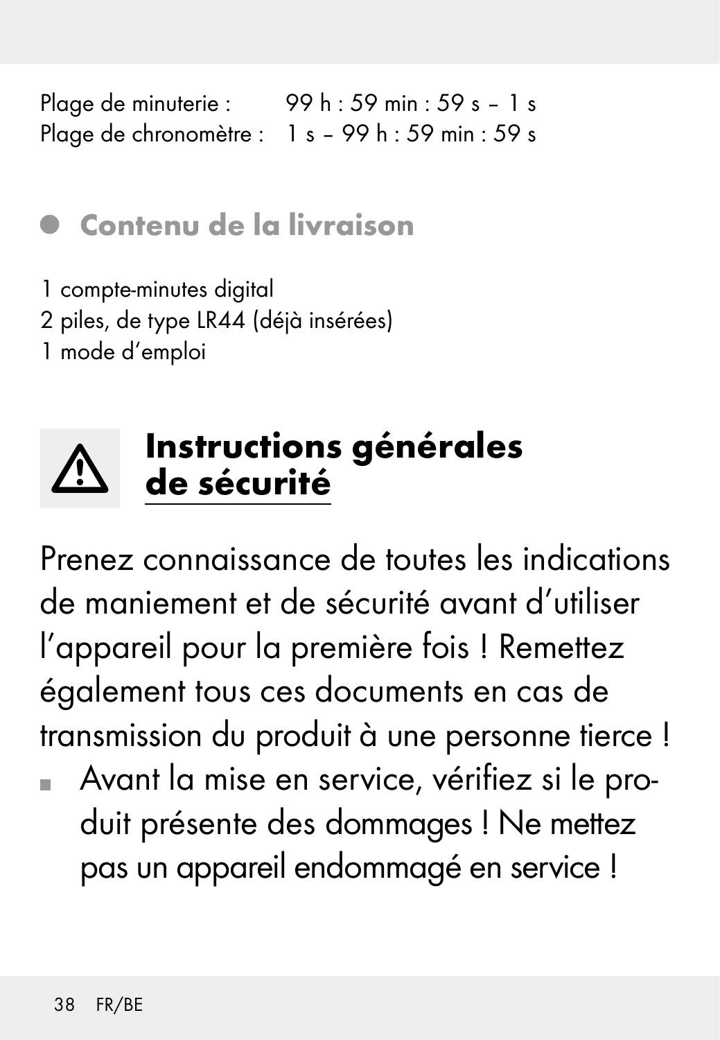Plage de minuterie : 99 h : 59 min : 59 s – 1 s
Plage de chronomètre : 1 s – 99 h : 59 min : 59 s

## Contenu de la livraison

1 compte-minutes digital
2 piles, de type LR44 (déjà insérées)
1 mode d'emploi

# ⚠ Instructions générales de sécurité

Prenez connaissance de toutes les indications de maniement et de sécurité avant d'utiliser l'appareil pour la première fois ! Remettez également tous ces documents en cas de transmission du produit à une personne tierce !

- Avant la mise en service, vérifiez si le produit présente des dommages ! Ne mettez pas un appareil endommagé en service !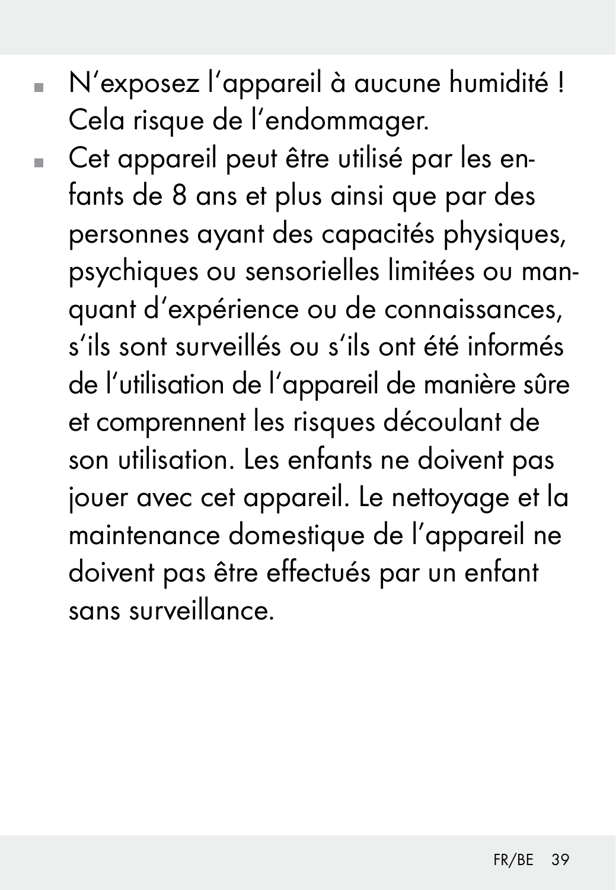- N'exposez l'appareil à aucune humidité ! Cela risque de l'endommager.
- Cet appareil peut être utilisé par les enfants de 8 ans et plus ainsi que par des personnes ayant des capacités physiques, psychiques ou sensorielles limitées ou manquant d'expérience ou de connaissances, s'ils sont surveillés ou s'ils ont été informés de l'utilisation de l'appareil de manière sûre et comprennent les risques découlant de son utilisation. Les enfants ne doivent pas jouer avec cet appareil. Le nettoyage et la maintenance domestique de l'appareil ne doivent pas être effectués par un enfant sans surveillance.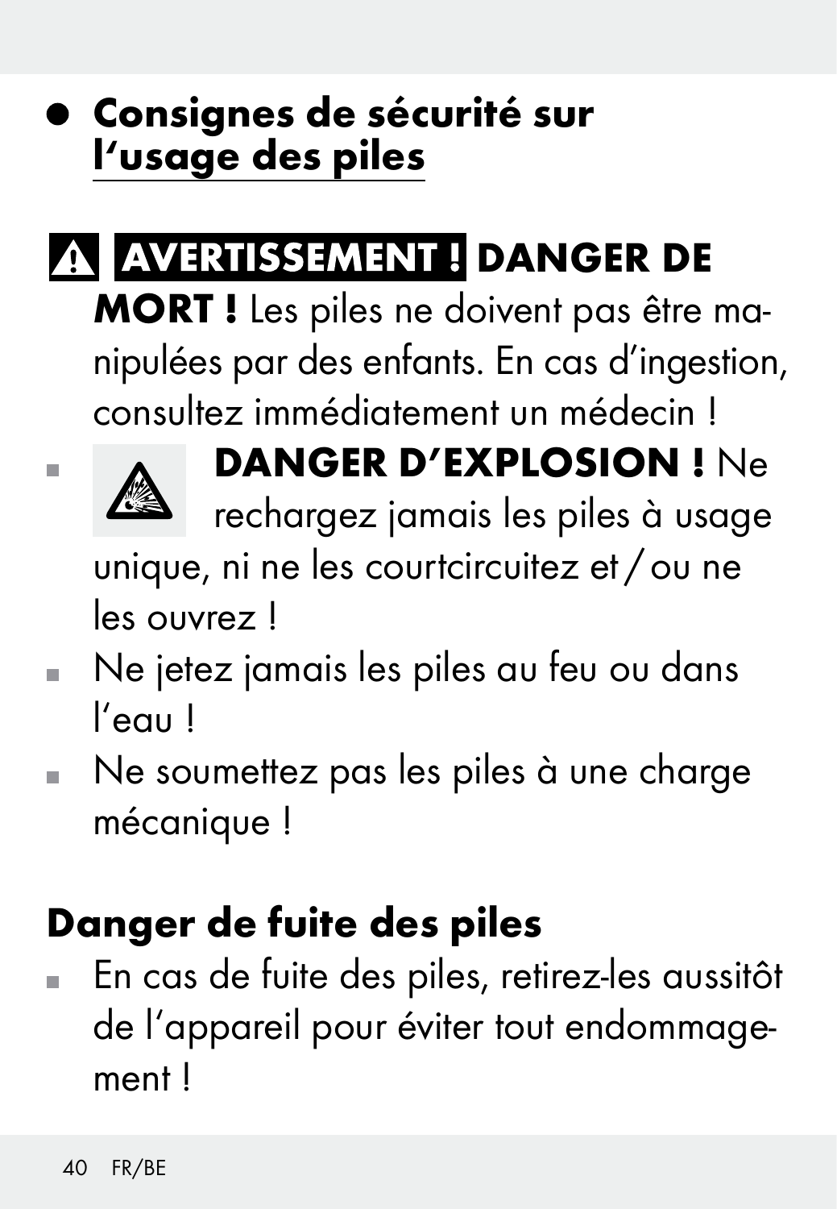- **Consignes de sécurité sur l'usage des piles**

⚠ **AVERTISSEMENT ! DANGER DE MORT !** Les piles ne doivent pas être manipulées par des enfants. En cas d'ingestion, consultez immédiatement un médecin !

- **DANGER D'EXPLOSION !** Ne rechargez jamais les piles à usage unique, ni ne les courtcircuitez et / ou ne les ouvrez !
- Ne jetez jamais les piles au feu ou dans l'eau !
- Ne soumettez pas les piles à une charge mécanique !

**Danger de fuite des piles**

- En cas de fuite des piles, retirez-les aussitôt de l'appareil pour éviter tout endommagement !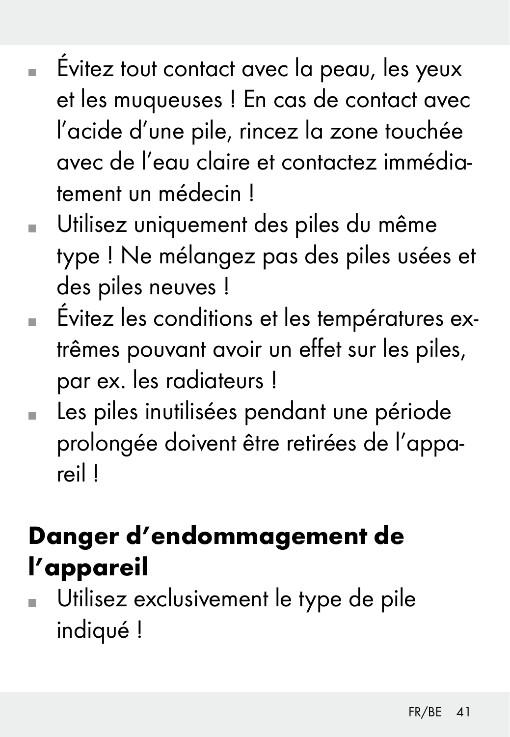- Évitez tout contact avec la peau, les yeux et les muqueuses ! En cas de contact avec l’acide d’une pile, rincez la zone touchée avec de l’eau claire et contactez immédiatement un médecin !
- Utilisez uniquement des piles du même type ! Ne mélangez pas des piles usées et des piles neuves !
- Évitez les conditions et les températures extrêmes pouvant avoir un effet sur les piles, par ex. les radiateurs !
- Les piles inutilisées pendant une période prolongée doivent être retirées de l’appareil !

## Danger d’endommagement de l’appareil

- Utilisez exclusivement le type de pile indiqué !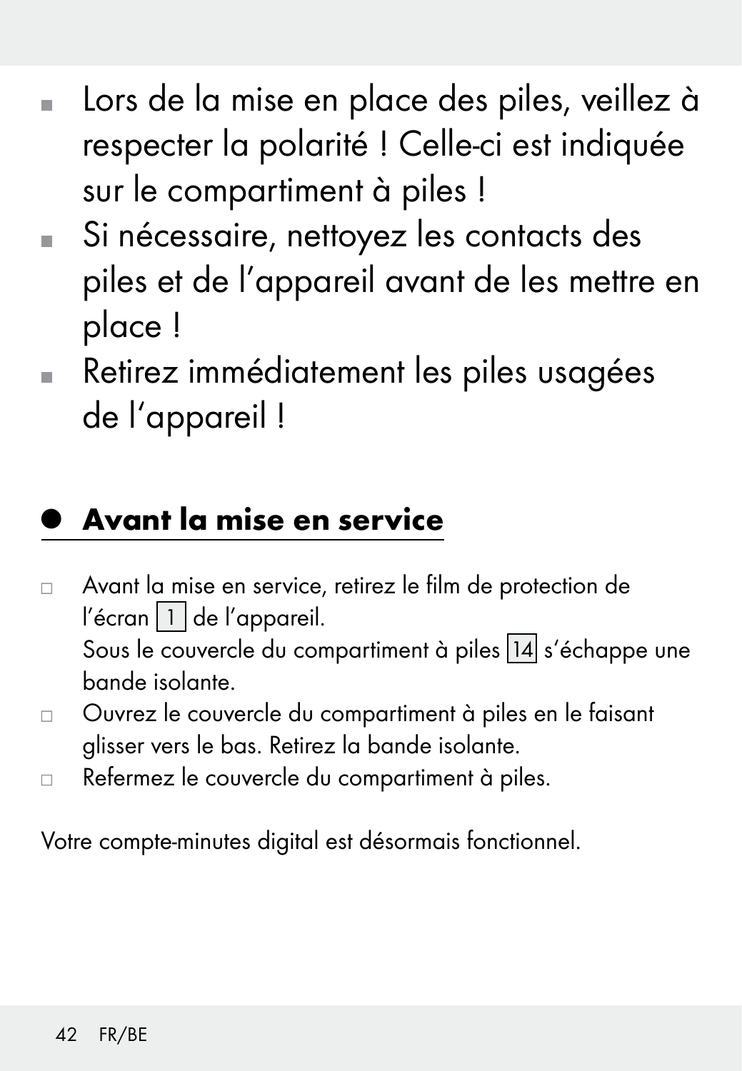- Lors de la mise en place des piles, veillez à respecter la polarité ! Celle-ci est indiquée sur le compartiment à piles !
- Si nécessaire, nettoyez les contacts des piles et de l’appareil avant de les mettre en place !
- Retirez immédiatement les piles usagées de l‘appareil !

## Avant la mise en service

- Avant la mise en service, retirez le film de protection de l’écran [1] de l’appareil.
  Sous le couvercle du compartiment à piles [14] s‘échappe une bande isolante.
- Ouvrez le couvercle du compartiment à piles en le faisant glisser vers le bas. Retirez la bande isolante.
- Refermez le couvercle du compartiment à piles.

Votre compte-minutes digital est désormais fonctionnel.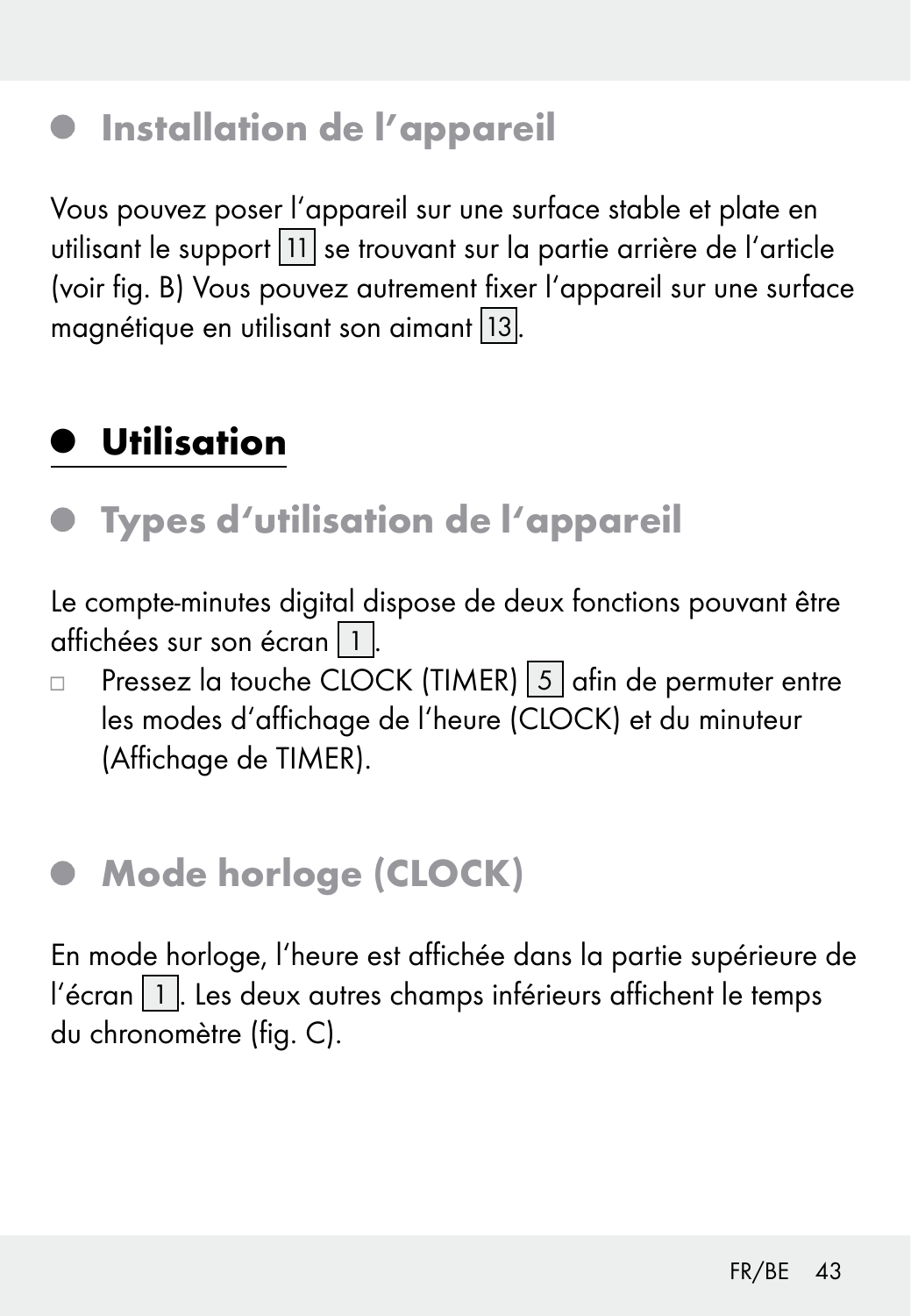## Installation de l'appareil

Vous pouvez poser l'appareil sur une surface stable et plate en utilisant le support 11 se trouvant sur la partie arrière de l'article (voir fig. B) Vous pouvez autrement fixer l'appareil sur une surface magnétique en utilisant son aimant 13.

# Utilisation

## Types d'utilisation de l'appareil

Le compte-minutes digital dispose de deux fonctions pouvant être affichées sur son écran 1.

- Pressez la touche CLOCK (TIMER) 5 afin de permuter entre les modes d'affichage de l'heure (CLOCK) et du minuteur (Affichage de TIMER).

## Mode horloge (CLOCK)

En mode horloge, l'heure est affichée dans la partie supérieure de l'écran 1. Les deux autres champs inférieurs affichent le temps du chronomètre (fig. C).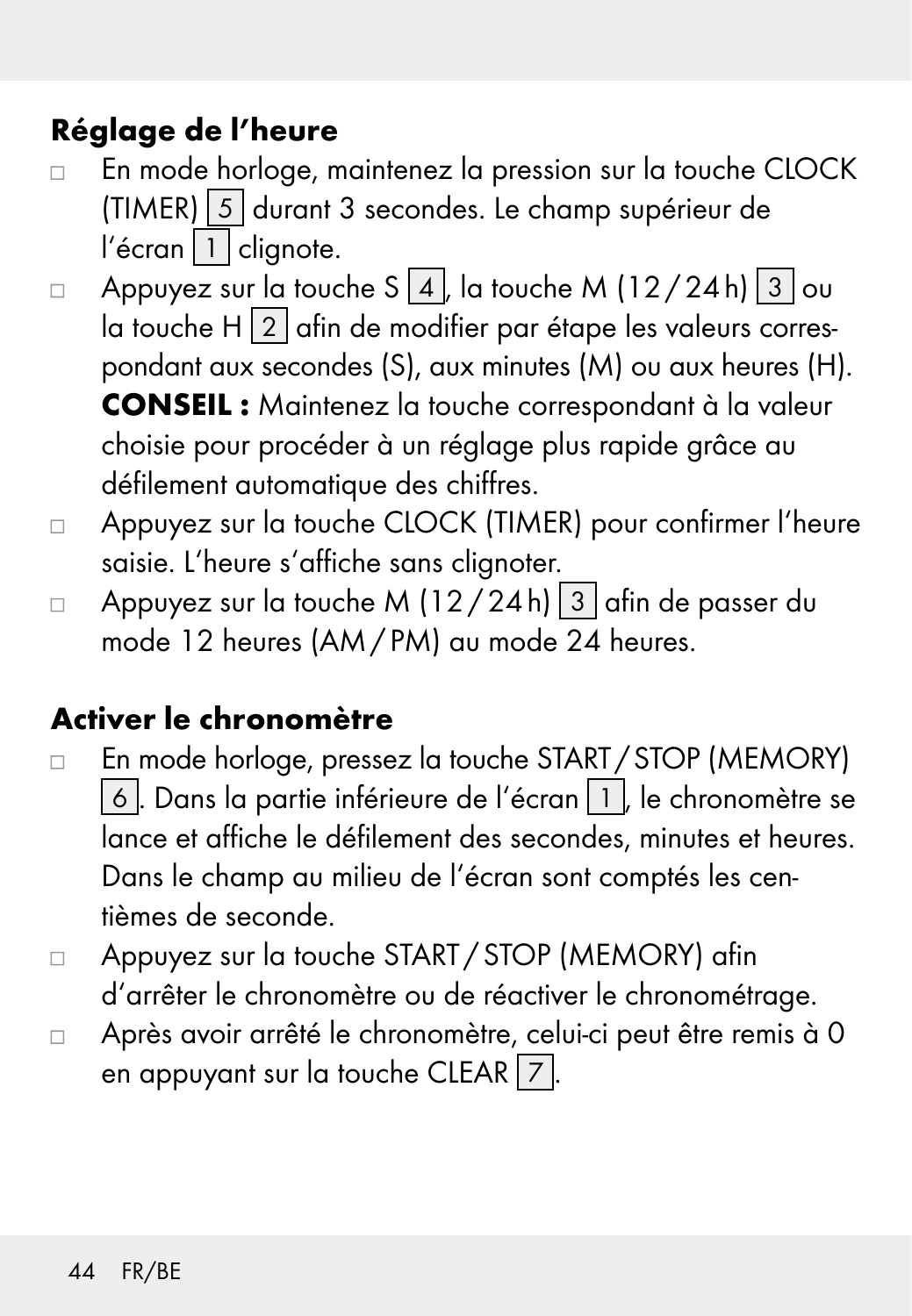## Réglage de l’heure

- En mode horloge, maintenez la pression sur la touche CLOCK (TIMER) 5 durant 3 secondes. Le champ supérieur de l’écran 1 clignote.
- Appuyez sur la touche S 4, la touche M (12 / 24 h) 3 ou la touche H 2 afin de modifier par étape les valeurs correspondant aux secondes (S), aux minutes (M) ou aux heures (H).
  **CONSEIL :** Maintenez la touche correspondant à la valeur choisie pour procéder à un réglage plus rapide grâce au défilement automatique des chiffres.
- Appuyez sur la touche CLOCK (TIMER) pour confirmer l‘heure saisie. L‘heure s’affiche sans clignoter.
- Appuyez sur la touche M (12 / 24 h) 3 afin de passer du mode 12 heures (AM / PM) au mode 24 heures.

## Activer le chronomètre

- En mode horloge, pressez la touche START / STOP (MEMORY) 6. Dans la partie inférieure de l‘écran 1, le chronomètre se lance et affiche le défilement des secondes, minutes et heures. Dans le champ au milieu de l‘écran sont comptés les centièmes de seconde.
- Appuyez sur la touche START / STOP (MEMORY) afin d’arrêter le chronomètre ou de réactiver le chronométrage.
- Après avoir arrêté le chronomètre, celui-ci peut être remis à 0 en appuyant sur la touche CLEAR 7.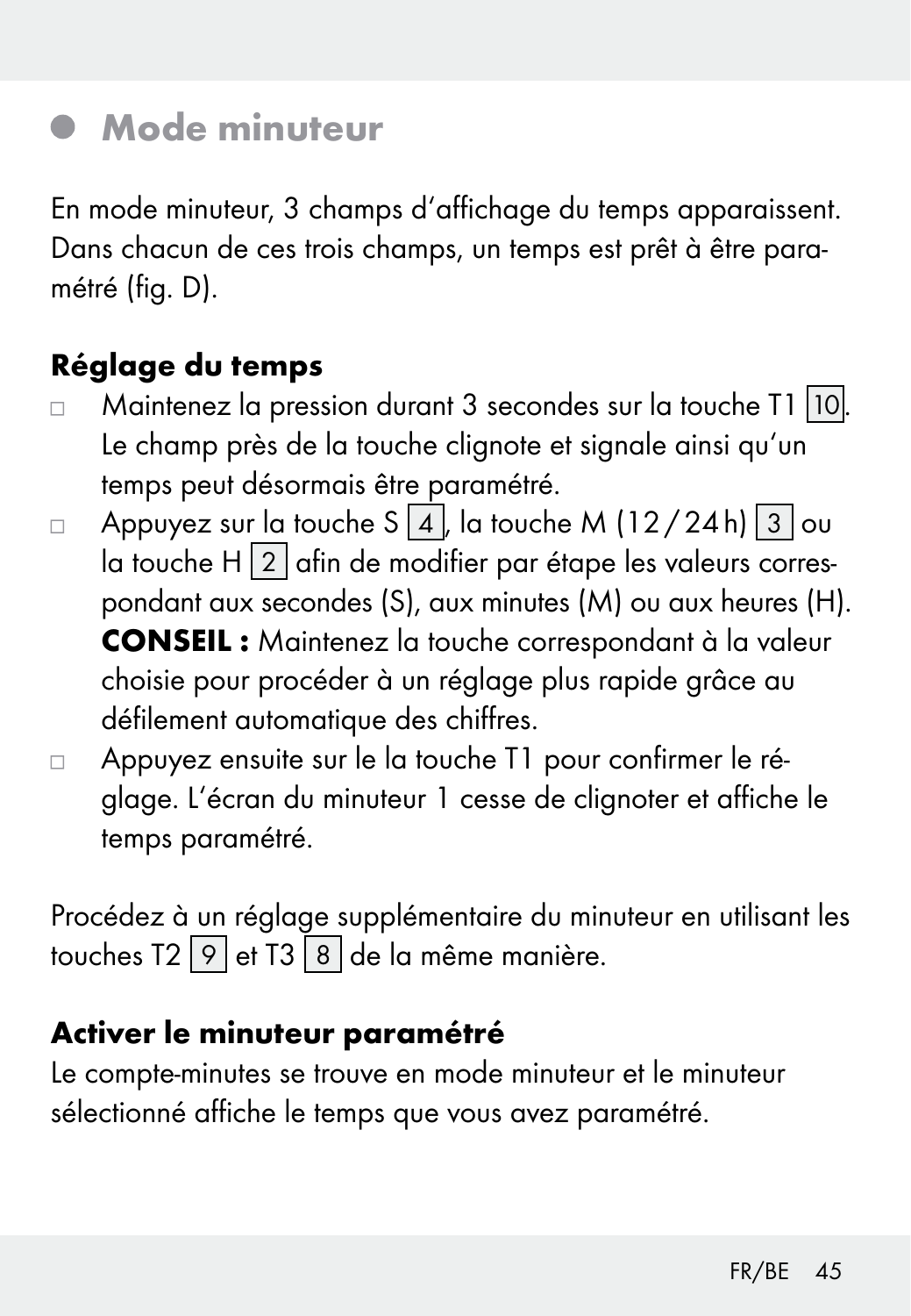## Mode minuteur

En mode minuteur, 3 champs d'affichage du temps apparaissent. Dans chacun de ces trois champs, un temps est prêt à être paramétré (fig. D).

### Réglage du temps

- Maintenez la pression durant 3 secondes sur la touche T1 10. Le champ près de la touche clignote et signale ainsi qu'un temps peut désormais être paramétré.
- Appuyez sur la touche S 4, la touche M (12 / 24 h) 3 ou la touche H 2 afin de modifier par étape les valeurs correspondant aux secondes (S), aux minutes (M) ou aux heures (H). **CONSEIL :** Maintenez la touche correspondant à la valeur choisie pour procéder à un réglage plus rapide grâce au défilement automatique des chiffres.
- Appuyez ensuite sur le la touche T1 pour confirmer le réglage. L'écran du minuteur 1 cesse de clignoter et affiche le temps paramétré.

Procédez à un réglage supplémentaire du minuteur en utilisant les touches T2 9 et T3 8 de la même manière.

### Activer le minuteur paramétré

Le compte-minutes se trouve en mode minuteur et le minuteur sélectionné affiche le temps que vous avez paramétré.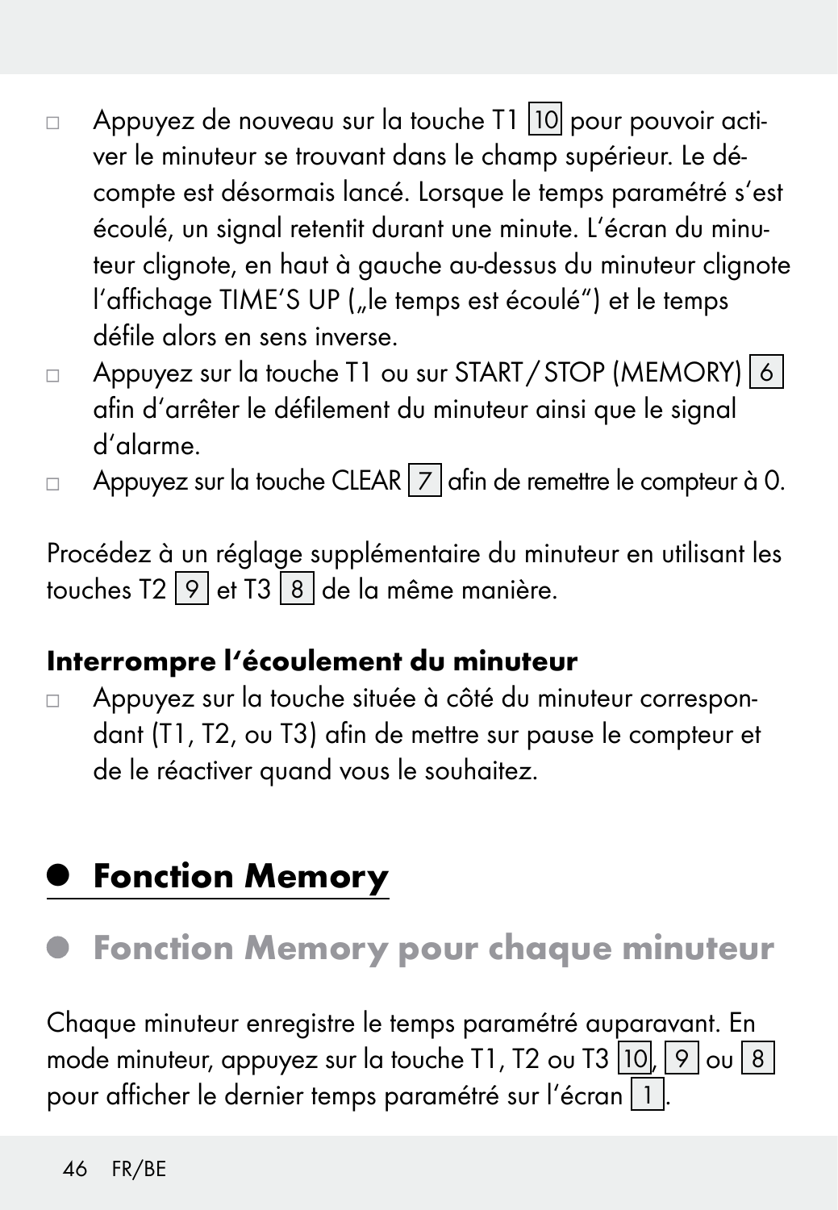- Appuyez de nouveau sur la touche T1 10 pour pouvoir activer le minuteur se trouvant dans le champ supérieur. Le décompte est désormais lancé. Lorsque le temps paramétré s'est écoulé, un signal retentit durant une minute. L'écran du minuteur clignote, en haut à gauche au-dessus du minuteur clignote l'affichage TIME'S UP („le temps est écoulé") et le temps défile alors en sens inverse.
- Appuyez sur la touche T1 ou sur START / STOP (MEMORY) 6 afin d'arrêter le défilement du minuteur ainsi que le signal d'alarme.
- Appuyez sur la touche CLEAR 7 afin de remettre le compteur à 0.

Procédez à un réglage supplémentaire du minuteur en utilisant les touches T2 9 et T3 8 de la même manière.

**Interrompre l'écoulement du minuteur**

- Appuyez sur la touche située à côté du minuteur correspondant (T1, T2, ou T3) afin de mettre sur pause le compteur et de le réactiver quand vous le souhaitez.

# Fonction Memory

## Fonction Memory pour chaque minuteur

Chaque minuteur enregistre le temps paramétré auparavant. En mode minuteur, appuyez sur la touche T1, T2 ou T3 10, 9 ou 8 pour afficher le dernier temps paramétré sur l'écran 1.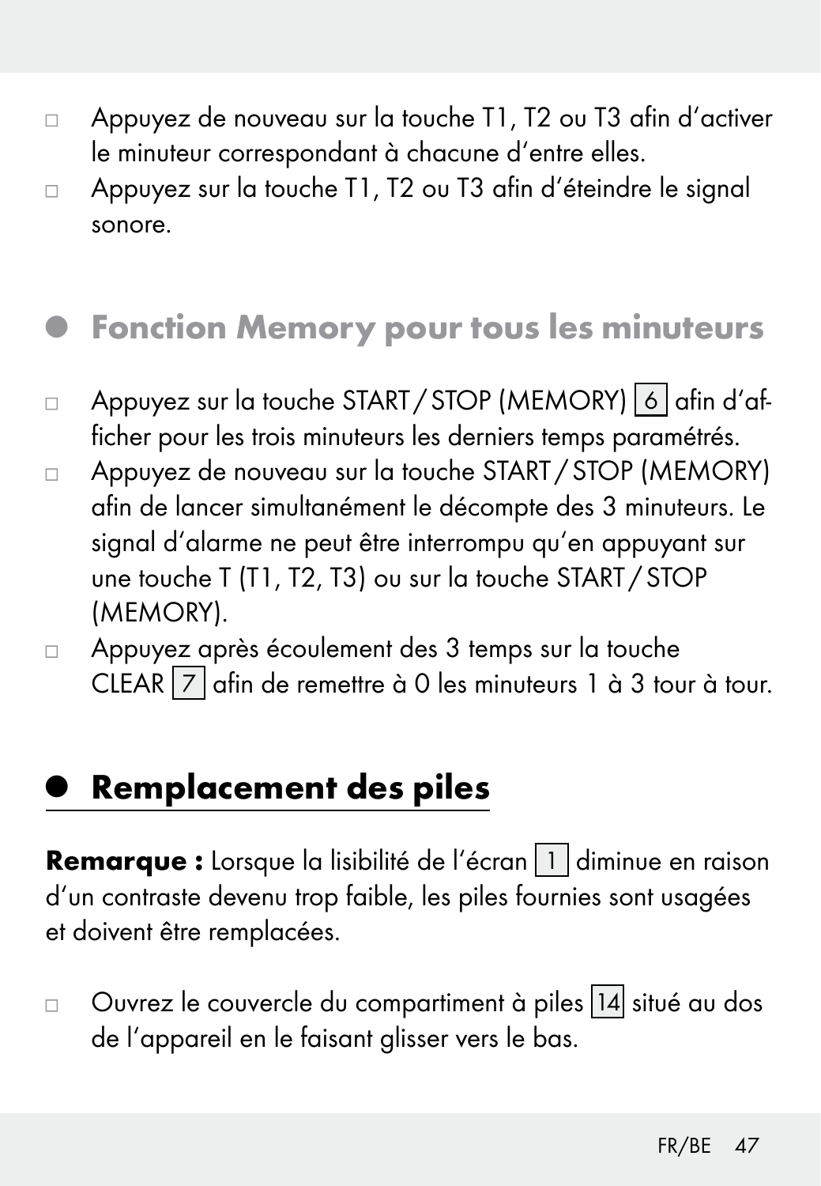- Appuyez de nouveau sur la touche T1, T2 ou T3 afin d'activer le minuteur correspondant à chacune d'entre elles.
- Appuyez sur la touche T1, T2 ou T3 afin d'éteindre le signal sonore.

## Fonction Memory pour tous les minuteurs

- Appuyez sur la touche START / STOP (MEMORY) 6 afin d'afficher pour les trois minuteurs les derniers temps paramétrés.
- Appuyez de nouveau sur la touche START / STOP (MEMORY) afin de lancer simultanément le décompte des 3 minuteurs. Le signal d'alarme ne peut être interrompu qu'en appuyant sur une touche T (T1, T2, T3) ou sur la touche START / STOP (MEMORY).
- Appuyez après écoulement des 3 temps sur la touche CLEAR 7 afin de remettre à 0 les minuteurs 1 à 3 tour à tour.

## Remplacement des piles

**Remarque :** Lorsque la lisibilité de l'écran 1 diminue en raison d'un contraste devenu trop faible, les piles fournies sont usagées et doivent être remplacées.

- Ouvrez le couvercle du compartiment à piles 14 situé au dos de l'appareil en le faisant glisser vers le bas.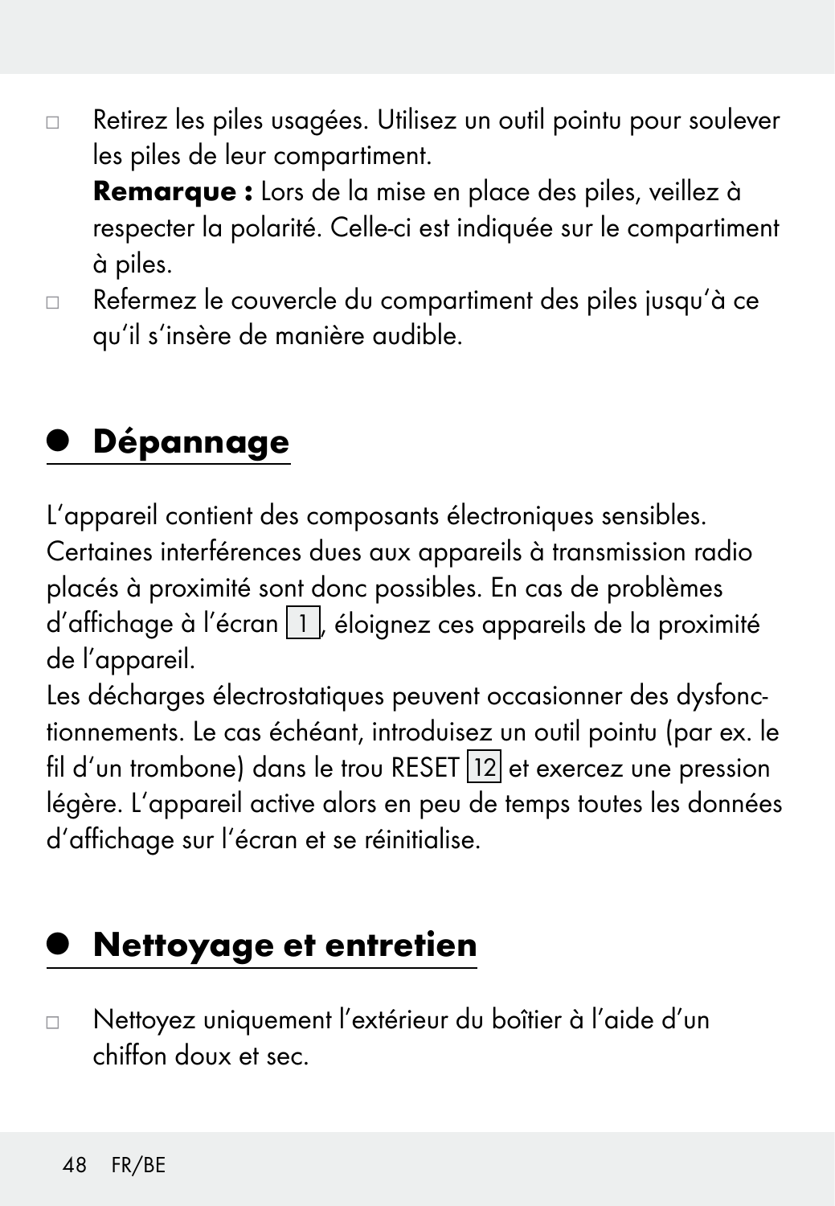- Retirez les piles usagées. Utilisez un outil pointu pour soulever les piles de leur compartiment.
  **Remarque :** Lors de la mise en place des piles, veillez à respecter la polarité. Celle-ci est indiquée sur le compartiment à piles.
- Refermez le couvercle du compartiment des piles jusqu'à ce qu'il s'insère de manière audible.

## Dépannage

L'appareil contient des composants électroniques sensibles. Certaines interférences dues aux appareils à transmission radio placés à proximité sont donc possibles. En cas de problèmes d'affichage à l'écran 1, éloignez ces appareils de la proximité de l'appareil.
Les décharges électrostatiques peuvent occasionner des dysfonctionnements. Le cas échéant, introduisez un outil pointu (par ex. le fil d'un trombone) dans le trou RESET 12 et exercez une pression légère. L'appareil active alors en peu de temps toutes les données d'affichage sur l'écran et se réinitialise.

## Nettoyage et entretien

- Nettoyez uniquement l'extérieur du boîtier à l'aide d'un chiffon doux et sec.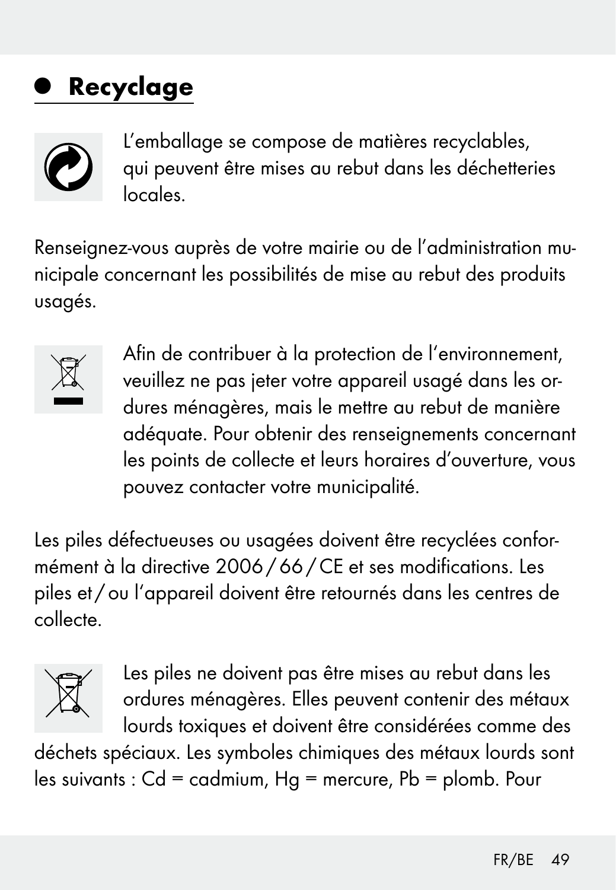## Recyclage

L'emballage se compose de matières recyclables, qui peuvent être mises au rebut dans les déchetteries locales.

Renseignez-vous auprès de votre mairie ou de l'administration municipale concernant les possibilités de mise au rebut des produits usagés.

Afin de contribuer à la protection de l'environnement, veuillez ne pas jeter votre appareil usagé dans les ordures ménagères, mais le mettre au rebut de manière adéquate. Pour obtenir des renseignements concernant les points de collecte et leurs horaires d'ouverture, vous pouvez contacter votre municipalité.

Les piles défectueuses ou usagées doivent être recyclées conformément à la directive 2006 / 66 / CE et ses modifications. Les piles et / ou l'appareil doivent être retournés dans les centres de collecte.

Les piles ne doivent pas être mises au rebut dans les ordures ménagères. Elles peuvent contenir des métaux lourds toxiques et doivent être considérées comme des déchets spéciaux. Les symboles chimiques des métaux lourds sont les suivants : Cd = cadmium, Hg = mercure, Pb = plomb. Pour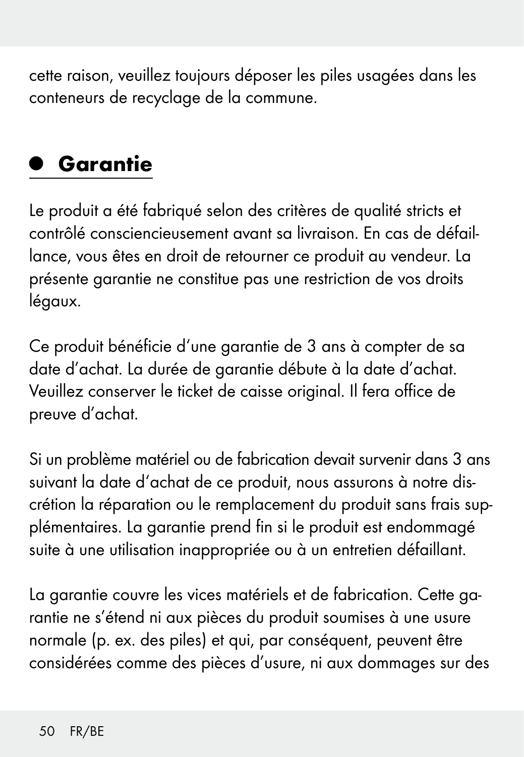cette raison, veuillez toujours déposer les piles usagées dans les conteneurs de recyclage de la commune.

## Garantie

Le produit a été fabriqué selon des critères de qualité stricts et contrôlé consciencieusement avant sa livraison. En cas de défaillance, vous êtes en droit de retourner ce produit au vendeur. La présente garantie ne constitue pas une restriction de vos droits légaux.

Ce produit bénéficie d'une garantie de 3 ans à compter de sa date d'achat. La durée de garantie débute à la date d'achat. Veuillez conserver le ticket de caisse original. Il fera office de preuve d'achat.

Si un problème matériel ou de fabrication devait survenir dans 3 ans suivant la date d'achat de ce produit, nous assurons à notre discrétion la réparation ou le remplacement du produit sans frais supplémentaires. La garantie prend fin si le produit est endommagé suite à une utilisation inappropriée ou à un entretien défaillant.

La garantie couvre les vices matériels et de fabrication. Cette garantie ne s'étend ni aux pièces du produit soumises à une usure normale (p. ex. des piles) et qui, par conséquent, peuvent être considérées comme des pièces d'usure, ni aux dommages sur des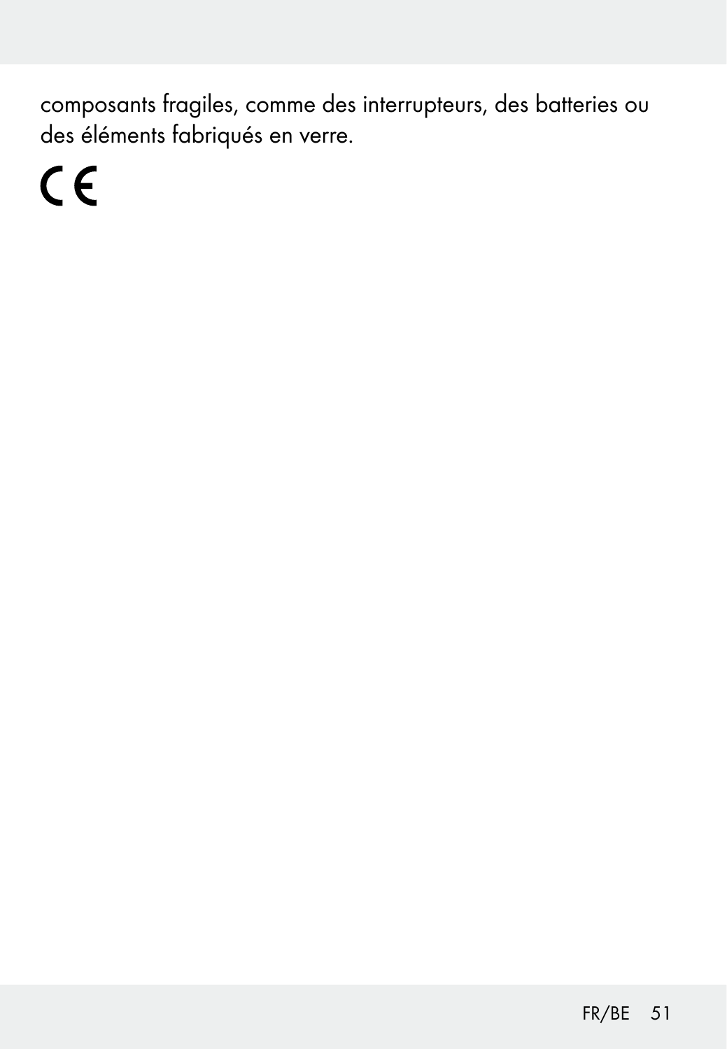composants fragiles, comme des interrupteurs, des batteries ou des éléments fabriqués en verre.

CE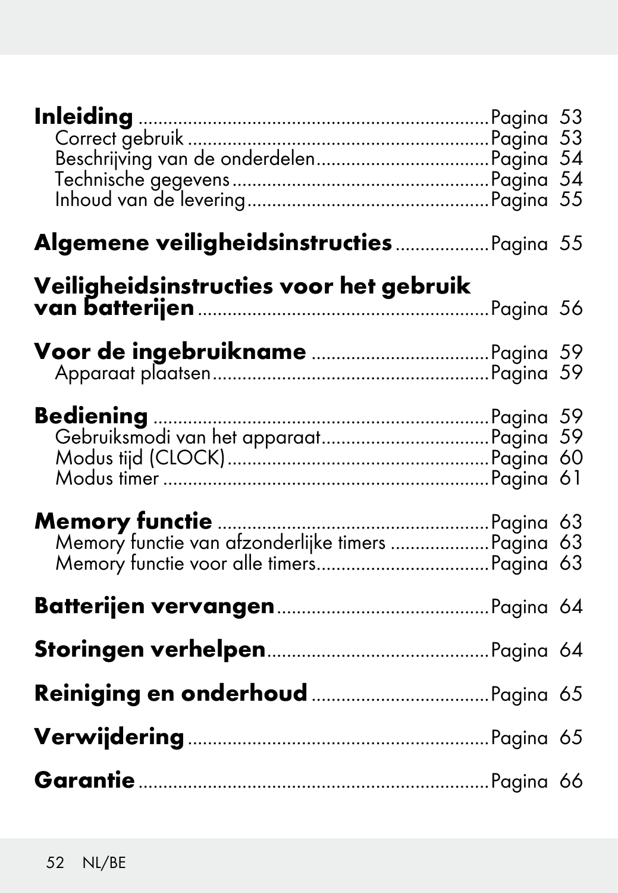**Inleiding** .................................................................. Pagina 53
Correct gebruik ........................................................... Pagina 53
Beschrijving van de onderdelen.................................. Pagina 54
Technische gegevens ................................................... Pagina 54
Inhoud van de levering................................................ Pagina 55

**Algemene veiligheidsinstructies** .................. Pagina 55

**Veiligheidsinstructies voor het gebruik van batterijen** ......................................................... Pagina 56

**Voor de ingebruikname** ................................... Pagina 59
Apparaat plaatsen....................................................... Pagina 59

**Bediening** ................................................................. Pagina 59
Gebruiksmodi van het apparaat................................. Pagina 59
Modus tijd (CLOCK).................................................... Pagina 60
Modus timer ................................................................ Pagina 61

**Memory functie** ...................................................... Pagina 63
Memory functie van afzonderlijke timers .................... Pagina 63
Memory functie voor alle timers.................................. Pagina 63

**Batterijen vervangen**.......................................... Pagina 64

**Storingen verhelpen**............................................ Pagina 64

**Reiniging en onderhoud** .................................. Pagina 65

**Verwijdering** ........................................................... Pagina 65

**Garantie** .................................................................. Pagina 66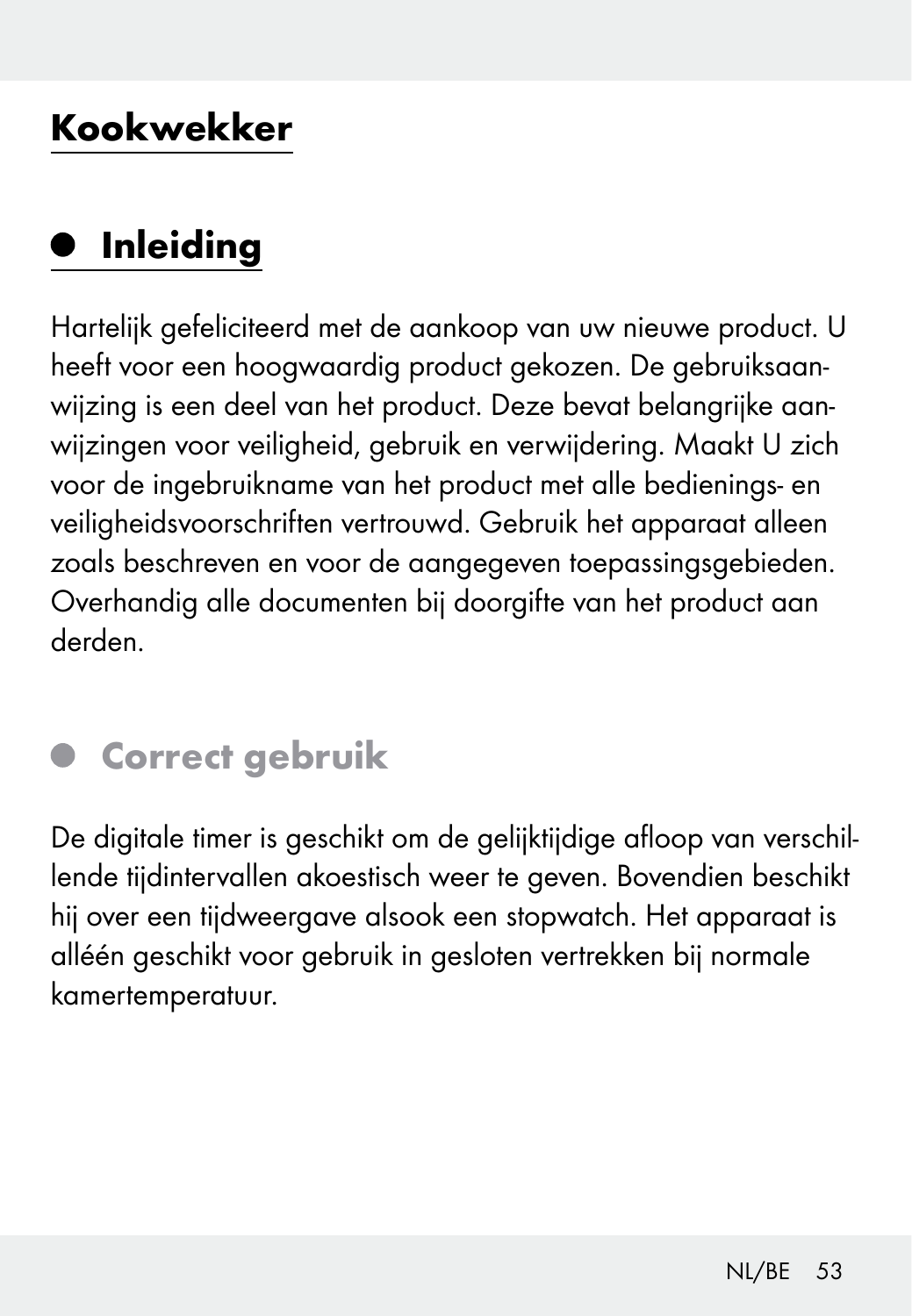# Kookwekker

## Inleiding

Hartelijk gefeliciteerd met de aankoop van uw nieuwe product. U heeft voor een hoogwaardig product gekozen. De gebruiksaanwijzing is een deel van het product. Deze bevat belangrijke aanwijzingen voor veiligheid, gebruik en verwijdering. Maakt U zich voor de ingebruikname van het product met alle bedienings- en veiligheidsvoorschriften vertrouwd. Gebruik het apparaat alleen zoals beschreven en voor de aangegeven toepassingsgebieden. Overhandig alle documenten bij doorgifte van het product aan derden.

## Correct gebruik

De digitale timer is geschikt om de gelijktijdige afloop van verschillende tijdintervallen akoestisch weer te geven. Bovendien beschikt hij over een tijdweergave alsook een stopwatch. Het apparaat is alléén geschikt voor gebruik in gesloten vertrekken bij normale kamertemperatuur.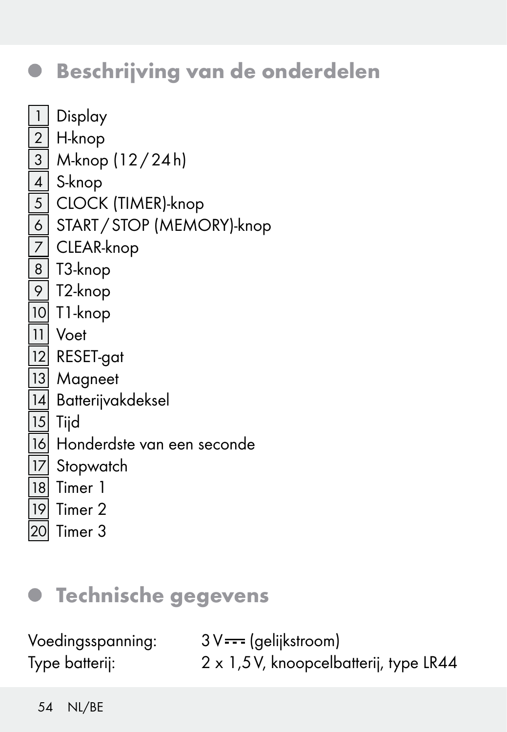## Beschrijving van de onderdelen

1 Display
2 H-knop
3 M-knop (12 / 24 h)
4 S-knop
5 CLOCK (TIMER)-knop
6 START / STOP (MEMORY)-knop
7 CLEAR-knop
8 T3-knop
9 T2-knop
10 T1-knop
11 Voet
12 RESET-gat
13 Magneet
14 Batterijvakdeksel
15 Tijd
16 Honderdste van een seconde
17 Stopwatch
18 Timer 1
19 Timer 2
20 Timer 3

## Technische gegevens

| | |
|---|---|
| Voedingsspanning: | 3 V ⎓ (gelijkstroom) |
| Type batterij: | 2 x 1,5 V, knoopcelbatterij, type LR44 |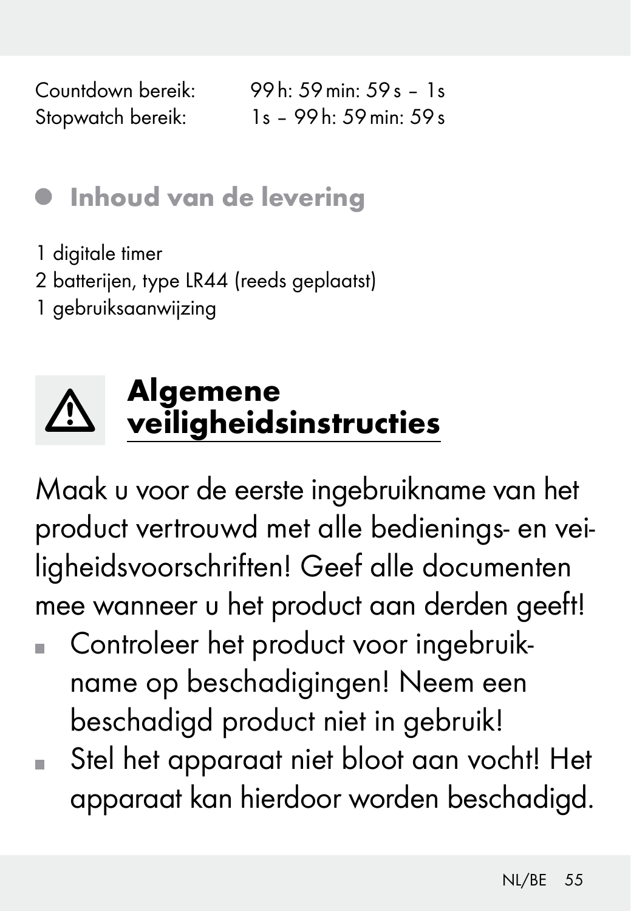Countdown bereik: 99 h: 59 min: 59 s – 1 s
Stopwatch bereik: 1 s – 99 h: 59 min: 59 s

## Inhoud van de levering

1 digitale timer
2 batterijen, type LR44 (reeds geplaatst)
1 gebruiksaanwijzing

# ⚠ Algemene veiligheidsinstructies

Maak u voor de eerste ingebruikname van het product vertrouwd met alle bedienings- en veiligheidsvoorschriften! Geef alle documenten mee wanneer u het product aan derden geeft!

- Controleer het product voor ingebruikname op beschadigingen! Neem een beschadigd product niet in gebruik!
- Stel het apparaat niet bloot aan vocht! Het apparaat kan hierdoor worden beschadigd.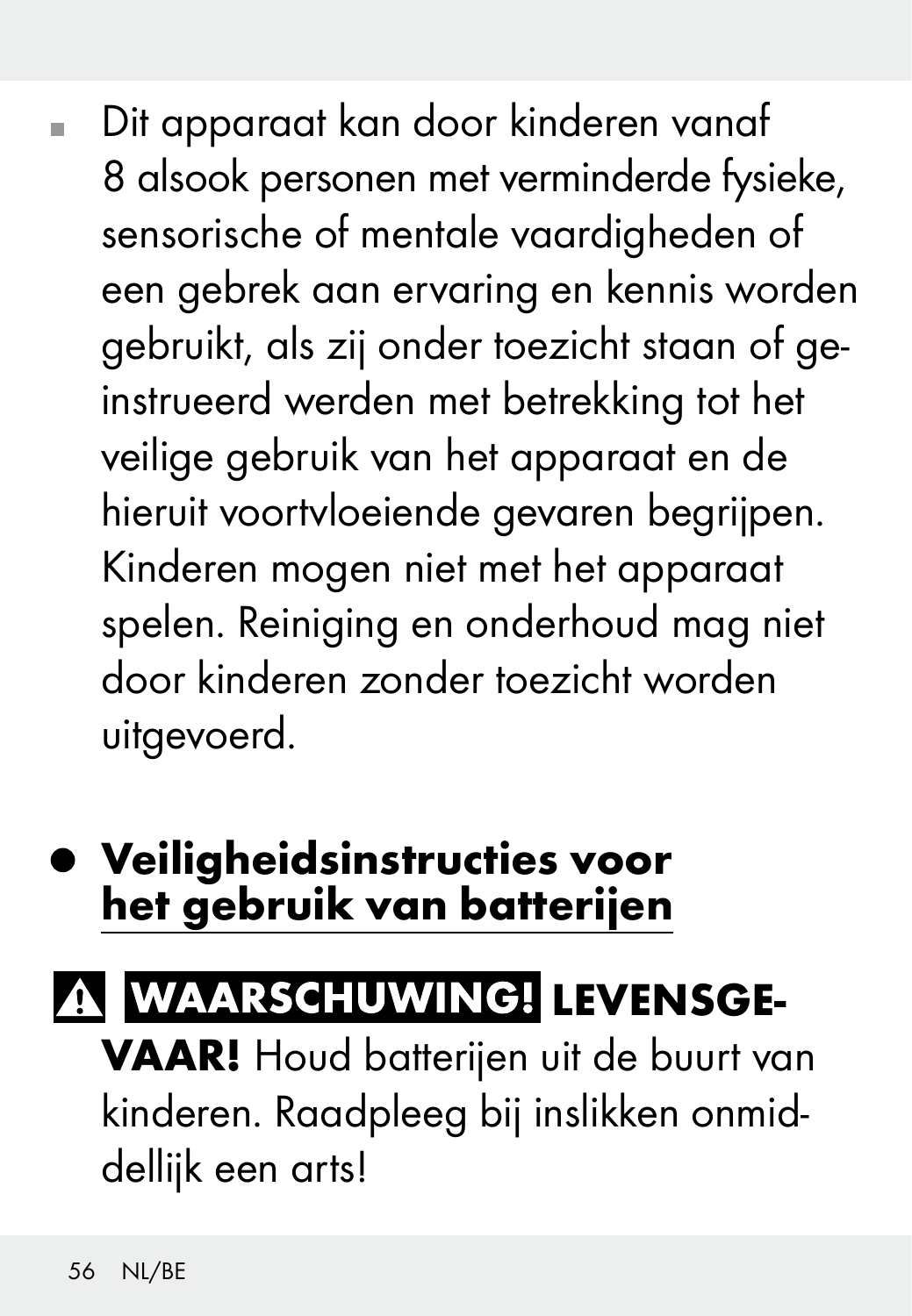- Dit apparaat kan door kinderen vanaf 8 alsook personen met verminderde fysieke, sensorische of mentale vaardigheden of een gebrek aan ervaring en kennis worden gebruikt, als zij onder toezicht staan of geïnstrueerd werden met betrekking tot het veilige gebruik van het apparaat en de hieruit voortvloeiende gevaren begrijpen. Kinderen mogen niet met het apparaat spelen. Reiniging en onderhoud mag niet door kinderen zonder toezicht worden uitgevoerd.

## Veiligheidsinstructies voor het gebruik van batterijen

⚠ **WAARSCHUWING! LEVENSGEVAAR!** Houd batterijen uit de buurt van kinderen. Raadpleeg bij inslikken onmiddellijk een arts!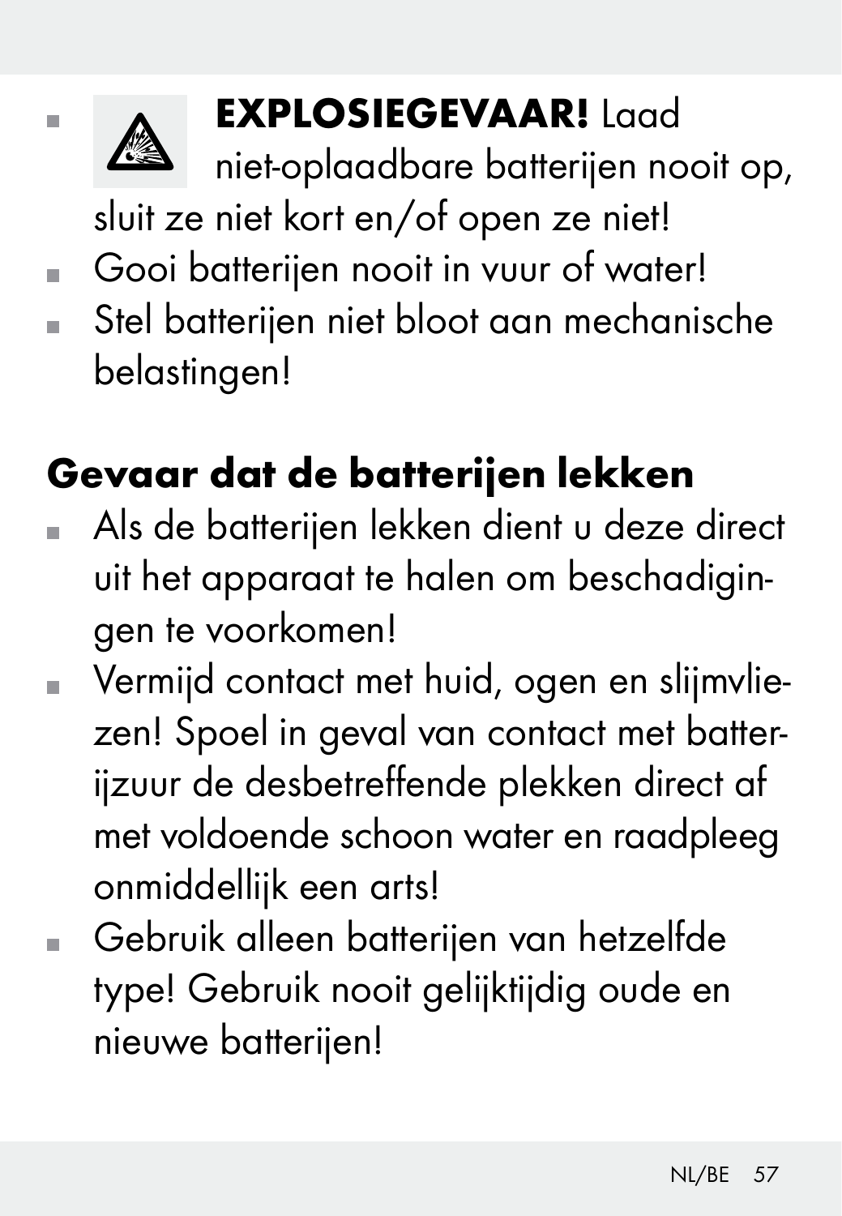- **EXPLOSIEGEVAAR!** Laad niet-oplaadbare batterijen nooit op, sluit ze niet kort en/of open ze niet!
- Gooi batterijen nooit in vuur of water!
- Stel batterijen niet bloot aan mechanische belastingen!

## Gevaar dat de batterijen lekken

- Als de batterijen lekken dient u deze direct uit het apparaat te halen om beschadigingen te voorkomen!
- Vermijd contact met huid, ogen en slijmvliezen! Spoel in geval van contact met batterijzuur de desbetreffende plekken direct af met voldoende schoon water en raadpleeg onmiddellijk een arts!
- Gebruik alleen batterijen van hetzelfde type! Gebruik nooit gelijktijdig oude en nieuwe batterijen!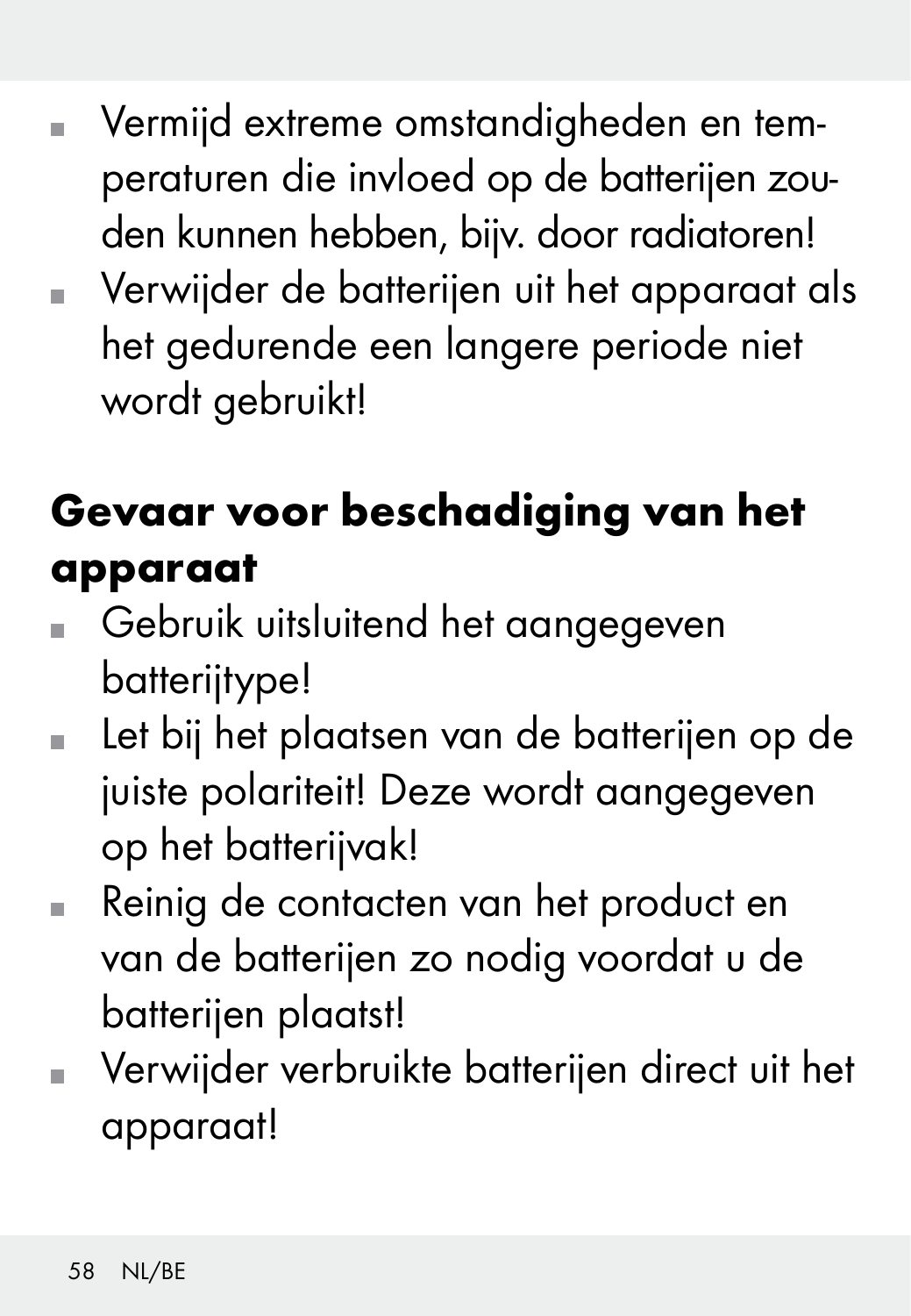- Vermijd extreme omstandigheden en temperaturen die invloed op de batterijen zouden kunnen hebben, bijv. door radiatoren!
- Verwijder de batterijen uit het apparaat als het gedurende een langere periode niet wordt gebruikt!

## Gevaar voor beschadiging van het apparaat

- Gebruik uitsluitend het aangegeven batterijtype!
- Let bij het plaatsen van de batterijen op de juiste polariteit! Deze wordt aangegeven op het batterijvak!
- Reinig de contacten van het product en van de batterijen zo nodig voordat u de batterijen plaatst!
- Verwijder verbruikte batterijen direct uit het apparaat!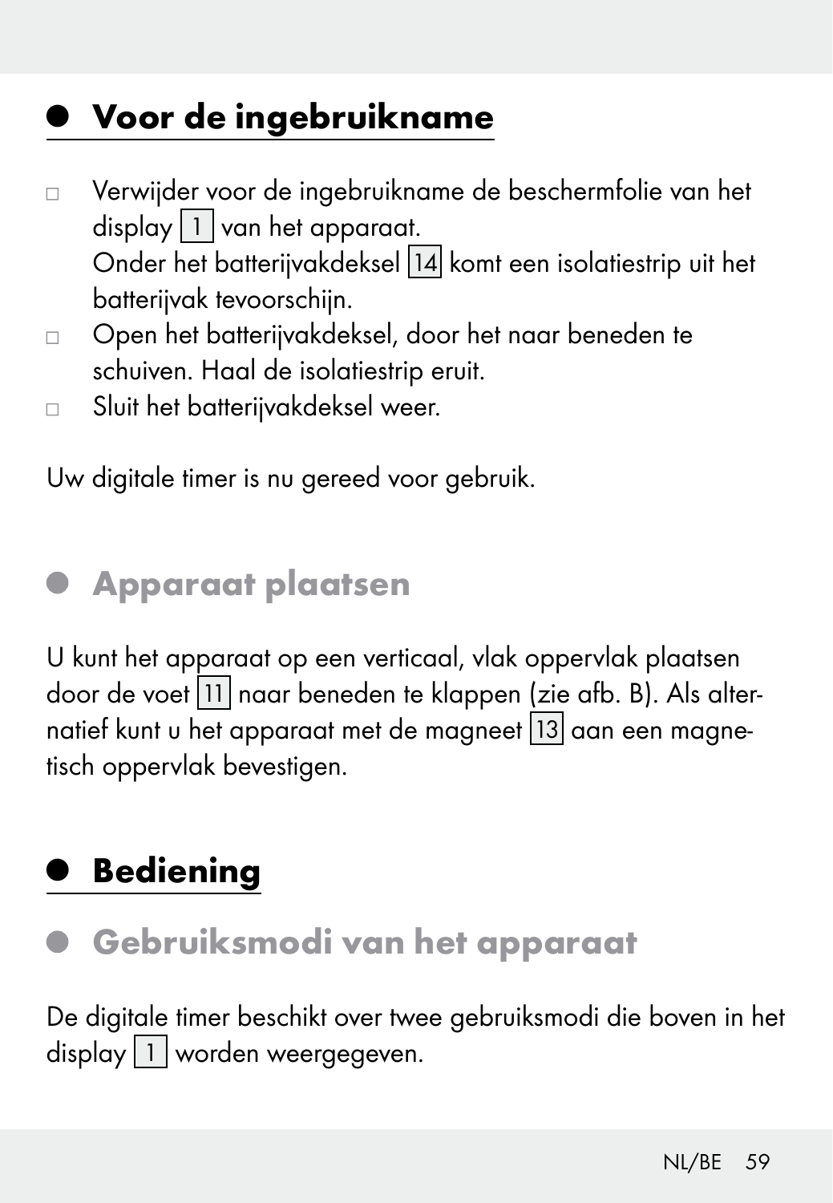## Voor de ingebruikname

- Verwijder voor de ingebruikname de beschermfolie van het display 1 van het apparaat.
  Onder het batterijvakdeksel 14 komt een isolatiestrip uit het batterijvak tevoorschijn.
- Open het batterijvakdeksel, door het naar beneden te schuiven. Haal de isolatiestrip eruit.
- Sluit het batterijvakdeksel weer.

Uw digitale timer is nu gereed voor gebruik.

### Apparaat plaatsen

U kunt het apparaat op een verticaal, vlak oppervlak plaatsen door de voet 11 naar beneden te klappen (zie afb. B). Als alternatief kunt u het apparaat met de magneet 13 aan een magnetisch oppervlak bevestigen.

## Bediening

### Gebruiksmodi van het apparaat

De digitale timer beschikt over twee gebruiksmodi die boven in het display 1 worden weergegeven.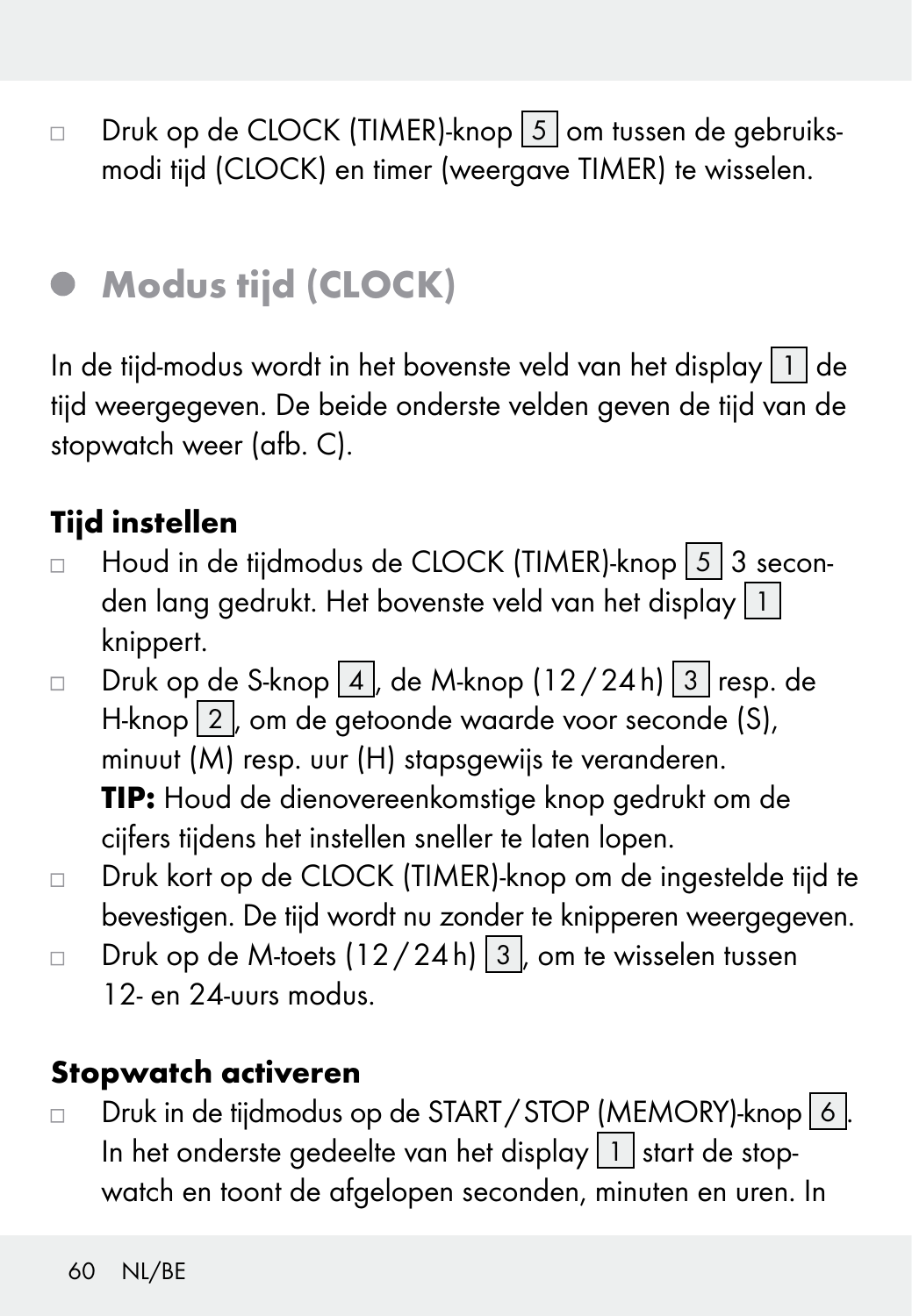- Druk op de CLOCK (TIMER)-knop 5 om tussen de gebruiksmodi tijd (CLOCK) en timer (weergave TIMER) te wisselen.

## Modus tijd (CLOCK)

In de tijd-modus wordt in het bovenste veld van het display 1 de tijd weergegeven. De beide onderste velden geven de tijd van de stopwatch weer (afb. C).

### Tijd instellen

- Houd in de tijdmodus de CLOCK (TIMER)-knop 5 3 seconden lang gedrukt. Het bovenste veld van het display 1 knippert.
- Druk op de S-knop 4, de M-knop (12 / 24 h) 3 resp. de H-knop 2, om de getoonde waarde voor seconde (S), minuut (M) resp. uur (H) stapsgewijs te veranderen.
  **TIP:** Houd de dienovereenkomstige knop gedrukt om de cijfers tijdens het instellen sneller te laten lopen.
- Druk kort op de CLOCK (TIMER)-knop om de ingestelde tijd te bevestigen. De tijd wordt nu zonder te knipperen weergegeven.
- Druk op de M-toets (12 / 24 h) 3, om te wisselen tussen 12- en 24-uurs modus.

### Stopwatch activeren

- Druk in de tijdmodus op de START / STOP (MEMORY)-knop 6. In het onderste gedeelte van het display 1 start de stopwatch en toont de afgelopen seconden, minuten en uren. In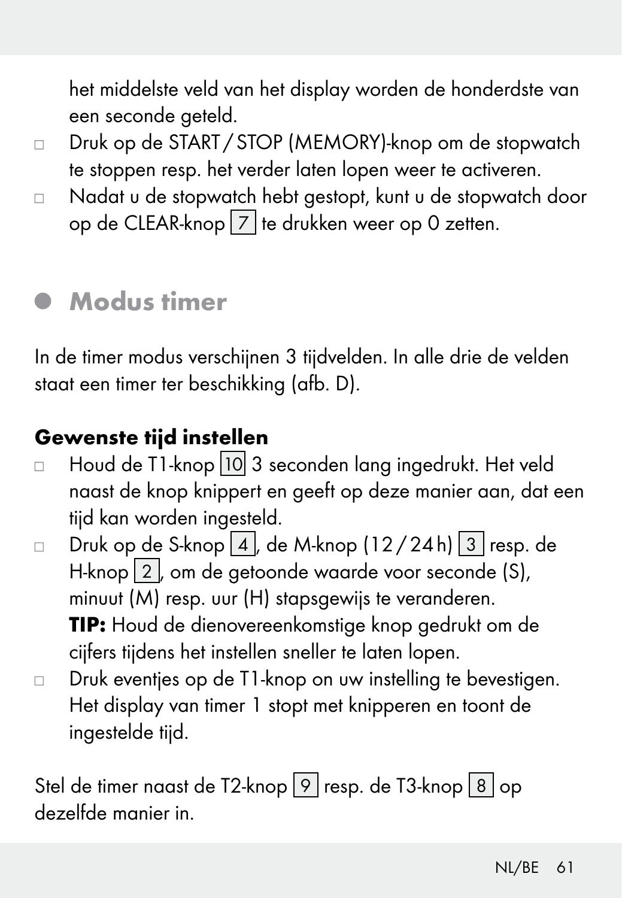het middelste veld van het display worden de honderdste van een seconde geteld.

- Druk op de START / STOP (MEMORY)-knop om de stopwatch te stoppen resp. het verder laten lopen weer te activeren.
- Nadat u de stopwatch hebt gestopt, kunt u de stopwatch door op de CLEAR-knop 7 te drukken weer op 0 zetten.

## Modus timer

In de timer modus verschijnen 3 tijdvelden. In alle drie de velden staat een timer ter beschikking (afb. D).

### Gewenste tijd instellen

- Houd de T1-knop 10 3 seconden lang ingedrukt. Het veld naast de knop knippert en geeft op deze manier aan, dat een tijd kan worden ingesteld.
- Druk op de S-knop 4, de M-knop (12 / 24 h) 3 resp. de H-knop 2, om de getoonde waarde voor seconde (S), minuut (M) resp. uur (H) stapsgewijs te veranderen.
  **TIP:** Houd de dienovereenkomstige knop gedrukt om de cijfers tijdens het instellen sneller te laten lopen.
- Druk eventjes op de T1-knop on uw instelling te bevestigen. Het display van timer 1 stopt met knipperen en toont de ingestelde tijd.

Stel de timer naast de T2-knop 9 resp. de T3-knop 8 op dezelfde manier in.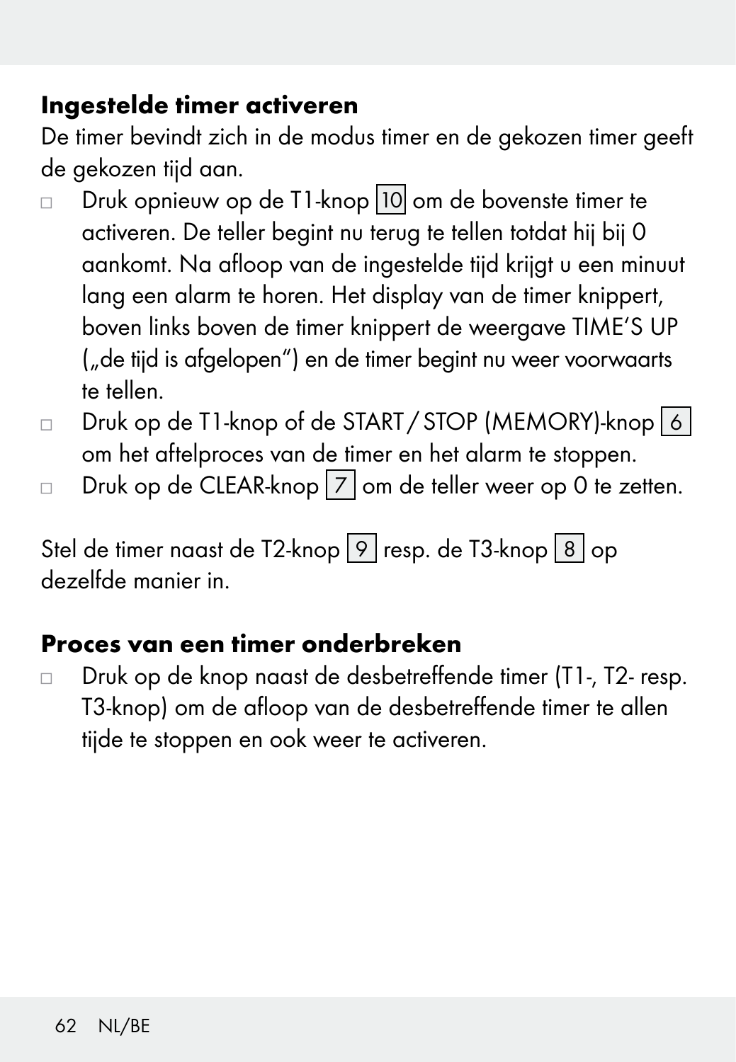## Ingestelde timer activeren

De timer bevindt zich in de modus timer en de gekozen timer geeft de gekozen tijd aan.

- Druk opnieuw op de T1-knop 10 om de bovenste timer te activeren. De teller begint nu terug te tellen totdat hij bij 0 aankomt. Na afloop van de ingestelde tijd krijgt u een minuut lang een alarm te horen. Het display van de timer knippert, boven links boven de timer knippert de weergave TIME'S UP („de tijd is afgelopen") en de timer begint nu weer voorwaarts te tellen.
- Druk op de T1-knop of de START / STOP (MEMORY)-knop 6 om het aftelproces van de timer en het alarm te stoppen.
- Druk op de CLEAR-knop 7 om de teller weer op 0 te zetten.

Stel de timer naast de T2-knop 9 resp. de T3-knop 8 op dezelfde manier in.

## Proces van een timer onderbreken

- Druk op de knop naast de desbetreffende timer (T1-, T2- resp. T3-knop) om de afloop van de desbetreffende timer te allen tijde te stoppen en ook weer te activeren.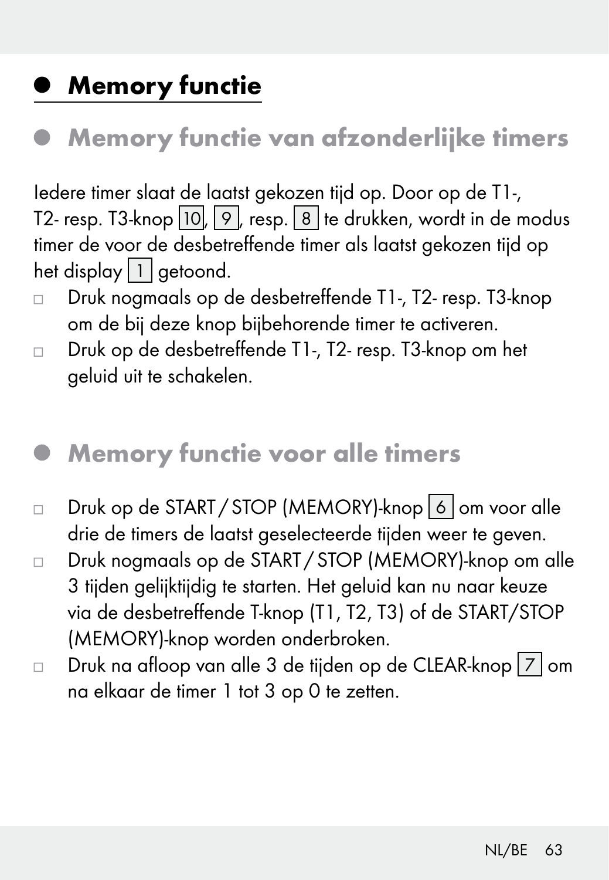# Memory functie

## Memory functie van afzonderlijke timers

Iedere timer slaat de laatst gekozen tijd op. Door op de T1-, T2- resp. T3-knop 10, 9, resp. 8 te drukken, wordt in de modus timer de voor de desbetreffende timer als laatst gekozen tijd op het display 1 getoond.

- Druk nogmaals op de desbetreffende T1-, T2- resp. T3-knop om de bij deze knop bijbehorende timer te activeren.
- Druk op de desbetreffende T1-, T2- resp. T3-knop om het geluid uit te schakelen.

## Memory functie voor alle timers

- Druk op de START / STOP (MEMORY)-knop 6 om voor alle drie de timers de laatst geselecteerde tijden weer te geven.
- Druk nogmaals op de START / STOP (MEMORY)-knop om alle 3 tijden gelijktijdig te starten. Het geluid kan nu naar keuze via de desbetreffende T-knop (T1, T2, T3) of de START/STOP (MEMORY)-knop worden onderbroken.
- Druk na afloop van alle 3 de tijden op de CLEAR-knop 7 om na elkaar de timer 1 tot 3 op 0 te zetten.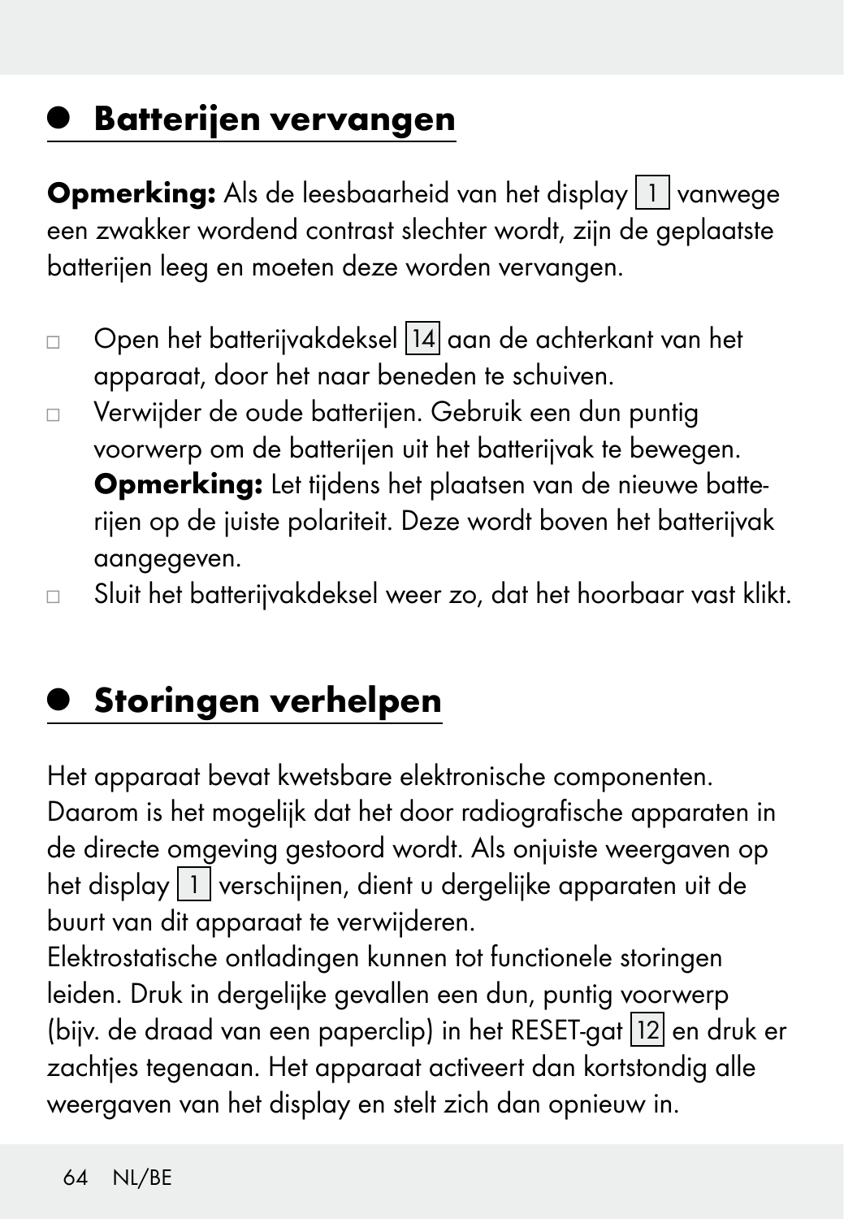## Batterijen vervangen

**Opmerking:** Als de leesbaarheid van het display 1 vanwege een zwakker wordend contrast slechter wordt, zijn de geplaatste batterijen leeg en moeten deze worden vervangen.

- Open het batterijvakdeksel 14 aan de achterkant van het apparaat, door het naar beneden te schuiven.
- Verwijder de oude batterijen. Gebruik een dun puntig voorwerp om de batterijen uit het batterijvak te bewegen.
  **Opmerking:** Let tijdens het plaatsen van de nieuwe batterijen op de juiste polariteit. Deze wordt boven het batterijvak aangegeven.
- Sluit het batterijvakdeksel weer zo, dat het hoorbaar vast klikt.

## Storingen verhelpen

Het apparaat bevat kwetsbare elektronische componenten. Daarom is het mogelijk dat het door radiografische apparaten in de directe omgeving gestoord wordt. Als onjuiste weergaven op het display 1 verschijnen, dient u dergelijke apparaten uit de buurt van dit apparaat te verwijderen.
Elektrostatische ontladingen kunnen tot functionele storingen leiden. Druk in dergelijke gevallen een dun, puntig voorwerp (bijv. de draad van een paperclip) in het RESET-gat 12 en druk er zachtjes tegenaan. Het apparaat activeert dan kortstondig alle weergaven van het display en stelt zich dan opnieuw in.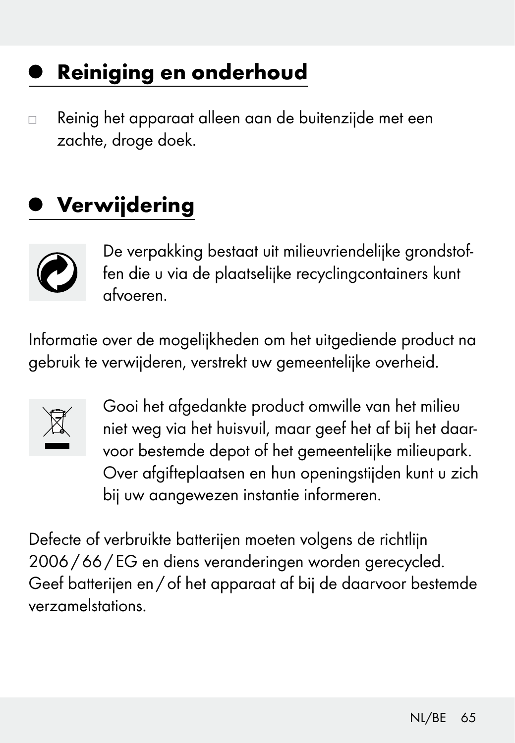## Reiniging en onderhoud

- Reinig het apparaat alleen aan de buitenzijde met een zachte, droge doek.

## Verwijdering

De verpakking bestaat uit milieuvriendelijke grondstoffen die u via de plaatselijke recyclingcontainers kunt afvoeren.

Informatie over de mogelijkheden om het uitgediende product na gebruik te verwijderen, verstrekt uw gemeentelijke overheid.

Gooi het afgedankte product omwille van het milieu niet weg via het huisvuil, maar geef het af bij het daarvoor bestemde depot of het gemeentelijke milieupark. Over afgifteplaatsen en hun openingstijden kunt u zich bij uw aangewezen instantie informeren.

Defecte of verbruikte batterijen moeten volgens de richtlijn 2006 / 66 / EG en diens veranderingen worden gerecycled. Geef batterijen en / of het apparaat af bij de daarvoor bestemde verzamelstations.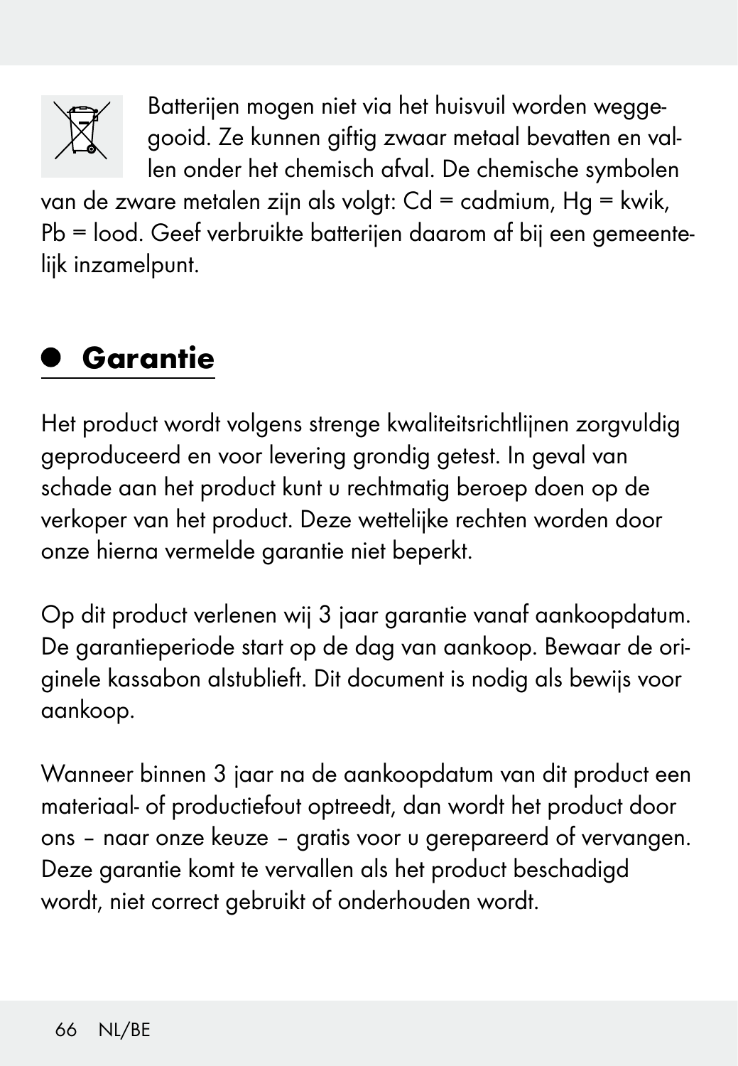Batterijen mogen niet via het huisvuil worden weggegooid. Ze kunnen giftig zwaar metaal bevatten en vallen onder het chemisch afval. De chemische symbolen van de zware metalen zijn als volgt: Cd = cadmium, Hg = kwik, Pb = lood. Geef verbruikte batterijen daarom af bij een gemeentelijk inzamelpunt.

## Garantie

Het product wordt volgens strenge kwaliteitsrichtlijnen zorgvuldig geproduceerd en voor levering grondig getest. In geval van schade aan het product kunt u rechtmatig beroep doen op de verkoper van het product. Deze wettelijke rechten worden door onze hierna vermelde garantie niet beperkt.

Op dit product verlenen wij 3 jaar garantie vanaf aankoopdatum. De garantieperiode start op de dag van aankoop. Bewaar de originele kassabon alstublieft. Dit document is nodig als bewijs voor aankoop.

Wanneer binnen 3 jaar na de aankoopdatum van dit product een materiaal- of productiefout optreedt, dan wordt het product door ons – naar onze keuze – gratis voor u gerepareerd of vervangen. Deze garantie komt te vervallen als het product beschadigd wordt, niet correct gebruikt of onderhouden wordt.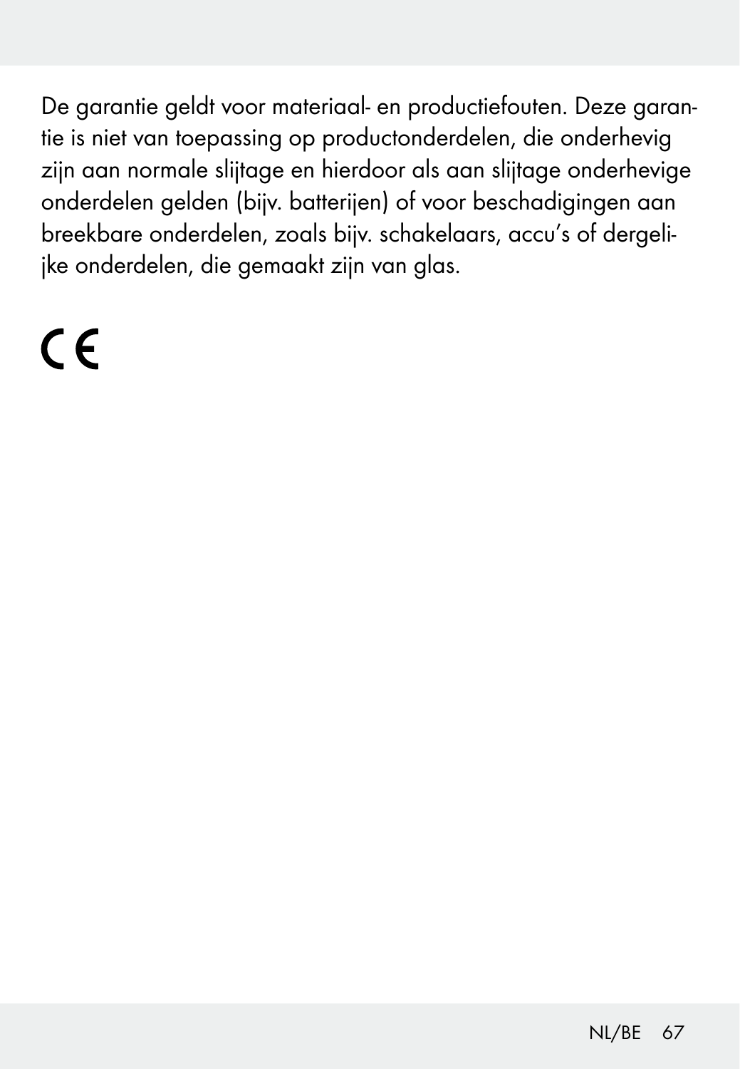De garantie geldt voor materiaal- en productiefouten. Deze garantie is niet van toepassing op productonderdelen, die onderhevig zijn aan normale slijtage en hierdoor als aan slijtage onderhevige onderdelen gelden (bijv. batterijen) of voor beschadigingen aan breekbare onderdelen, zoals bijv. schakelaars, accu's of dergelijke onderdelen, die gemaakt zijn van glas.

CE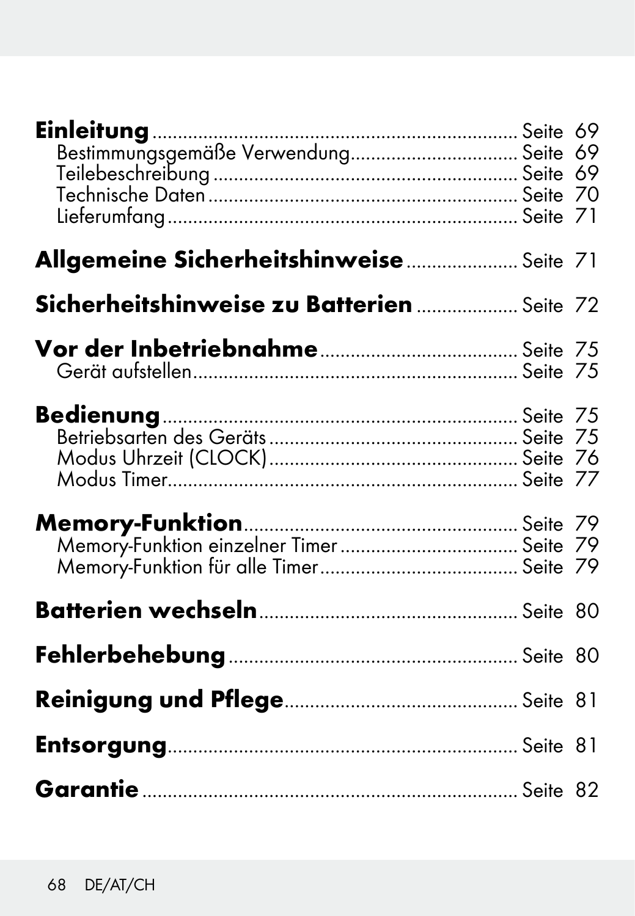**Einleitung** .................................................................... Seite 69
Bestimmungsgemäße Verwendung................................ Seite 69
Teilebeschreibung ........................................................ Seite 69
Technische Daten .......................................................... Seite 70
Lieferumfang .................................................................. Seite 71

**Allgemeine Sicherheitshinweise** ..................... Seite 71

**Sicherheitshinweise zu Batterien** .................. Seite 72

**Vor der Inbetriebnahme** ...................................... Seite 75
Gerät aufstellen.............................................................. Seite 75

**Bedienung** .................................................................... Seite 75
Betriebsarten des Geräts ............................................... Seite 75
Modus Uhrzeit (CLOCK) ................................................ Seite 76
Modus Timer.................................................................... Seite 77

**Memory-Funktion** ..................................................... Seite 79
Memory-Funktion einzelner Timer ................................. Seite 79
Memory-Funktion für alle Timer..................................... Seite 79

**Batterien wechseln** .................................................. Seite 80

**Fehlerbehebung** ......................................................... Seite 80

**Reinigung und Pflege** .............................................. Seite 81

**Entsorgung** ................................................................... Seite 81

**Garantie** ......................................................................... Seite 82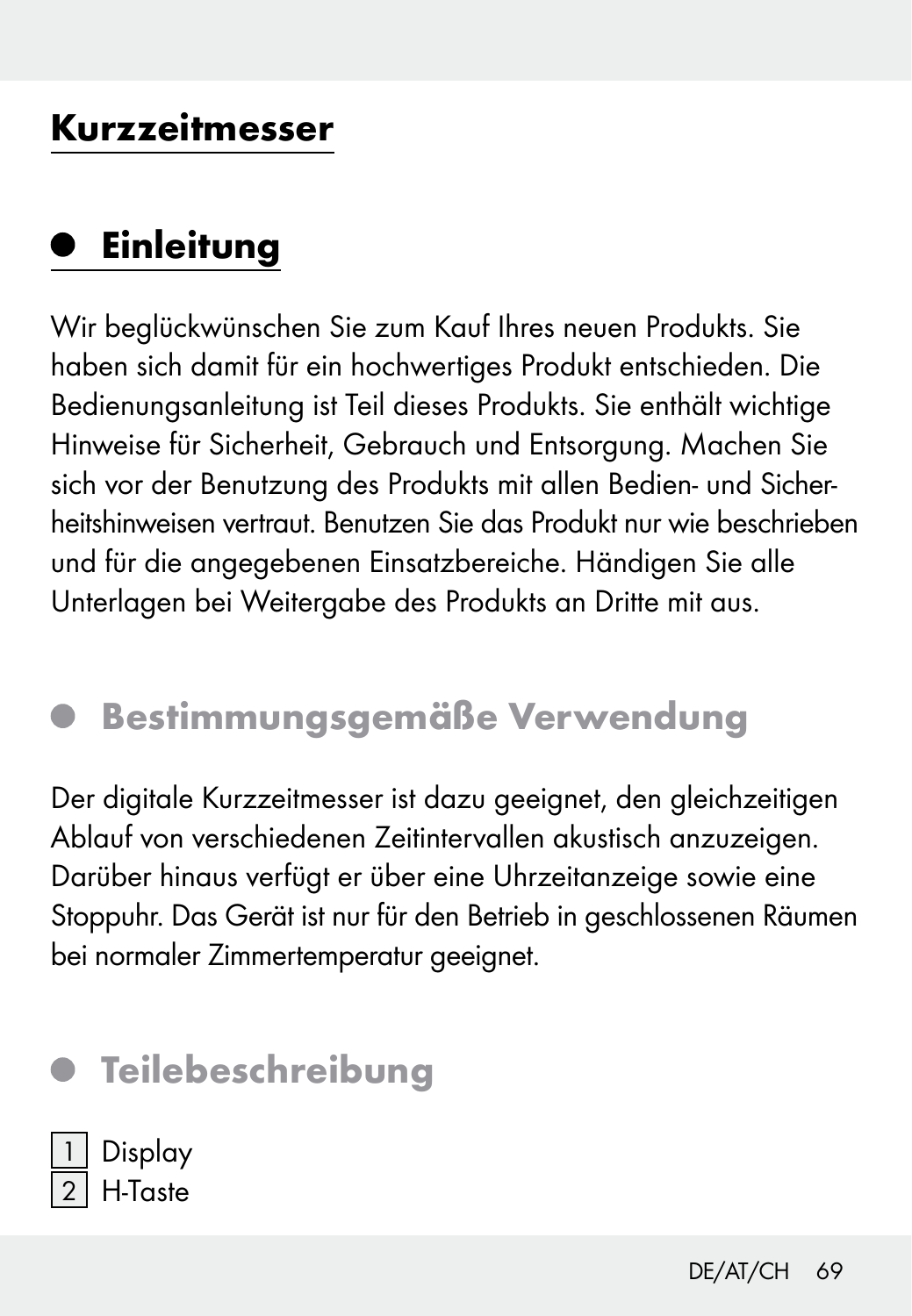# Kurzzeitmesser

## Einleitung

Wir beglückwünschen Sie zum Kauf Ihres neuen Produkts. Sie haben sich damit für ein hochwertiges Produkt entschieden. Die Bedienungsanleitung ist Teil dieses Produkts. Sie enthält wichtige Hinweise für Sicherheit, Gebrauch und Entsorgung. Machen Sie sich vor der Benutzung des Produkts mit allen Bedien- und Sicherheitshinweisen vertraut. Benutzen Sie das Produkt nur wie beschrieben und für die angegebenen Einsatzbereiche. Händigen Sie alle Unterlagen bei Weitergabe des Produkts an Dritte mit aus.

## Bestimmungsgemäße Verwendung

Der digitale Kurzzeitmesser ist dazu geeignet, den gleichzeitigen Ablauf von verschiedenen Zeitintervallen akustisch anzuzeigen. Darüber hinaus verfügt er über eine Uhrzeitanzeige sowie eine Stoppuhr. Das Gerät ist nur für den Betrieb in geschlossenen Räumen bei normaler Zimmertemperatur geeignet.

## Teilebeschreibung

1 Display
2 H-Taste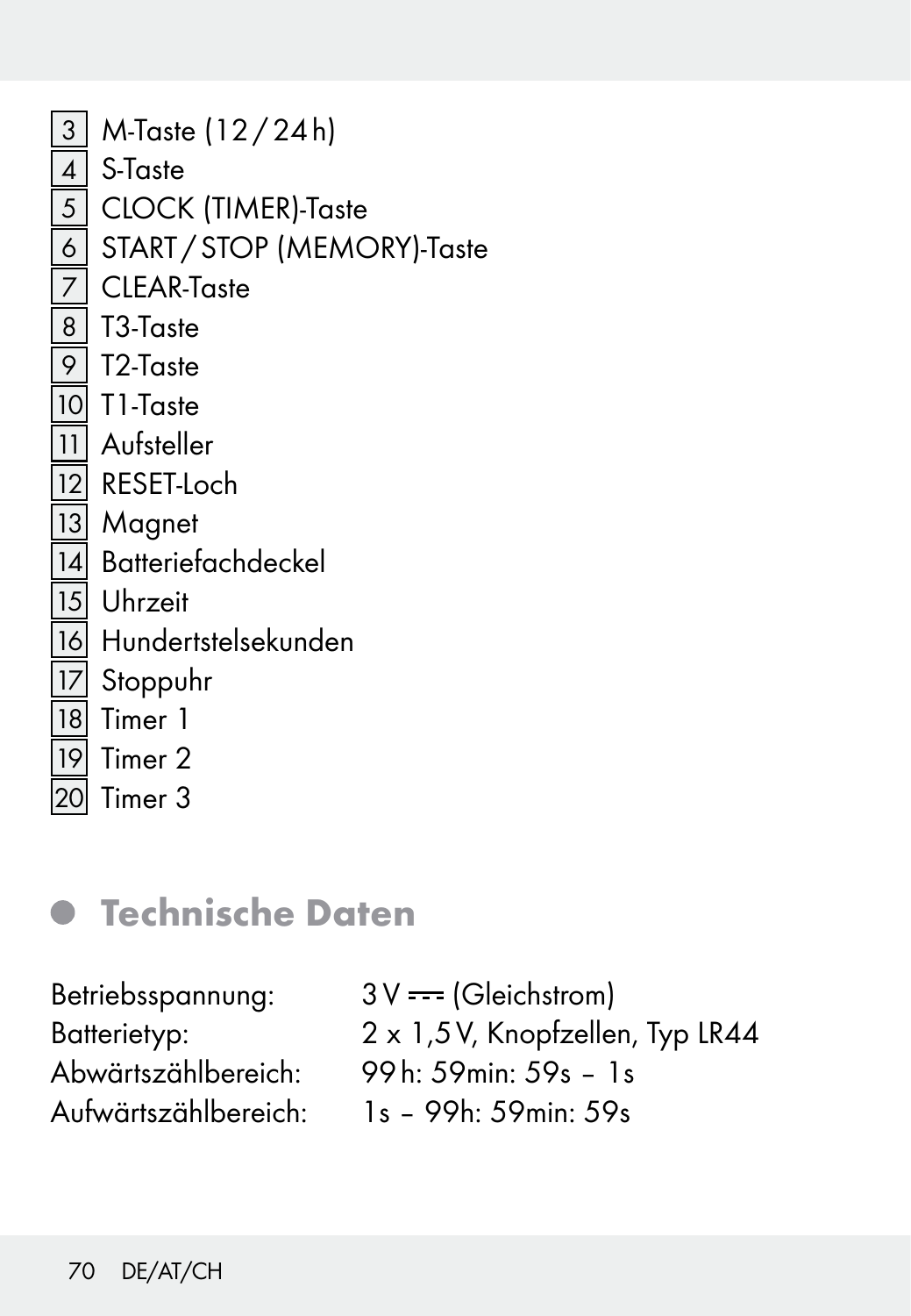3 M-Taste (12 / 24 h)
4 S-Taste
5 CLOCK (TIMER)-Taste
6 START / STOP (MEMORY)-Taste
7 CLEAR-Taste
8 T3-Taste
9 T2-Taste
10 T1-Taste
11 Aufsteller
12 RESET-Loch
13 Magnet
14 Batteriefachdeckel
15 Uhrzeit
16 Hundertstelsekunden
17 Stoppuhr
18 Timer 1
19 Timer 2
20 Timer 3

## Technische Daten

| | |
|---|---|
| Betriebsspannung: | 3 V ⎓ (Gleichstrom) |
| Batterietyp: | 2 x 1,5 V, Knopfzellen, Typ LR44 |
| Abwärtszählbereich: | 99 h: 59min: 59s – 1s |
| Aufwärtszählbereich: | 1s – 99h: 59min: 59s |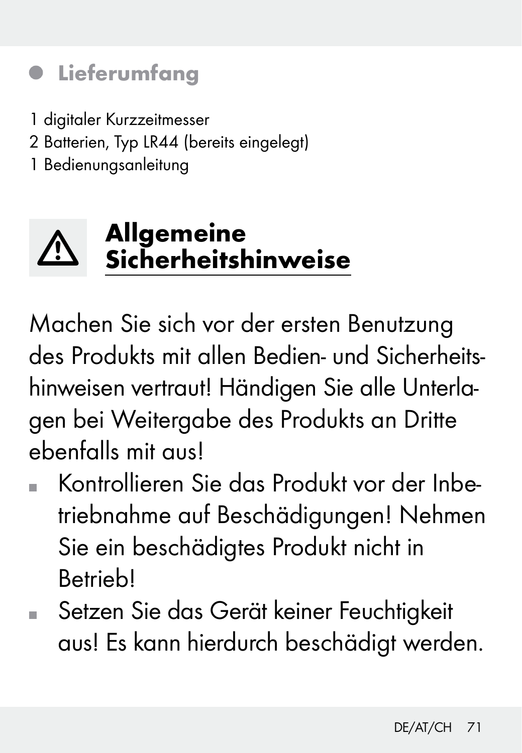## Lieferumfang

1 digitaler Kurzzeitmesser
2 Batterien, Typ LR44 (bereits eingelegt)
1 Bedienungsanleitung

## ⚠ Allgemeine Sicherheitshinweise

Machen Sie sich vor der ersten Benutzung des Produkts mit allen Bedien- und Sicherheitshinweisen vertraut! Händigen Sie alle Unterlagen bei Weitergabe des Produkts an Dritte ebenfalls mit aus!

- Kontrollieren Sie das Produkt vor der Inbetriebnahme auf Beschädigungen! Nehmen Sie ein beschädigtes Produkt nicht in Betrieb!
- Setzen Sie das Gerät keiner Feuchtigkeit aus! Es kann hierdurch beschädigt werden.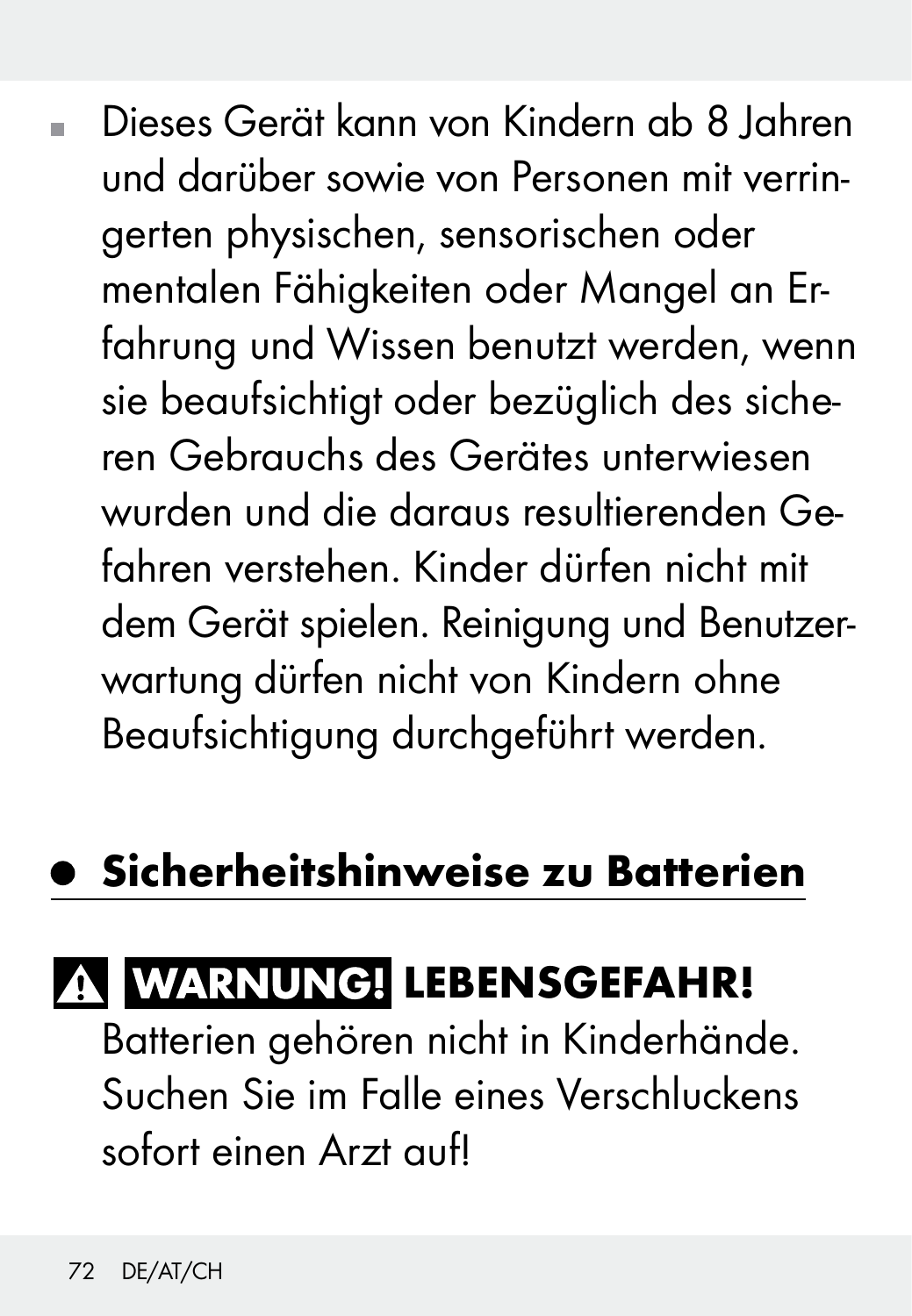- Dieses Gerät kann von Kindern ab 8 Jahren und darüber sowie von Personen mit verringerten physischen, sensorischen oder mentalen Fähigkeiten oder Mangel an Erfahrung und Wissen benutzt werden, wenn sie beaufsichtigt oder bezüglich des sicheren Gebrauchs des Gerätes unterwiesen wurden und die daraus resultierenden Gefahren verstehen. Kinder dürfen nicht mit dem Gerät spielen. Reinigung und Benutzerwartung dürfen nicht von Kindern ohne Beaufsichtigung durchgeführt werden.

## Sicherheitshinweise zu Batterien

**⚠ WARNUNG! LEBENSGEFAHR!**

Batterien gehören nicht in Kinderhände. Suchen Sie im Falle eines Verschluckens sofort einen Arzt auf!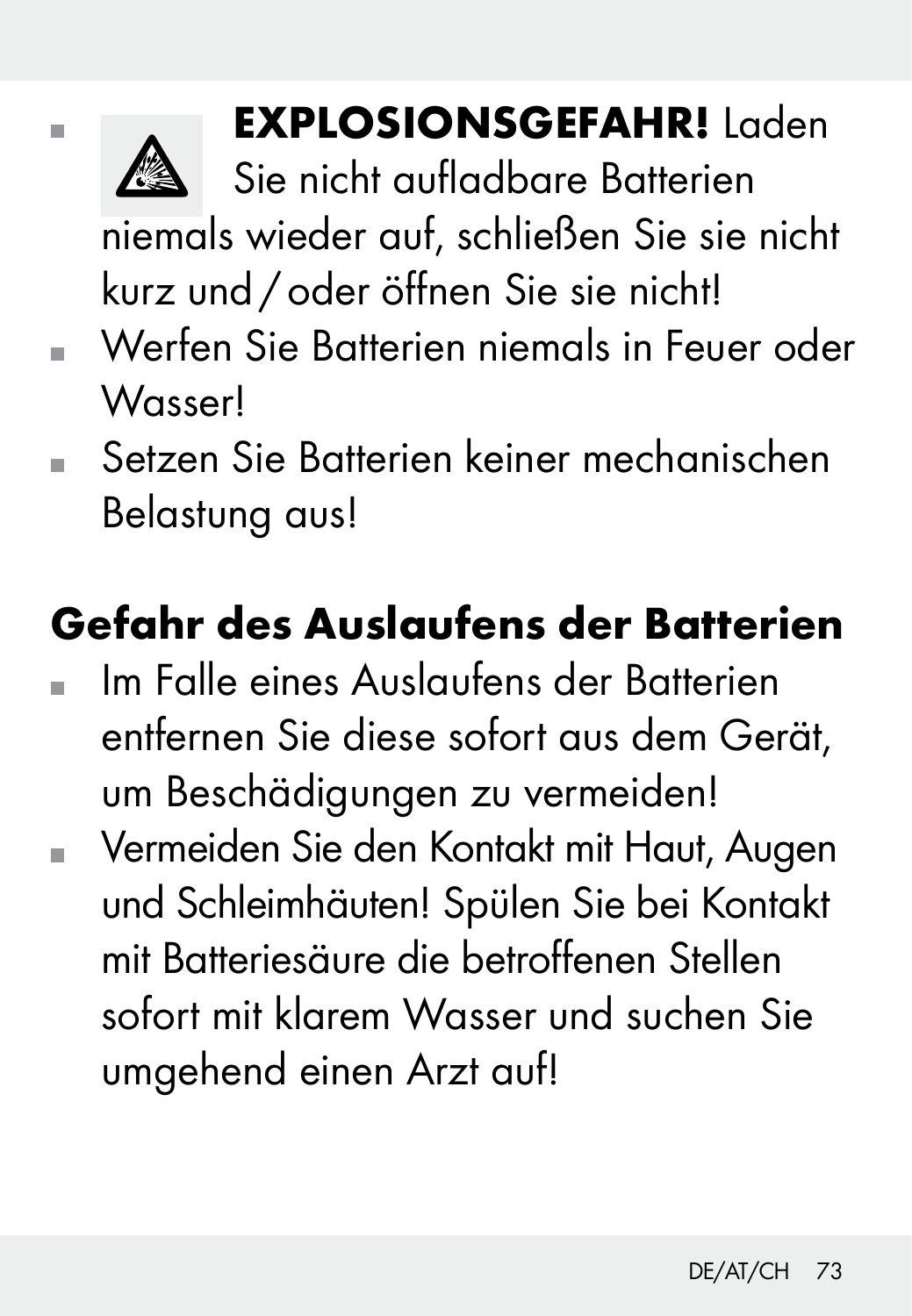- **EXPLOSIONSGEFAHR!** Laden Sie nicht aufladbare Batterien niemals wieder auf, schließen Sie sie nicht kurz und / oder öffnen Sie sie nicht!
- Werfen Sie Batterien niemals in Feuer oder Wasser!
- Setzen Sie Batterien keiner mechanischen Belastung aus!

## Gefahr des Auslaufens der Batterien

- Im Falle eines Auslaufens der Batterien entfernen Sie diese sofort aus dem Gerät, um Beschädigungen zu vermeiden!
- Vermeiden Sie den Kontakt mit Haut, Augen und Schleimhäuten! Spülen Sie bei Kontakt mit Batteriesäure die betroffenen Stellen sofort mit klarem Wasser und suchen Sie umgehend einen Arzt auf!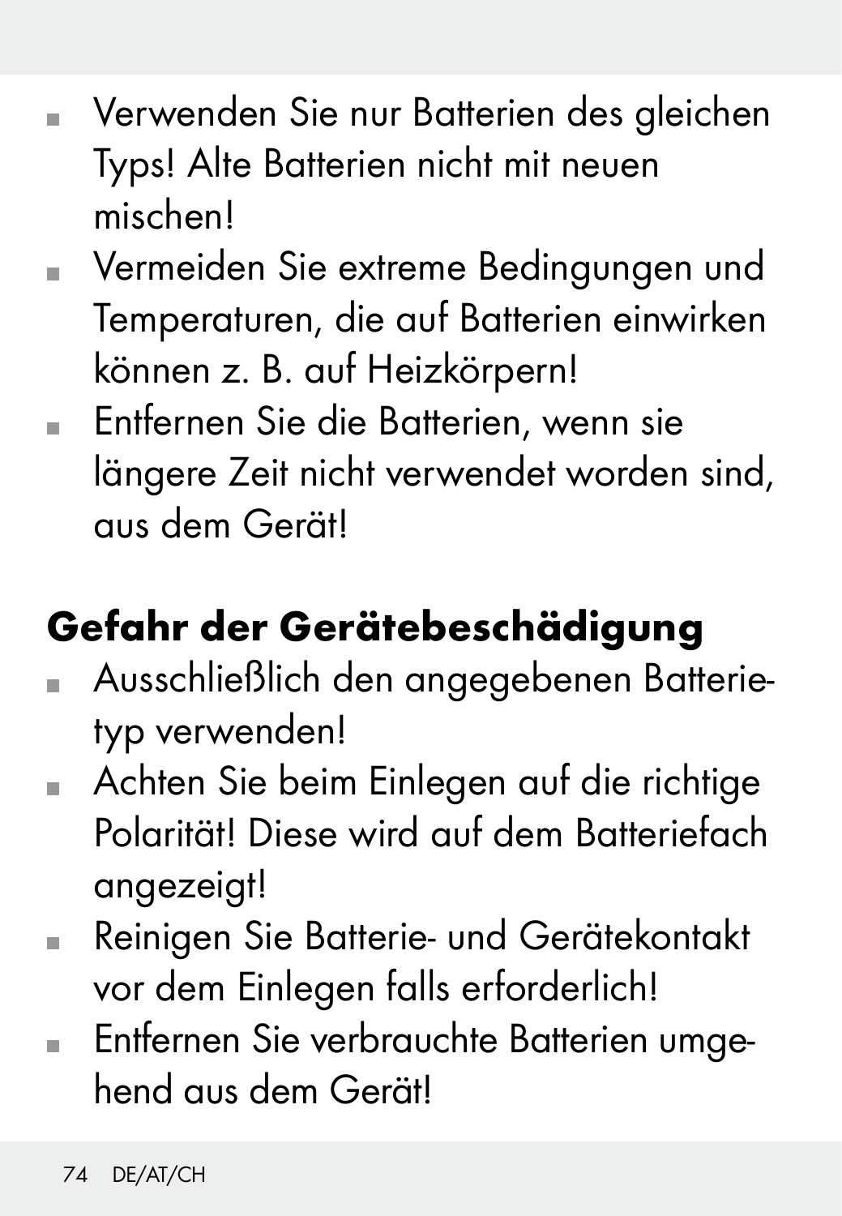- Verwenden Sie nur Batterien des gleichen Typs! Alte Batterien nicht mit neuen mischen!
- Vermeiden Sie extreme Bedingungen und Temperaturen, die auf Batterien einwirken können z. B. auf Heizkörpern!
- Entfernen Sie die Batterien, wenn sie längere Zeit nicht verwendet worden sind, aus dem Gerät!

## Gefahr der Gerätebeschädigung

- Ausschließlich den angegebenen Batterietyp verwenden!
- Achten Sie beim Einlegen auf die richtige Polarität! Diese wird auf dem Batteriefach angezeigt!
- Reinigen Sie Batterie- und Gerätekontakt vor dem Einlegen falls erforderlich!
- Entfernen Sie verbrauchte Batterien umgehend aus dem Gerät!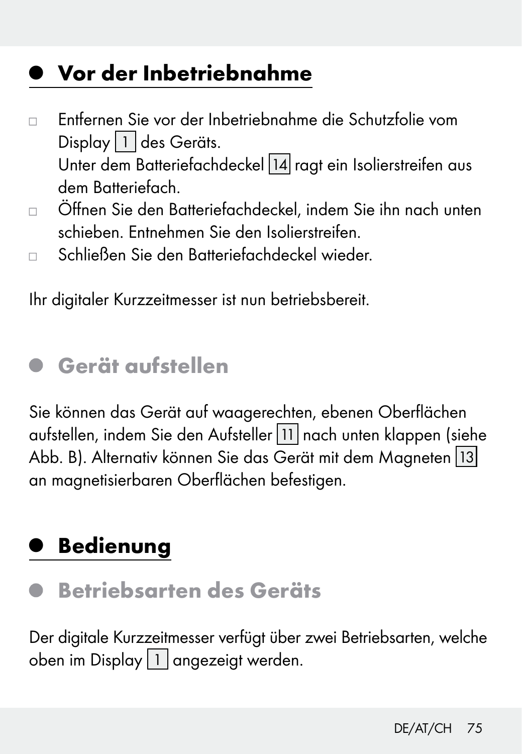## Vor der Inbetriebnahme

- Entfernen Sie vor der Inbetriebnahme die Schutzfolie vom Display 1 des Geräts.
  Unter dem Batteriefachdeckel 14 ragt ein Isolierstreifen aus dem Batteriefach.
- Öffnen Sie den Batteriefachdeckel, indem Sie ihn nach unten schieben. Entnehmen Sie den Isolierstreifen.
- Schließen Sie den Batteriefachdeckel wieder.

Ihr digitaler Kurzzeitmesser ist nun betriebsbereit.

### Gerät aufstellen

Sie können das Gerät auf waagerechten, ebenen Oberflächen aufstellen, indem Sie den Aufsteller 11 nach unten klappen (siehe Abb. B). Alternativ können Sie das Gerät mit dem Magneten 13 an magnetisierbaren Oberflächen befestigen.

## Bedienung

### Betriebsarten des Geräts

Der digitale Kurzzeitmesser verfügt über zwei Betriebsarten, welche oben im Display 1 angezeigt werden.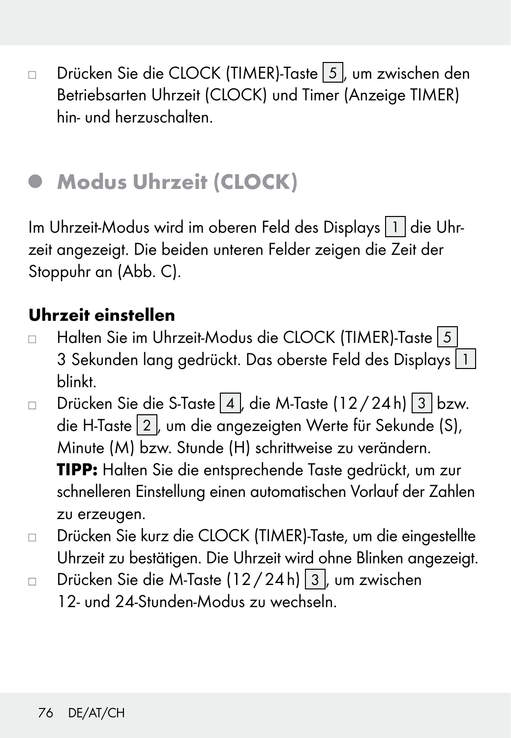- Drücken Sie die CLOCK (TIMER)-Taste 5, um zwischen den Betriebsarten Uhrzeit (CLOCK) und Timer (Anzeige TIMER) hin- und herzuschalten.

## Modus Uhrzeit (CLOCK)

Im Uhrzeit-Modus wird im oberen Feld des Displays 1 die Uhrzeit angezeigt. Die beiden unteren Felder zeigen die Zeit der Stoppuhr an (Abb. C).

### Uhrzeit einstellen

- Halten Sie im Uhrzeit-Modus die CLOCK (TIMER)-Taste 5 3 Sekunden lang gedrückt. Das oberste Feld des Displays 1 blinkt.
- Drücken Sie die S-Taste 4, die M-Taste (12 / 24 h) 3 bzw. die H-Taste 2, um die angezeigten Werte für Sekunde (S), Minute (M) bzw. Stunde (H) schrittweise zu verändern.
  **TIPP:** Halten Sie die entsprechende Taste gedrückt, um zur schnelleren Einstellung einen automatischen Vorlauf der Zahlen zu erzeugen.
- Drücken Sie kurz die CLOCK (TIMER)-Taste, um die eingestellte Uhrzeit zu bestätigen. Die Uhrzeit wird ohne Blinken angezeigt.
- Drücken Sie die M-Taste (12 / 24 h) 3, um zwischen 12- und 24-Stunden-Modus zu wechseln.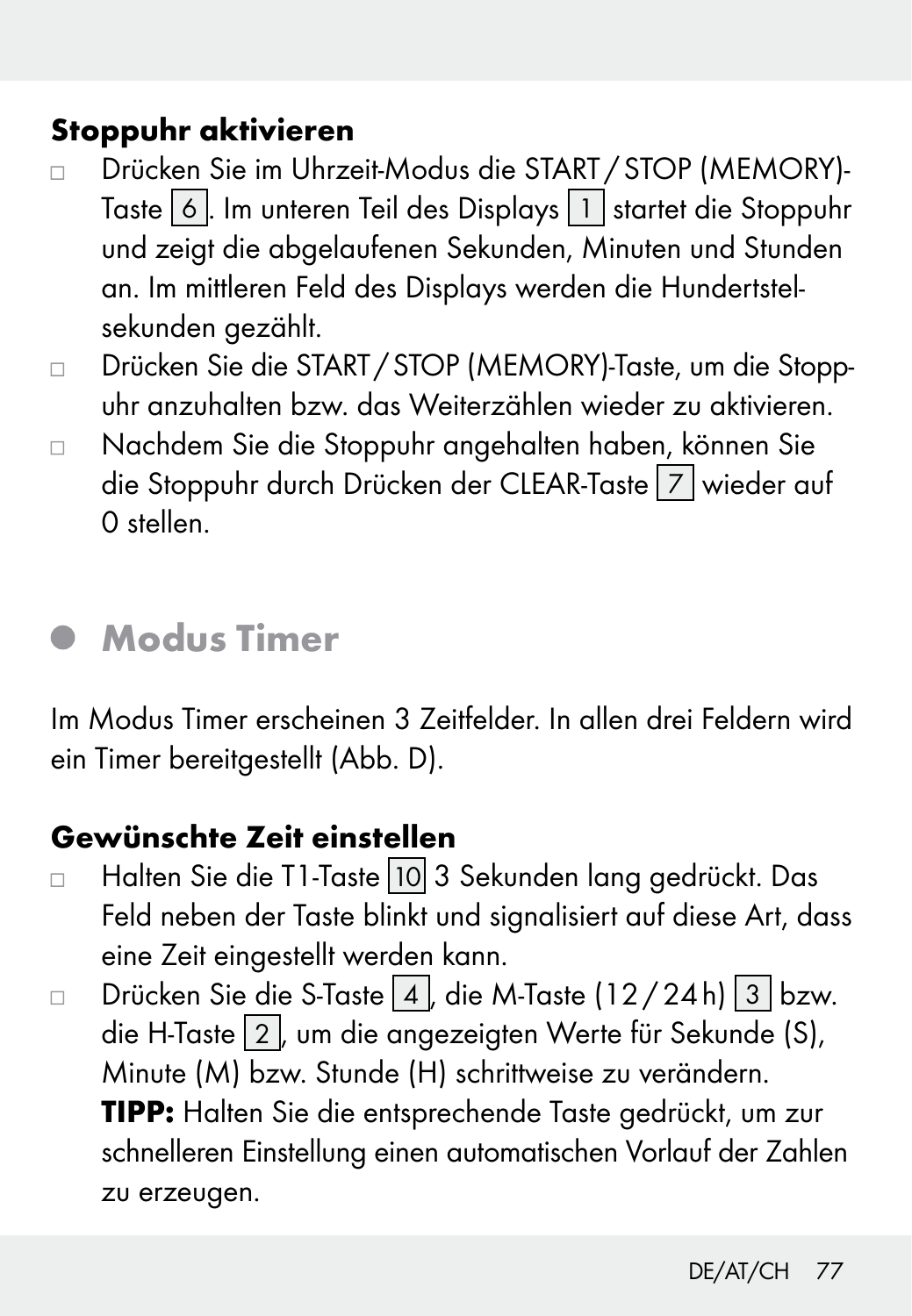### Stoppuhr aktivieren

- Drücken Sie im Uhrzeit-Modus die START / STOP (MEMORY)-Taste 6. Im unteren Teil des Displays 1 startet die Stoppuhr und zeigt die abgelaufenen Sekunden, Minuten und Stunden an. Im mittleren Feld des Displays werden die Hundertstelsekunden gezählt.
- Drücken Sie die START / STOP (MEMORY)-Taste, um die Stoppuhr anzuhalten bzw. das Weiterzählen wieder zu aktivieren.
- Nachdem Sie die Stoppuhr angehalten haben, können Sie die Stoppuhr durch Drücken der CLEAR-Taste 7 wieder auf 0 stellen.

## Modus Timer

Im Modus Timer erscheinen 3 Zeitfelder. In allen drei Feldern wird ein Timer bereitgestellt (Abb. D).

### Gewünschte Zeit einstellen

- Halten Sie die T1-Taste 10 3 Sekunden lang gedrückt. Das Feld neben der Taste blinkt und signalisiert auf diese Art, dass eine Zeit eingestellt werden kann.
- Drücken Sie die S-Taste 4, die M-Taste (12 / 24 h) 3 bzw. die H-Taste 2, um die angezeigten Werte für Sekunde (S), Minute (M) bzw. Stunde (H) schrittweise zu verändern.
  **TIPP:** Halten Sie die entsprechende Taste gedrückt, um zur schnelleren Einstellung einen automatischen Vorlauf der Zahlen zu erzeugen.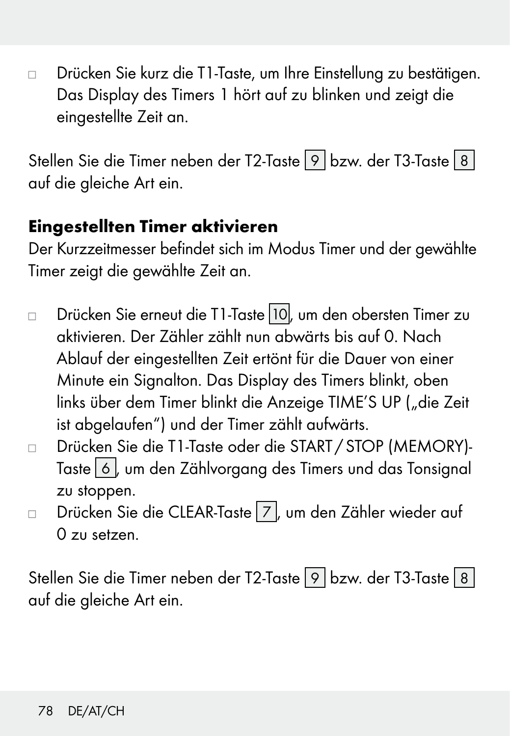- Drücken Sie kurz die T1-Taste, um Ihre Einstellung zu bestätigen. Das Display des Timers 1 hört auf zu blinken und zeigt die eingestellte Zeit an.

Stellen Sie die Timer neben der T2-Taste 9 bzw. der T3-Taste 8 auf die gleiche Art ein.

## Eingestellten Timer aktivieren

Der Kurzzeitmesser befindet sich im Modus Timer und der gewählte Timer zeigt die gewählte Zeit an.

- Drücken Sie erneut die T1-Taste 10, um den obersten Timer zu aktivieren. Der Zähler zählt nun abwärts bis auf 0. Nach Ablauf der eingestellten Zeit ertönt für die Dauer von einer Minute ein Signalton. Das Display des Timers blinkt, oben links über dem Timer blinkt die Anzeige TIME'S UP („die Zeit ist abgelaufen") und der Timer zählt aufwärts.
- Drücken Sie die T1-Taste oder die START / STOP (MEMORY)-Taste 6, um den Zählvorgang des Timers und das Tonsignal zu stoppen.
- Drücken Sie die CLEAR-Taste 7, um den Zähler wieder auf 0 zu setzen.

Stellen Sie die Timer neben der T2-Taste 9 bzw. der T3-Taste 8 auf die gleiche Art ein.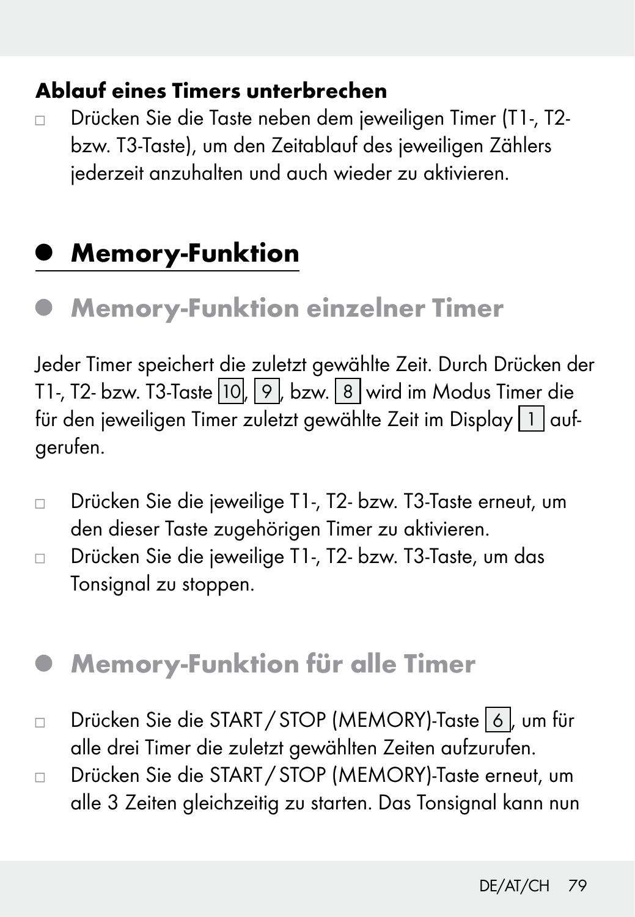### Ablauf eines Timers unterbrechen

- Drücken Sie die Taste neben dem jeweiligen Timer (T1-, T2- bzw. T3-Taste), um den Zeitablauf des jeweiligen Zählers jederzeit anzuhalten und auch wieder zu aktivieren.

## Memory-Funktion

## Memory-Funktion einzelner Timer

Jeder Timer speichert die zuletzt gewählte Zeit. Durch Drücken der T1-, T2- bzw. T3-Taste 10, 9, bzw. 8 wird im Modus Timer die für den jeweiligen Timer zuletzt gewählte Zeit im Display 1 aufgerufen.

- Drücken Sie die jeweilige T1-, T2- bzw. T3-Taste erneut, um den dieser Taste zugehörigen Timer zu aktivieren.
- Drücken Sie die jeweilige T1-, T2- bzw. T3-Taste, um das Tonsignal zu stoppen.

## Memory-Funktion für alle Timer

- Drücken Sie die START / STOP (MEMORY)-Taste 6, um für alle drei Timer die zuletzt gewählten Zeiten aufzurufen.
- Drücken Sie die START / STOP (MEMORY)-Taste erneut, um alle 3 Zeiten gleichzeitig zu starten. Das Tonsignal kann nun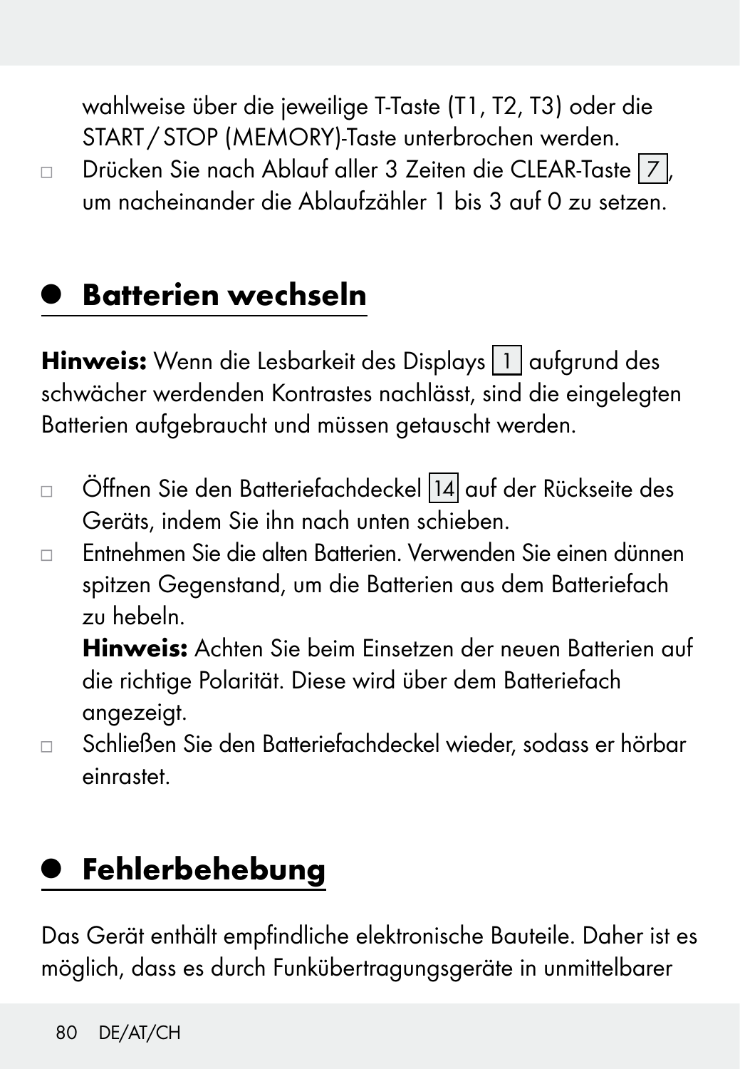wahlweise über die jeweilige T-Taste (T1, T2, T3) oder die START / STOP (MEMORY)-Taste unterbrochen werden.

- Drücken Sie nach Ablauf aller 3 Zeiten die CLEAR-Taste 7, um nacheinander die Ablaufzähler 1 bis 3 auf 0 zu setzen.

## Batterien wechseln

**Hinweis:** Wenn die Lesbarkeit des Displays 1 aufgrund des schwächer werdenden Kontrastes nachlässt, sind die eingelegten Batterien aufgebraucht und müssen getauscht werden.

- Öffnen Sie den Batteriefachdeckel 14 auf der Rückseite des Geräts, indem Sie ihn nach unten schieben.
- Entnehmen Sie die alten Batterien. Verwenden Sie einen dünnen spitzen Gegenstand, um die Batterien aus dem Batteriefach zu hebeln.

  **Hinweis:** Achten Sie beim Einsetzen der neuen Batterien auf die richtige Polarität. Diese wird über dem Batteriefach angezeigt.
- Schließen Sie den Batteriefachdeckel wieder, sodass er hörbar einrastet.

## Fehlerbehebung

Das Gerät enthält empfindliche elektronische Bauteile. Daher ist es möglich, dass es durch Funkübertragungsgeräte in unmittelbarer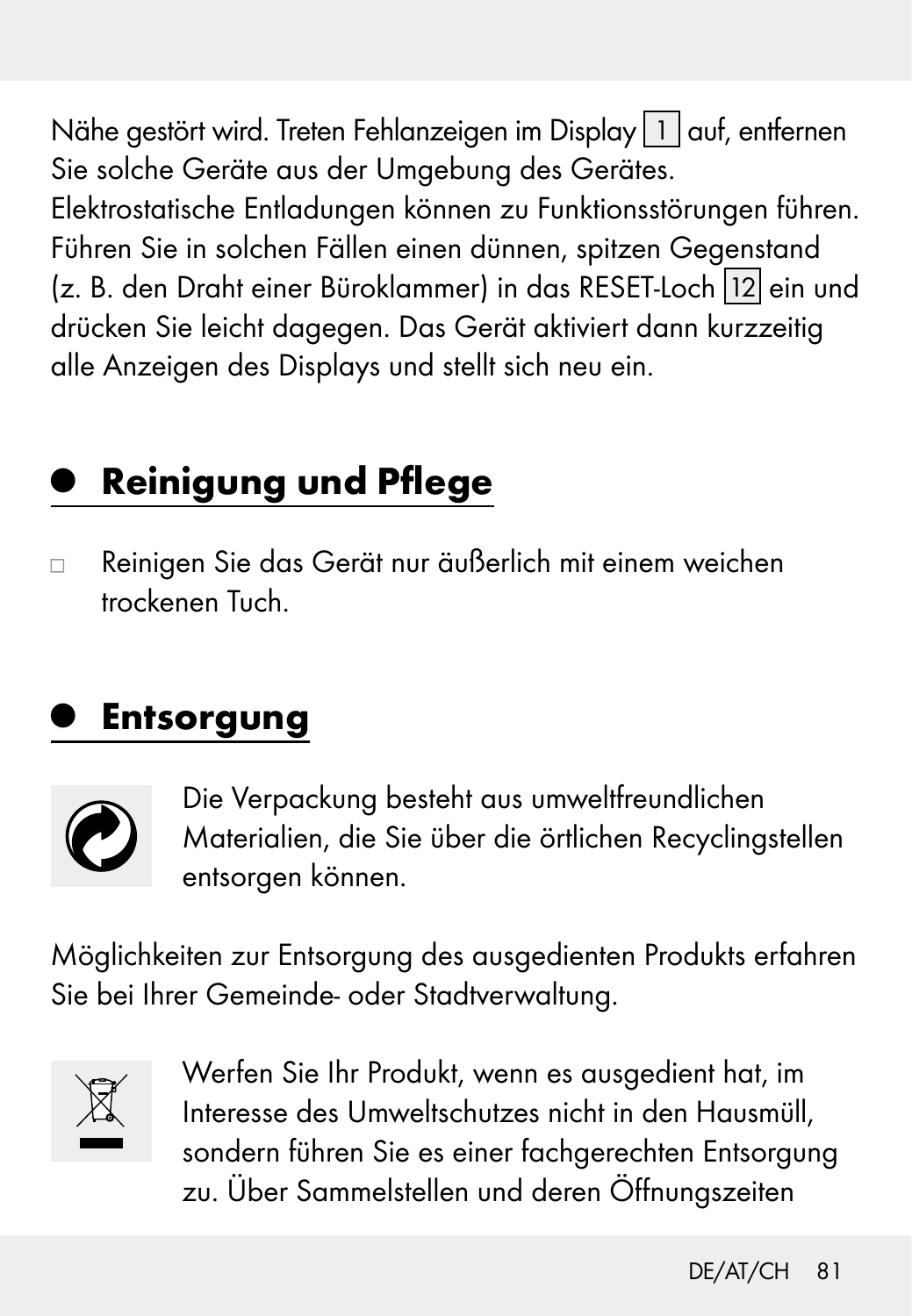Nähe gestört wird. Treten Fehlanzeigen im Display 1 auf, entfernen Sie solche Geräte aus der Umgebung des Gerätes.
Elektrostatische Entladungen können zu Funktionsstörungen führen. Führen Sie in solchen Fällen einen dünnen, spitzen Gegenstand (z. B. den Draht einer Büroklammer) in das RESET-Loch 12 ein und drücken Sie leicht dagegen. Das Gerät aktiviert dann kurzzeitig alle Anzeigen des Displays und stellt sich neu ein.

## Reinigung und Pflege

- Reinigen Sie das Gerät nur äußerlich mit einem weichen trockenen Tuch.

## Entsorgung

Die Verpackung besteht aus umweltfreundlichen Materialien, die Sie über die örtlichen Recyclingstellen entsorgen können.

Möglichkeiten zur Entsorgung des ausgedienten Produkts erfahren Sie bei Ihrer Gemeinde- oder Stadtverwaltung.

Werfen Sie Ihr Produkt, wenn es ausgedient hat, im Interesse des Umweltschutzes nicht in den Hausmüll, sondern führen Sie es einer fachgerechten Entsorgung zu. Über Sammelstellen und deren Öffnungszeiten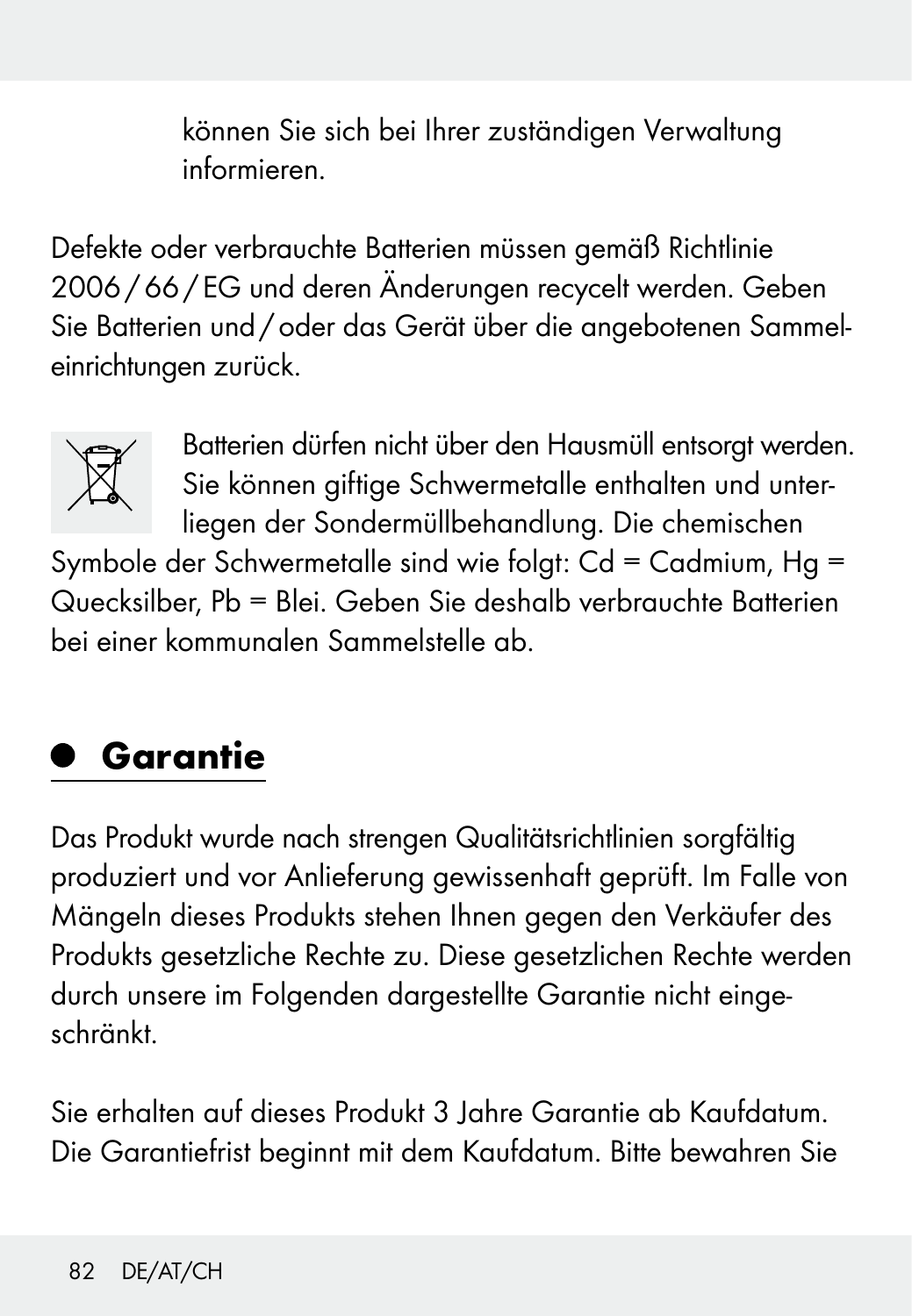können Sie sich bei Ihrer zuständigen Verwaltung informieren.

Defekte oder verbrauchte Batterien müssen gemäß Richtlinie 2006 / 66 / EG und deren Änderungen recycelt werden. Geben Sie Batterien und / oder das Gerät über die angebotenen Sammeleinrichtungen zurück.

Batterien dürfen nicht über den Hausmüll entsorgt werden. Sie können giftige Schwermetalle enthalten und unterliegen der Sondermüllbehandlung. Die chemischen Symbole der Schwermetalle sind wie folgt: Cd = Cadmium, Hg = Quecksilber, Pb = Blei. Geben Sie deshalb verbrauchte Batterien bei einer kommunalen Sammelstelle ab.

## Garantie

Das Produkt wurde nach strengen Qualitätsrichtlinien sorgfältig produziert und vor Anlieferung gewissenhaft geprüft. Im Falle von Mängeln dieses Produkts stehen Ihnen gegen den Verkäufer des Produkts gesetzliche Rechte zu. Diese gesetzlichen Rechte werden durch unsere im Folgenden dargestellte Garantie nicht eingeschränkt.

Sie erhalten auf dieses Produkt 3 Jahre Garantie ab Kaufdatum. Die Garantiefrist beginnt mit dem Kaufdatum. Bitte bewahren Sie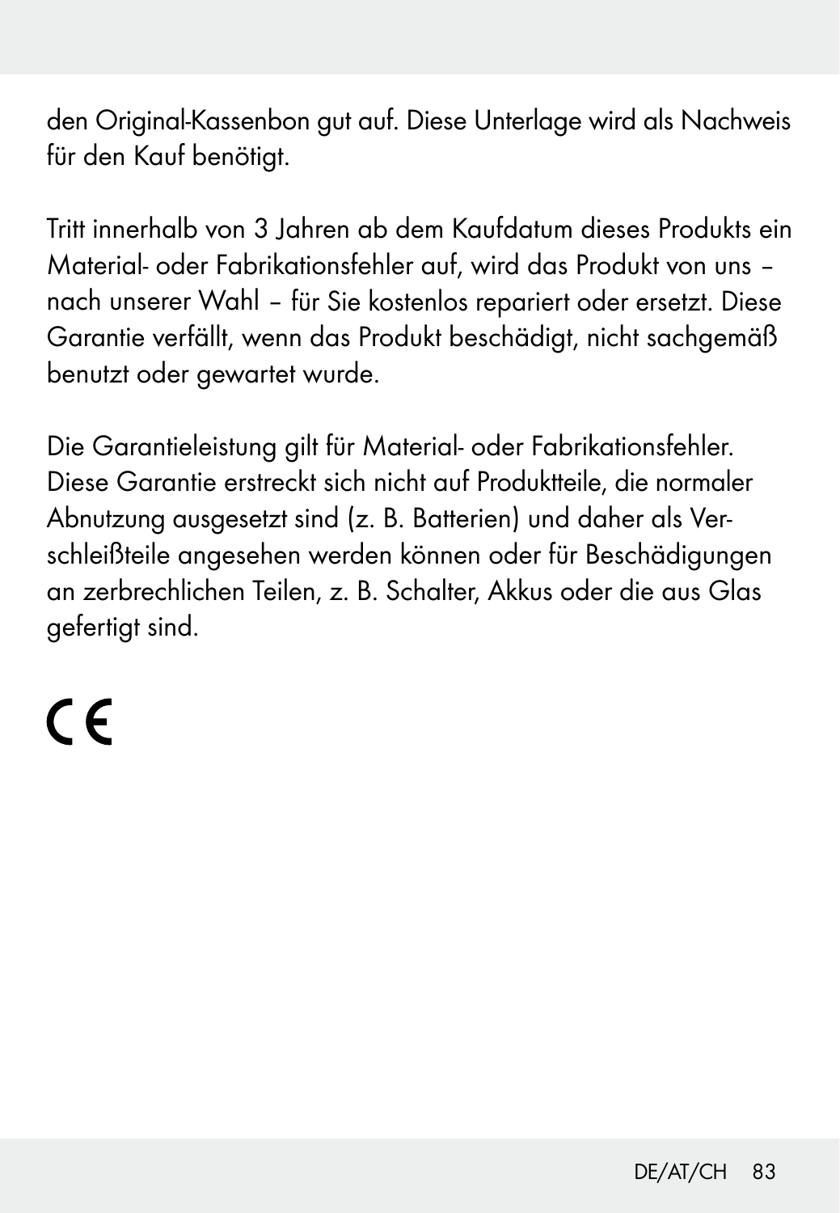den Original-Kassenbon gut auf. Diese Unterlage wird als Nachweis für den Kauf benötigt.

Tritt innerhalb von 3 Jahren ab dem Kaufdatum dieses Produkts ein Material- oder Fabrikationsfehler auf, wird das Produkt von uns – nach unserer Wahl – für Sie kostenlos repariert oder ersetzt. Diese Garantie verfällt, wenn das Produkt beschädigt, nicht sachgemäß benutzt oder gewartet wurde.

Die Garantieleistung gilt für Material- oder Fabrikationsfehler. Diese Garantie erstreckt sich nicht auf Produktteile, die normaler Abnutzung ausgesetzt sind (z. B. Batterien) und daher als Verschleißteile angesehen werden können oder für Beschädigungen an zerbrechlichen Teilen, z. B. Schalter, Akkus oder die aus Glas gefertigt sind.

CE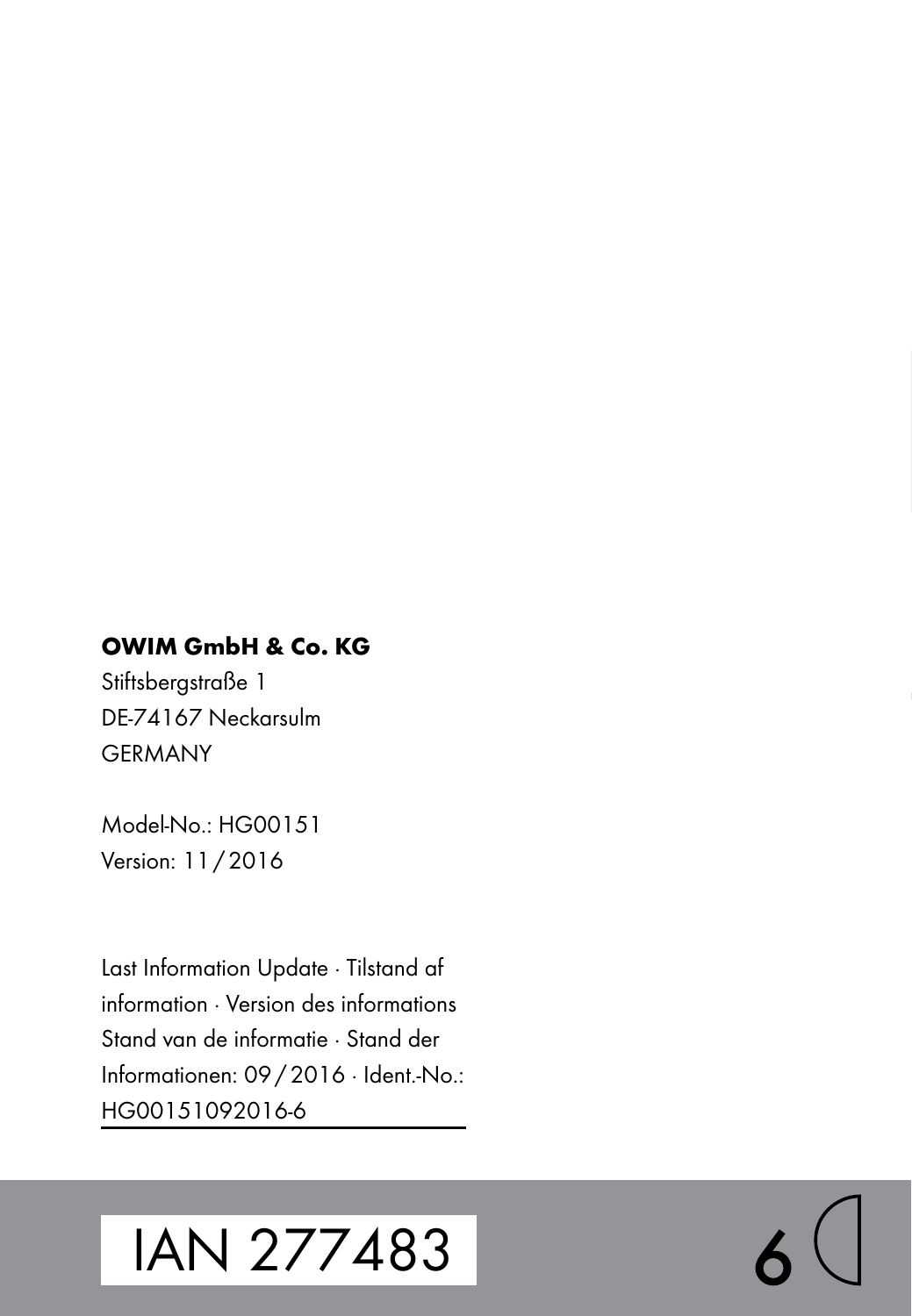**OWIM GmbH & Co. KG**
Stiftsbergstraße 1
DE-74167 Neckarsulm
GERMANY

Model-No.: HG00151
Version: 11 / 2016

Last Information Update · Tilstand af information · Version des informations Stand van de informatie · Stand der Informationen: 09 / 2016 · Ident.-No.: HG00151092016-6

IAN 277483

6